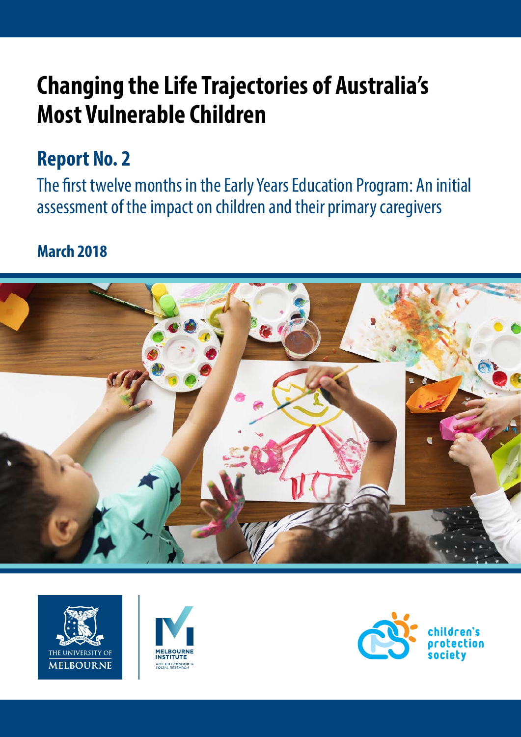# Changing the Life Trajectories of Australia's Most Vulnerable Children

## Report No. 2

The first twelve months in the Early Years Education Program: An initial assessment of the impact on children and their primary caregivers

**March 2018**

THE UNIVERSITY OF MELBOURNE

MELBOURNE INSTITUTE
APPLIED ECONOMIC & SOCIAL RESEARCH

children's protection society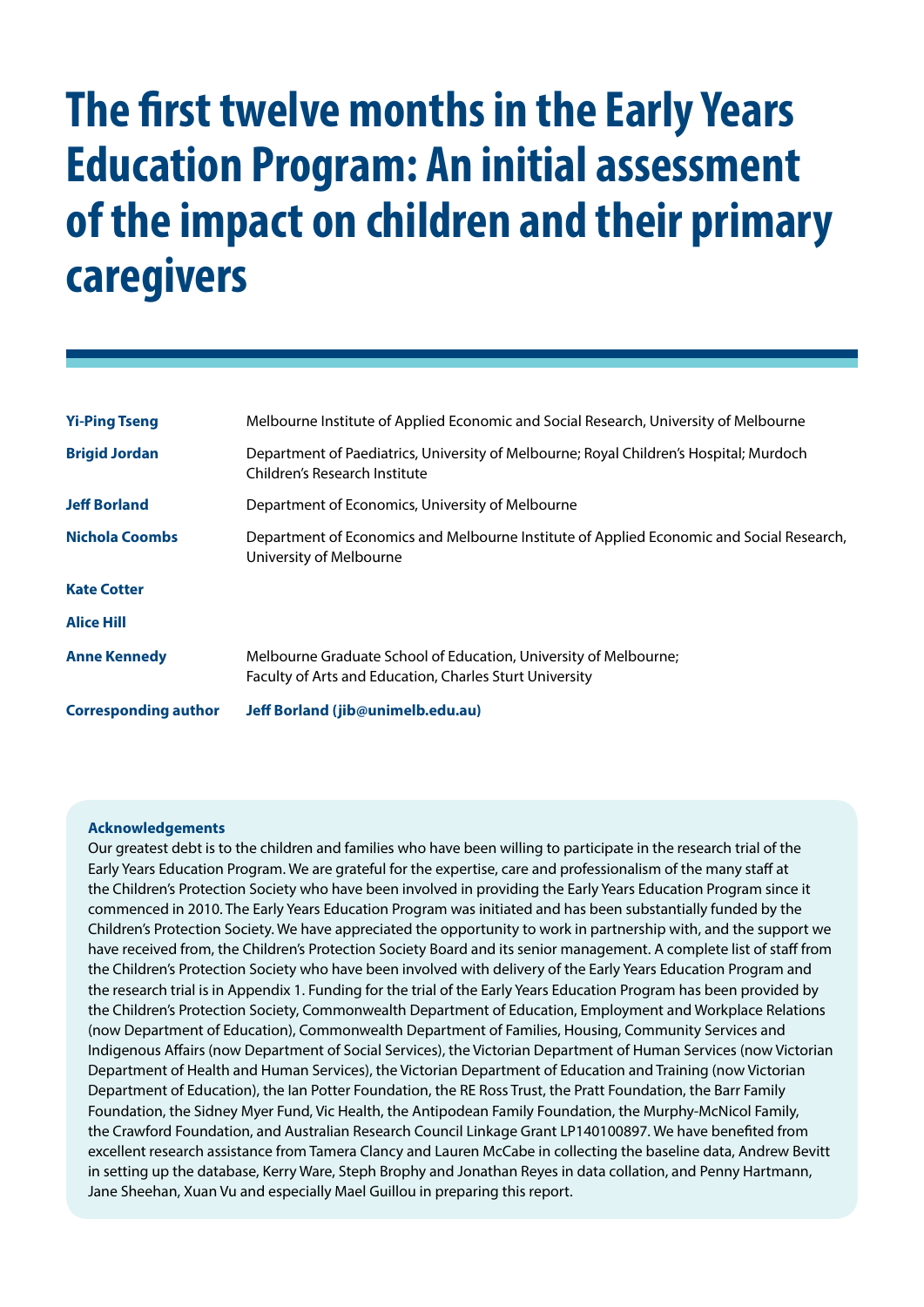# The first twelve months in the Early Years Education Program: An initial assessment of the impact on children and their primary caregivers

| | |
|---|---|
| **Yi-Ping Tseng** | Melbourne Institute of Applied Economic and Social Research, University of Melbourne |
| **Brigid Jordan** | Department of Paediatrics, University of Melbourne; Royal Children's Hospital; Murdoch Children's Research Institute |
| **Jeff Borland** | Department of Economics, University of Melbourne |
| **Nichola Coombs** | Department of Economics and Melbourne Institute of Applied Economic and Social Research, University of Melbourne |
| **Kate Cotter** | |
| **Alice Hill** | |
| **Anne Kennedy** | Melbourne Graduate School of Education, University of Melbourne; Faculty of Arts and Education, Charles Sturt University |
| **Corresponding author** | **Jeff Borland (jib@unimelb.edu.au)** |

**Acknowledgements**

Our greatest debt is to the children and families who have been willing to participate in the research trial of the Early Years Education Program. We are grateful for the expertise, care and professionalism of the many staff at the Children's Protection Society who have been involved in providing the Early Years Education Program since it commenced in 2010. The Early Years Education Program was initiated and has been substantially funded by the Children's Protection Society. We have appreciated the opportunity to work in partnership with, and the support we have received from, the Children's Protection Society Board and its senior management. A complete list of staff from the Children's Protection Society who have been involved with delivery of the Early Years Education Program and the research trial is in Appendix 1. Funding for the trial of the Early Years Education Program has been provided by the Children's Protection Society, Commonwealth Department of Education, Employment and Workplace Relations (now Department of Education), Commonwealth Department of Families, Housing, Community Services and Indigenous Affairs (now Department of Social Services), the Victorian Department of Human Services (now Victorian Department of Health and Human Services), the Victorian Department of Education and Training (now Victorian Department of Education), the Ian Potter Foundation, the RE Ross Trust, the Pratt Foundation, the Barr Family Foundation, the Sidney Myer Fund, Vic Health, the Antipodean Family Foundation, the Murphy-McNicol Family, the Crawford Foundation, and Australian Research Council Linkage Grant LP140100897. We have benefited from excellent research assistance from Tamera Clancy and Lauren McCabe in collecting the baseline data, Andrew Bevitt in setting up the database, Kerry Ware, Steph Brophy and Jonathan Reyes in data collation, and Penny Hartmann, Jane Sheehan, Xuan Vu and especially Mael Guillou in preparing this report.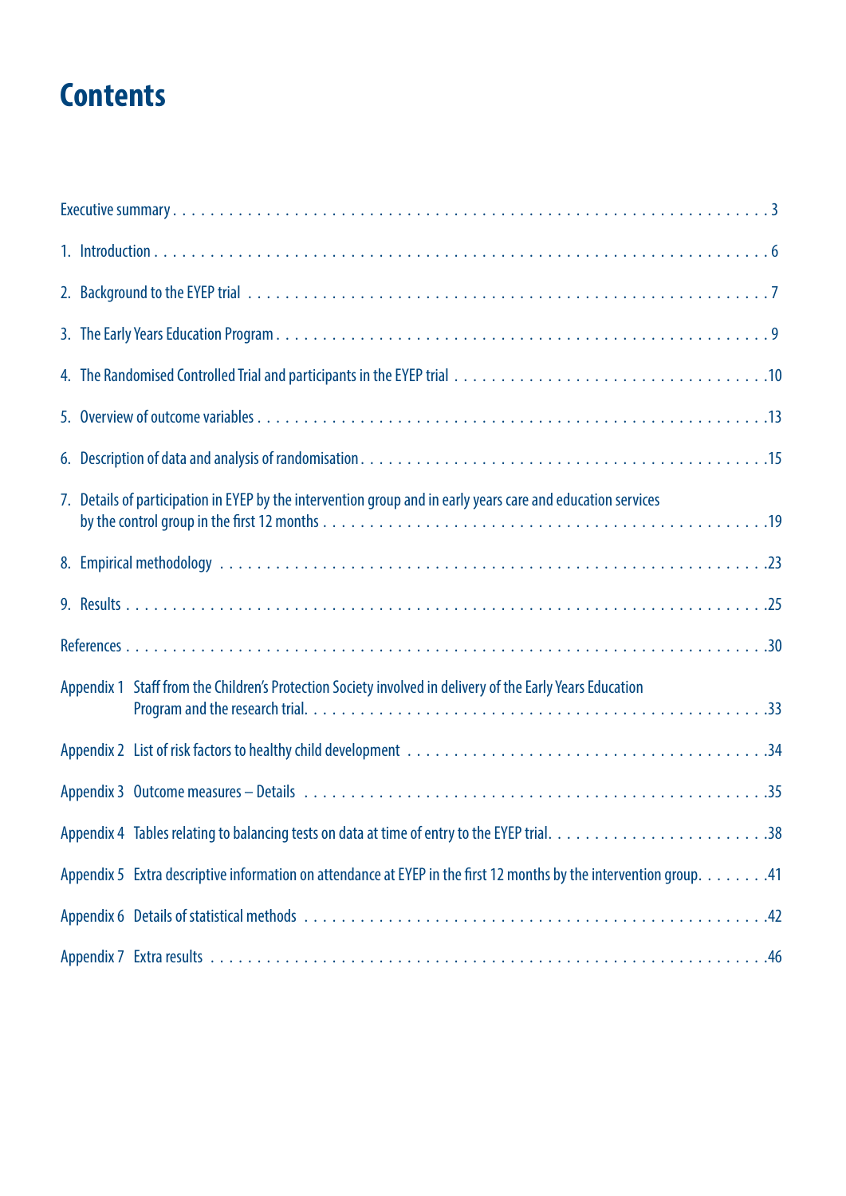# Contents

Executive summary . . . . . . . . . . . . . . . . . . . . . . . . . . . . . . . . . . . . . . . . . . . . . . . . . . . . . . . . . . . . 3

1. Introduction . . . . . . . . . . . . . . . . . . . . . . . . . . . . . . . . . . . . . . . . . . . . . . . . . . . . . . . . . . . . . . 6

2. Background to the EYEP trial . . . . . . . . . . . . . . . . . . . . . . . . . . . . . . . . . . . . . . . . . . . . . . . . . . . 7

3. The Early Years Education Program . . . . . . . . . . . . . . . . . . . . . . . . . . . . . . . . . . . . . . . . . . . . . . . 9

4. The Randomised Controlled Trial and participants in the EYEP trial . . . . . . . . . . . . . . . . . . . . . . . . . . . 10

5. Overview of outcome variables . . . . . . . . . . . . . . . . . . . . . . . . . . . . . . . . . . . . . . . . . . . . . . . . . 13

6. Description of data and analysis of randomisation . . . . . . . . . . . . . . . . . . . . . . . . . . . . . . . . . . . . . 15

7. Details of participation in EYEP by the intervention group and in early years care and education services by the control group in the first 12 months . . . . . . . . . . . . . . . . . . . . . . . . . . . . . . . . . . . . . . 19

8. Empirical methodology . . . . . . . . . . . . . . . . . . . . . . . . . . . . . . . . . . . . . . . . . . . . . . . . . . . . . 23

9. Results . . . . . . . . . . . . . . . . . . . . . . . . . . . . . . . . . . . . . . . . . . . . . . . . . . . . . . . . . . . . . . . 25

References . . . . . . . . . . . . . . . . . . . . . . . . . . . . . . . . . . . . . . . . . . . . . . . . . . . . . . . . . . . . . 30

Appendix 1 Staff from the Children's Protection Society involved in delivery of the Early Years Education Program and the research trial. . . . . . . . . . . . . . . . . . . . . . . . . . . . . . . . . . . . . . . . . . . . 33

Appendix 2 List of risk factors to healthy child development . . . . . . . . . . . . . . . . . . . . . . . . . . . . . . . . 34

Appendix 3 Outcome measures – Details . . . . . . . . . . . . . . . . . . . . . . . . . . . . . . . . . . . . . . . . . . . . 35

Appendix 4 Tables relating to balancing tests on data at time of entry to the EYEP trial. . . . . . . . . . . . . . . . 38

Appendix 5 Extra descriptive information on attendance at EYEP in the first 12 months by the intervention group. . . . . . . 41

Appendix 6 Details of statistical methods . . . . . . . . . . . . . . . . . . . . . . . . . . . . . . . . . . . . . . . . . . . 42

Appendix 7 Extra results . . . . . . . . . . . . . . . . . . . . . . . . . . . . . . . . . . . . . . . . . . . . . . . . . . . . . 46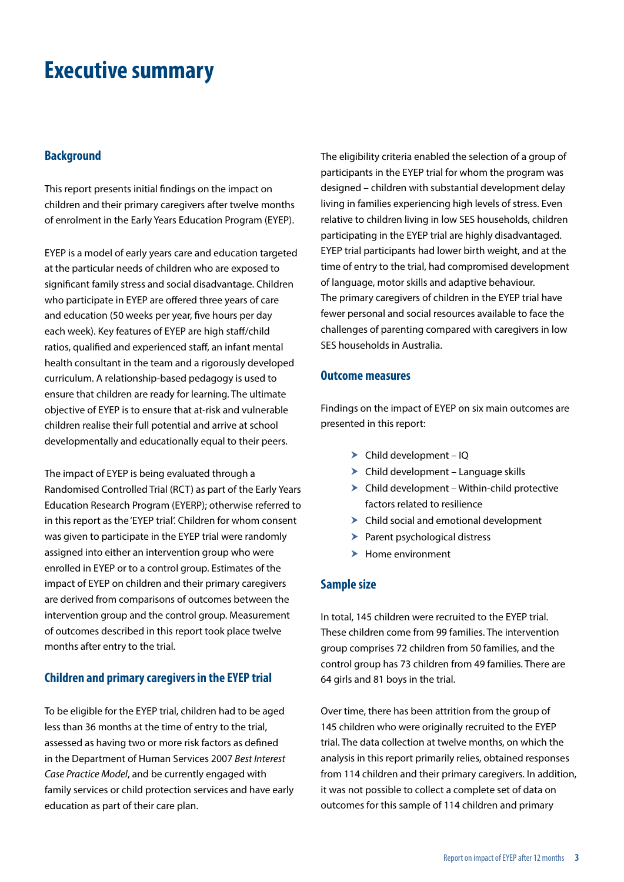# Executive summary

## Background

This report presents initial findings on the impact on children and their primary caregivers after twelve months of enrolment in the Early Years Education Program (EYEP).

EYEP is a model of early years care and education targeted at the particular needs of children who are exposed to significant family stress and social disadvantage. Children who participate in EYEP are offered three years of care and education (50 weeks per year, five hours per day each week). Key features of EYEP are high staff/child ratios, qualified and experienced staff, an infant mental health consultant in the team and a rigorously developed curriculum. A relationship-based pedagogy is used to ensure that children are ready for learning. The ultimate objective of EYEP is to ensure that at-risk and vulnerable children realise their full potential and arrive at school developmentally and educationally equal to their peers.

The impact of EYEP is being evaluated through a Randomised Controlled Trial (RCT) as part of the Early Years Education Research Program (EYERP); otherwise referred to in this report as the 'EYEP trial'. Children for whom consent was given to participate in the EYEP trial were randomly assigned into either an intervention group who were enrolled in EYEP or to a control group. Estimates of the impact of EYEP on children and their primary caregivers are derived from comparisons of outcomes between the intervention group and the control group. Measurement of outcomes described in this report took place twelve months after entry to the trial.

## Children and primary caregivers in the EYEP trial

To be eligible for the EYEP trial, children had to be aged less than 36 months at the time of entry to the trial, assessed as having two or more risk factors as defined in the Department of Human Services 2007 *Best Interest Case Practice Model*, and be currently engaged with family services or child protection services and have early education as part of their care plan.

The eligibility criteria enabled the selection of a group of participants in the EYEP trial for whom the program was designed – children with substantial development delay living in families experiencing high levels of stress. Even relative to children living in low SES households, children participating in the EYEP trial are highly disadvantaged. EYEP trial participants had lower birth weight, and at the time of entry to the trial, had compromised development of language, motor skills and adaptive behaviour. The primary caregivers of children in the EYEP trial have fewer personal and social resources available to face the challenges of parenting compared with caregivers in low SES households in Australia.

## Outcome measures

Findings on the impact of EYEP on six main outcomes are presented in this report:

- Child development – IQ
- Child development – Language skills
- Child development – Within-child protective factors related to resilience
- Child social and emotional development
- Parent psychological distress
- Home environment

## Sample size

In total, 145 children were recruited to the EYEP trial. These children come from 99 families. The intervention group comprises 72 children from 50 families, and the control group has 73 children from 49 families. There are 64 girls and 81 boys in the trial.

Over time, there has been attrition from the group of 145 children who were originally recruited to the EYEP trial. The data collection at twelve months, on which the analysis in this report primarily relies, obtained responses from 114 children and their primary caregivers. In addition, it was not possible to collect a complete set of data on outcomes for this sample of 114 children and primary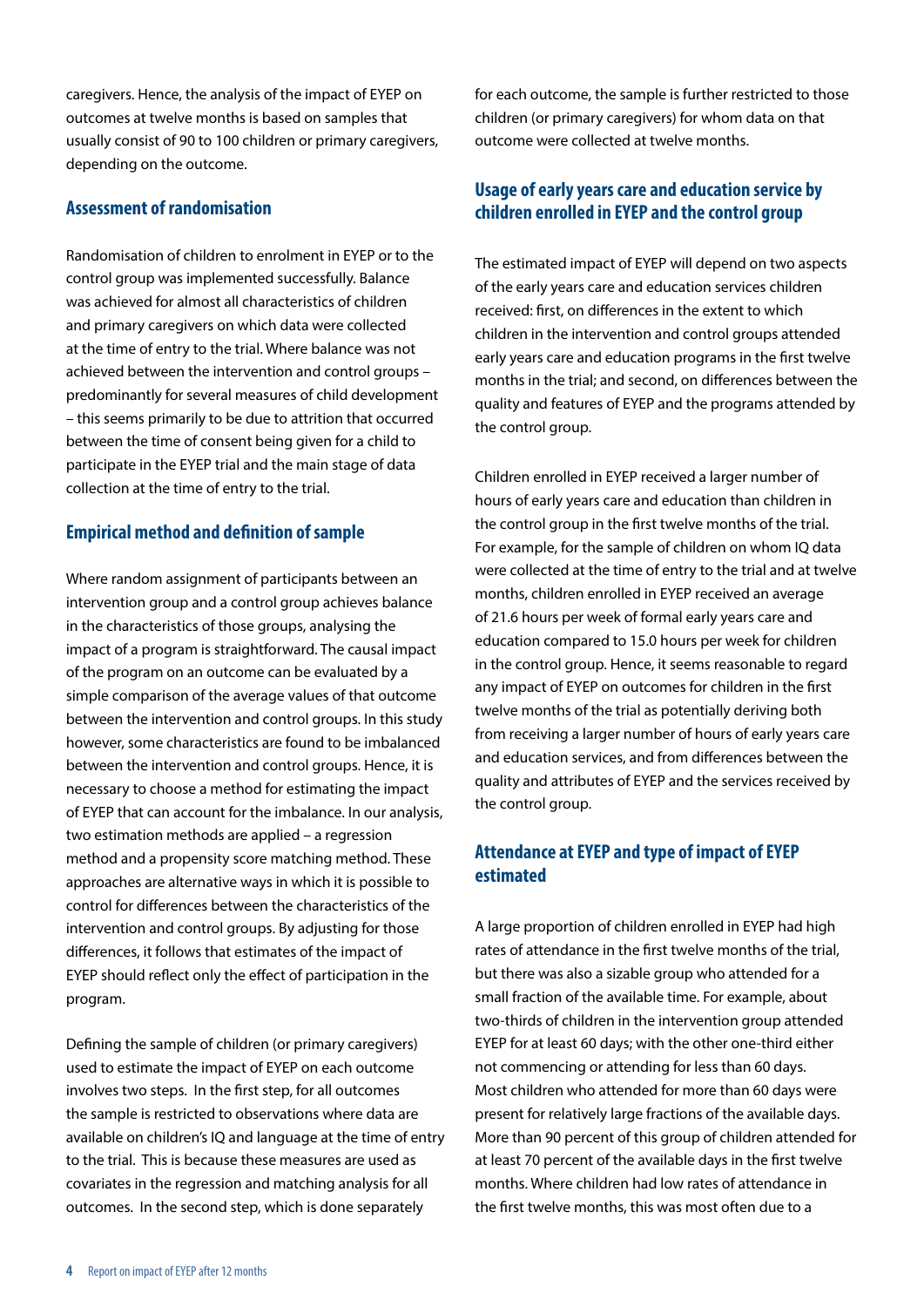caregivers. Hence, the analysis of the impact of EYEP on outcomes at twelve months is based on samples that usually consist of 90 to 100 children or primary caregivers, depending on the outcome.

### Assessment of randomisation

Randomisation of children to enrolment in EYEP or to the control group was implemented successfully. Balance was achieved for almost all characteristics of children and primary caregivers on which data were collected at the time of entry to the trial. Where balance was not achieved between the intervention and control groups – predominantly for several measures of child development – this seems primarily to be due to attrition that occurred between the time of consent being given for a child to participate in the EYEP trial and the main stage of data collection at the time of entry to the trial.

### Empirical method and definition of sample

Where random assignment of participants between an intervention group and a control group achieves balance in the characteristics of those groups, analysing the impact of a program is straightforward. The causal impact of the program on an outcome can be evaluated by a simple comparison of the average values of that outcome between the intervention and control groups. In this study however, some characteristics are found to be imbalanced between the intervention and control groups. Hence, it is necessary to choose a method for estimating the impact of EYEP that can account for the imbalance. In our analysis, two estimation methods are applied – a regression method and a propensity score matching method. These approaches are alternative ways in which it is possible to control for differences between the characteristics of the intervention and control groups. By adjusting for those differences, it follows that estimates of the impact of EYEP should reflect only the effect of participation in the program.

Defining the sample of children (or primary caregivers) used to estimate the impact of EYEP on each outcome involves two steps. In the first step, for all outcomes the sample is restricted to observations where data are available on children's IQ and language at the time of entry to the trial. This is because these measures are used as covariates in the regression and matching analysis for all outcomes. In the second step, which is done separately for each outcome, the sample is further restricted to those children (or primary caregivers) for whom data on that outcome were collected at twelve months.

### Usage of early years care and education service by children enrolled in EYEP and the control group

The estimated impact of EYEP will depend on two aspects of the early years care and education services children received: first, on differences in the extent to which children in the intervention and control groups attended early years care and education programs in the first twelve months in the trial; and second, on differences between the quality and features of EYEP and the programs attended by the control group.

Children enrolled in EYEP received a larger number of hours of early years care and education than children in the control group in the first twelve months of the trial. For example, for the sample of children on whom IQ data were collected at the time of entry to the trial and at twelve months, children enrolled in EYEP received an average of 21.6 hours per week of formal early years care and education compared to 15.0 hours per week for children in the control group. Hence, it seems reasonable to regard any impact of EYEP on outcomes for children in the first twelve months of the trial as potentially deriving both from receiving a larger number of hours of early years care and education services, and from differences between the quality and attributes of EYEP and the services received by the control group.

### Attendance at EYEP and type of impact of EYEP estimated

A large proportion of children enrolled in EYEP had high rates of attendance in the first twelve months of the trial, but there was also a sizable group who attended for a small fraction of the available time. For example, about two-thirds of children in the intervention group attended EYEP for at least 60 days; with the other one-third either not commencing or attending for less than 60 days. Most children who attended for more than 60 days were present for relatively large fractions of the available days. More than 90 percent of this group of children attended for at least 70 percent of the available days in the first twelve months. Where children had low rates of attendance in the first twelve months, this was most often due to a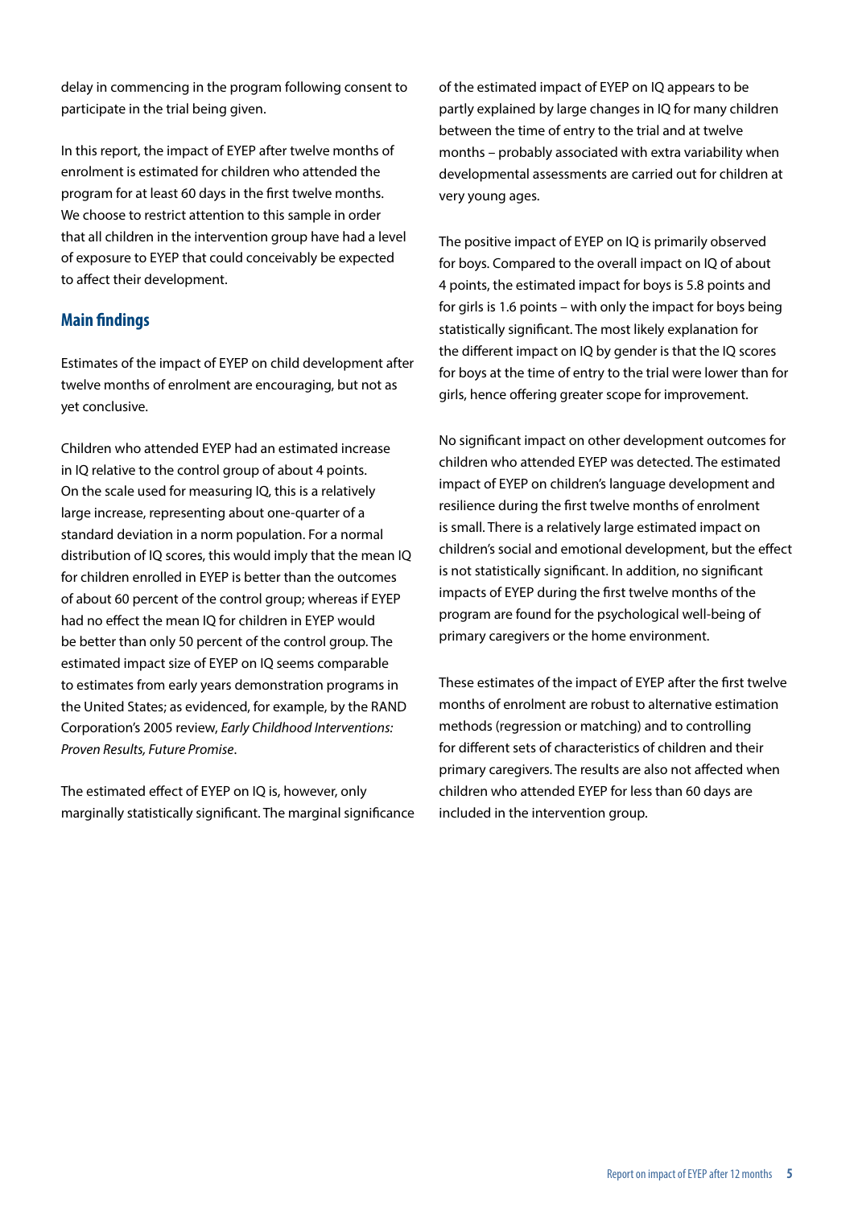delay in commencing in the program following consent to participate in the trial being given.

In this report, the impact of EYEP after twelve months of enrolment is estimated for children who attended the program for at least 60 days in the first twelve months. We choose to restrict attention to this sample in order that all children in the intervention group have had a level of exposure to EYEP that could conceivably be expected to affect their development.

## Main findings

Estimates of the impact of EYEP on child development after twelve months of enrolment are encouraging, but not as yet conclusive.

Children who attended EYEP had an estimated increase in IQ relative to the control group of about 4 points. On the scale used for measuring IQ, this is a relatively large increase, representing about one-quarter of a standard deviation in a norm population. For a normal distribution of IQ scores, this would imply that the mean IQ for children enrolled in EYEP is better than the outcomes of about 60 percent of the control group; whereas if EYEP had no effect the mean IQ for children in EYEP would be better than only 50 percent of the control group. The estimated impact size of EYEP on IQ seems comparable to estimates from early years demonstration programs in the United States; as evidenced, for example, by the RAND Corporation's 2005 review, *Early Childhood Interventions: Proven Results, Future Promise*.

The estimated effect of EYEP on IQ is, however, only marginally statistically significant. The marginal significance of the estimated impact of EYEP on IQ appears to be partly explained by large changes in IQ for many children between the time of entry to the trial and at twelve months – probably associated with extra variability when developmental assessments are carried out for children at very young ages.

The positive impact of EYEP on IQ is primarily observed for boys. Compared to the overall impact on IQ of about 4 points, the estimated impact for boys is 5.8 points and for girls is 1.6 points – with only the impact for boys being statistically significant. The most likely explanation for the different impact on IQ by gender is that the IQ scores for boys at the time of entry to the trial were lower than for girls, hence offering greater scope for improvement.

No significant impact on other development outcomes for children who attended EYEP was detected. The estimated impact of EYEP on children's language development and resilience during the first twelve months of enrolment is small. There is a relatively large estimated impact on children's social and emotional development, but the effect is not statistically significant. In addition, no significant impacts of EYEP during the first twelve months of the program are found for the psychological well-being of primary caregivers or the home environment.

These estimates of the impact of EYEP after the first twelve months of enrolment are robust to alternative estimation methods (regression or matching) and to controlling for different sets of characteristics of children and their primary caregivers. The results are also not affected when children who attended EYEP for less than 60 days are included in the intervention group.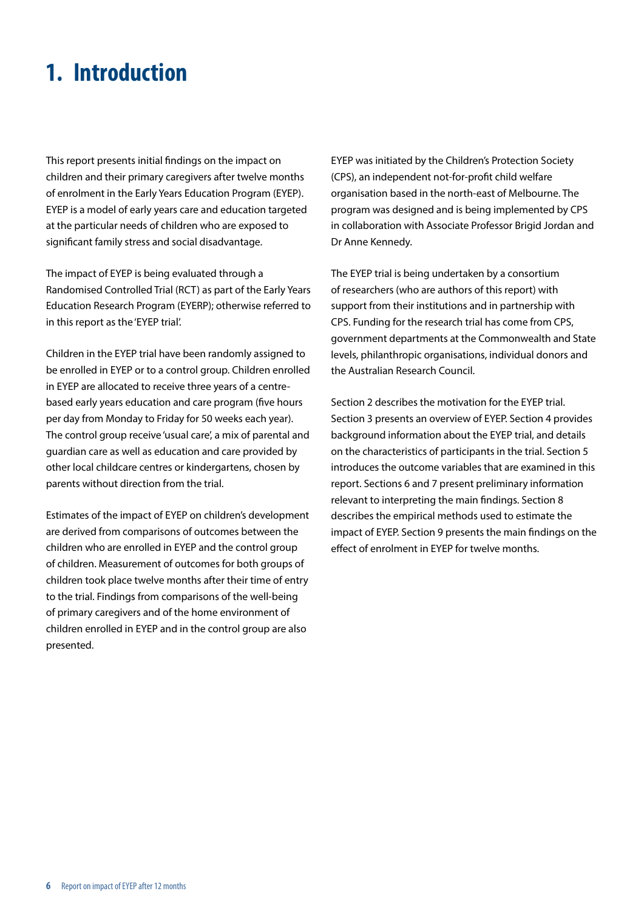# 1. Introduction

This report presents initial findings on the impact on children and their primary caregivers after twelve months of enrolment in the Early Years Education Program (EYEP). EYEP is a model of early years care and education targeted at the particular needs of children who are exposed to significant family stress and social disadvantage.

The impact of EYEP is being evaluated through a Randomised Controlled Trial (RCT) as part of the Early Years Education Research Program (EYERP); otherwise referred to in this report as the 'EYEP trial'.

Children in the EYEP trial have been randomly assigned to be enrolled in EYEP or to a control group. Children enrolled in EYEP are allocated to receive three years of a centre-based early years education and care program (five hours per day from Monday to Friday for 50 weeks each year). The control group receive 'usual care', a mix of parental and guardian care as well as education and care provided by other local childcare centres or kindergartens, chosen by parents without direction from the trial.

Estimates of the impact of EYEP on children's development are derived from comparisons of outcomes between the children who are enrolled in EYEP and the control group of children. Measurement of outcomes for both groups of children took place twelve months after their time of entry to the trial. Findings from comparisons of the well-being of primary caregivers and of the home environment of children enrolled in EYEP and in the control group are also presented.

EYEP was initiated by the Children's Protection Society (CPS), an independent not-for-profit child welfare organisation based in the north-east of Melbourne. The program was designed and is being implemented by CPS in collaboration with Associate Professor Brigid Jordan and Dr Anne Kennedy.

The EYEP trial is being undertaken by a consortium of researchers (who are authors of this report) with support from their institutions and in partnership with CPS. Funding for the research trial has come from CPS, government departments at the Commonwealth and State levels, philanthropic organisations, individual donors and the Australian Research Council.

Section 2 describes the motivation for the EYEP trial. Section 3 presents an overview of EYEP. Section 4 provides background information about the EYEP trial, and details on the characteristics of participants in the trial. Section 5 introduces the outcome variables that are examined in this report. Sections 6 and 7 present preliminary information relevant to interpreting the main findings. Section 8 describes the empirical methods used to estimate the impact of EYEP. Section 9 presents the main findings on the effect of enrolment in EYEP for twelve months.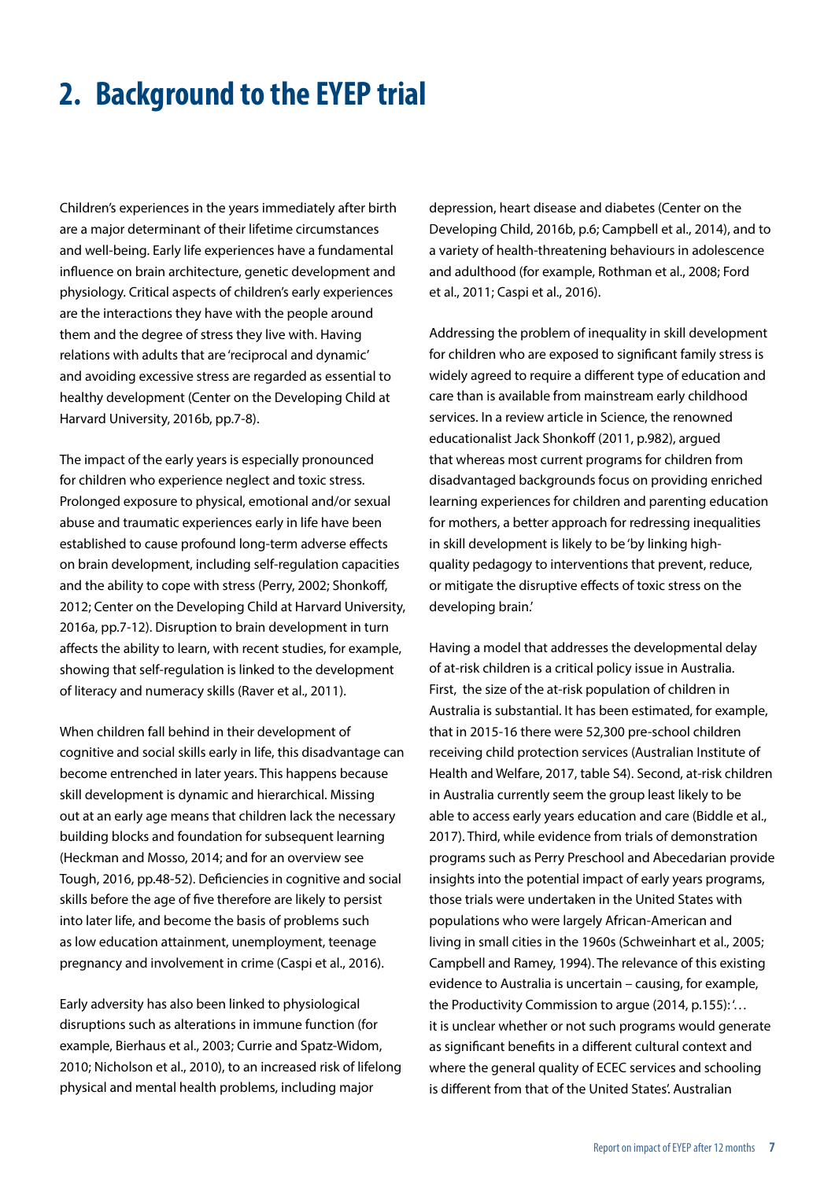# 2. Background to the EYEP trial

Children's experiences in the years immediately after birth are a major determinant of their lifetime circumstances and well-being. Early life experiences have a fundamental influence on brain architecture, genetic development and physiology. Critical aspects of children's early experiences are the interactions they have with the people around them and the degree of stress they live with. Having relations with adults that are 'reciprocal and dynamic' and avoiding excessive stress are regarded as essential to healthy development (Center on the Developing Child at Harvard University, 2016b, pp.7-8).

The impact of the early years is especially pronounced for children who experience neglect and toxic stress. Prolonged exposure to physical, emotional and/or sexual abuse and traumatic experiences early in life have been established to cause profound long-term adverse effects on brain development, including self-regulation capacities and the ability to cope with stress (Perry, 2002; Shonkoff, 2012; Center on the Developing Child at Harvard University, 2016a, pp.7-12). Disruption to brain development in turn affects the ability to learn, with recent studies, for example, showing that self-regulation is linked to the development of literacy and numeracy skills (Raver et al., 2011).

When children fall behind in their development of cognitive and social skills early in life, this disadvantage can become entrenched in later years. This happens because skill development is dynamic and hierarchical. Missing out at an early age means that children lack the necessary building blocks and foundation for subsequent learning (Heckman and Mosso, 2014; and for an overview see Tough, 2016, pp.48-52). Deficiencies in cognitive and social skills before the age of five therefore are likely to persist into later life, and become the basis of problems such as low education attainment, unemployment, teenage pregnancy and involvement in crime (Caspi et al., 2016).

Early adversity has also been linked to physiological disruptions such as alterations in immune function (for example, Bierhaus et al., 2003; Currie and Spatz-Widom, 2010; Nicholson et al., 2010), to an increased risk of lifelong physical and mental health problems, including major depression, heart disease and diabetes (Center on the Developing Child, 2016b, p.6; Campbell et al., 2014), and to a variety of health-threatening behaviours in adolescence and adulthood (for example, Rothman et al., 2008; Ford et al., 2011; Caspi et al., 2016).

Addressing the problem of inequality in skill development for children who are exposed to significant family stress is widely agreed to require a different type of education and care than is available from mainstream early childhood services. In a review article in Science, the renowned educationalist Jack Shonkoff (2011, p.982), argued that whereas most current programs for children from disadvantaged backgrounds focus on providing enriched learning experiences for children and parenting education for mothers, a better approach for redressing inequalities in skill development is likely to be 'by linking high-quality pedagogy to interventions that prevent, reduce, or mitigate the disruptive effects of toxic stress on the developing brain.'

Having a model that addresses the developmental delay of at-risk children is a critical policy issue in Australia. First, the size of the at-risk population of children in Australia is substantial. It has been estimated, for example, that in 2015-16 there were 52,300 pre-school children receiving child protection services (Australian Institute of Health and Welfare, 2017, table S4). Second, at-risk children in Australia currently seem the group least likely to be able to access early years education and care (Biddle et al., 2017). Third, while evidence from trials of demonstration programs such as Perry Preschool and Abecedarian provide insights into the potential impact of early years programs, those trials were undertaken in the United States with populations who were largely African-American and living in small cities in the 1960s (Schweinhart et al., 2005; Campbell and Ramey, 1994). The relevance of this existing evidence to Australia is uncertain – causing, for example, the Productivity Commission to argue (2014, p.155): '… it is unclear whether or not such programs would generate as significant benefits in a different cultural context and where the general quality of ECEC services and schooling is different from that of the United States'. Australian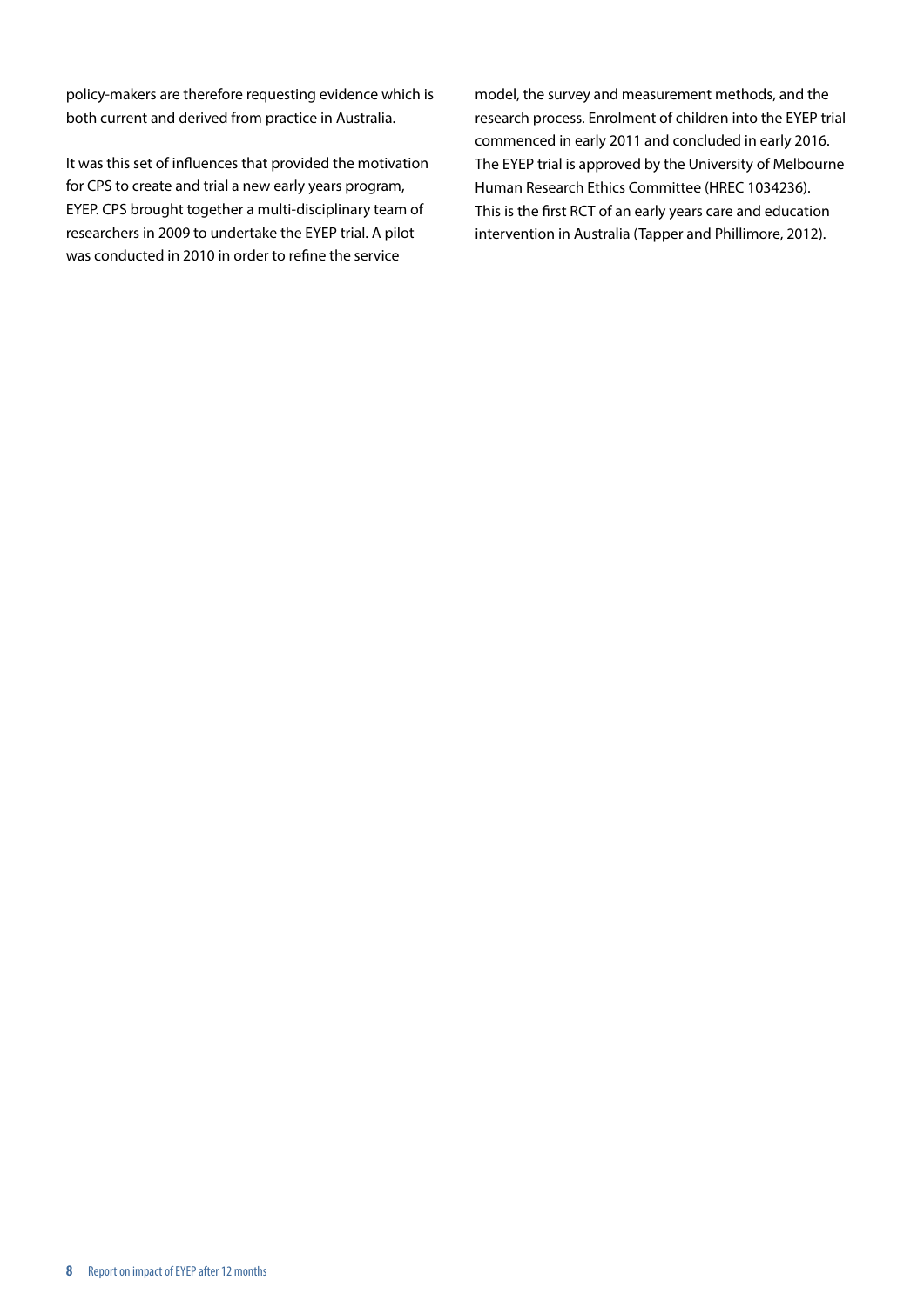policy-makers are therefore requesting evidence which is both current and derived from practice in Australia.

It was this set of influences that provided the motivation for CPS to create and trial a new early years program, EYEP. CPS brought together a multi-disciplinary team of researchers in 2009 to undertake the EYEP trial. A pilot was conducted in 2010 in order to refine the service model, the survey and measurement methods, and the research process. Enrolment of children into the EYEP trial commenced in early 2011 and concluded in early 2016. The EYEP trial is approved by the University of Melbourne Human Research Ethics Committee (HREC 1034236). This is the first RCT of an early years care and education intervention in Australia (Tapper and Phillimore, 2012).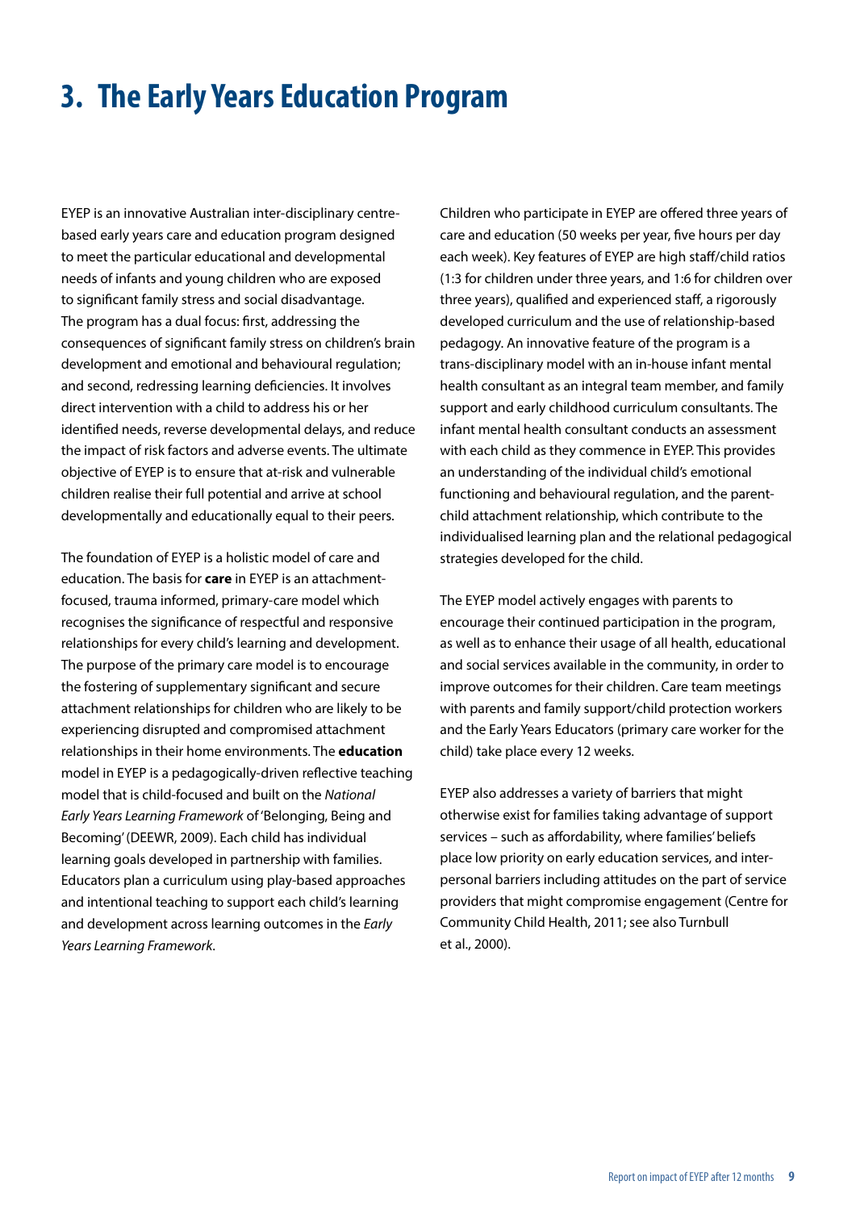# 3. The Early Years Education Program

EYEP is an innovative Australian inter-disciplinary centre-based early years care and education program designed to meet the particular educational and developmental needs of infants and young children who are exposed to significant family stress and social disadvantage. The program has a dual focus: first, addressing the consequences of significant family stress on children's brain development and emotional and behavioural regulation; and second, redressing learning deficiencies. It involves direct intervention with a child to address his or her identified needs, reverse developmental delays, and reduce the impact of risk factors and adverse events. The ultimate objective of EYEP is to ensure that at-risk and vulnerable children realise their full potential and arrive at school developmentally and educationally equal to their peers.

The foundation of EYEP is a holistic model of care and education. The basis for **care** in EYEP is an attachment-focused, trauma informed, primary-care model which recognises the significance of respectful and responsive relationships for every child's learning and development. The purpose of the primary care model is to encourage the fostering of supplementary significant and secure attachment relationships for children who are likely to be experiencing disrupted and compromised attachment relationships in their home environments. The **education** model in EYEP is a pedagogically-driven reflective teaching model that is child-focused and built on the *National Early Years Learning Framework* of 'Belonging, Being and Becoming' (DEEWR, 2009). Each child has individual learning goals developed in partnership with families. Educators plan a curriculum using play-based approaches and intentional teaching to support each child's learning and development across learning outcomes in the *Early Years Learning Framework*.

Children who participate in EYEP are offered three years of care and education (50 weeks per year, five hours per day each week). Key features of EYEP are high staff/child ratios (1:3 for children under three years, and 1:6 for children over three years), qualified and experienced staff, a rigorously developed curriculum and the use of relationship-based pedagogy. An innovative feature of the program is a trans-disciplinary model with an in-house infant mental health consultant as an integral team member, and family support and early childhood curriculum consultants. The infant mental health consultant conducts an assessment with each child as they commence in EYEP. This provides an understanding of the individual child's emotional functioning and behavioural regulation, and the parent-child attachment relationship, which contribute to the individualised learning plan and the relational pedagogical strategies developed for the child.

The EYEP model actively engages with parents to encourage their continued participation in the program, as well as to enhance their usage of all health, educational and social services available in the community, in order to improve outcomes for their children. Care team meetings with parents and family support/child protection workers and the Early Years Educators (primary care worker for the child) take place every 12 weeks.

EYEP also addresses a variety of barriers that might otherwise exist for families taking advantage of support services – such as affordability, where families' beliefs place low priority on early education services, and inter-personal barriers including attitudes on the part of service providers that might compromise engagement (Centre for Community Child Health, 2011; see also Turnbull et al., 2000).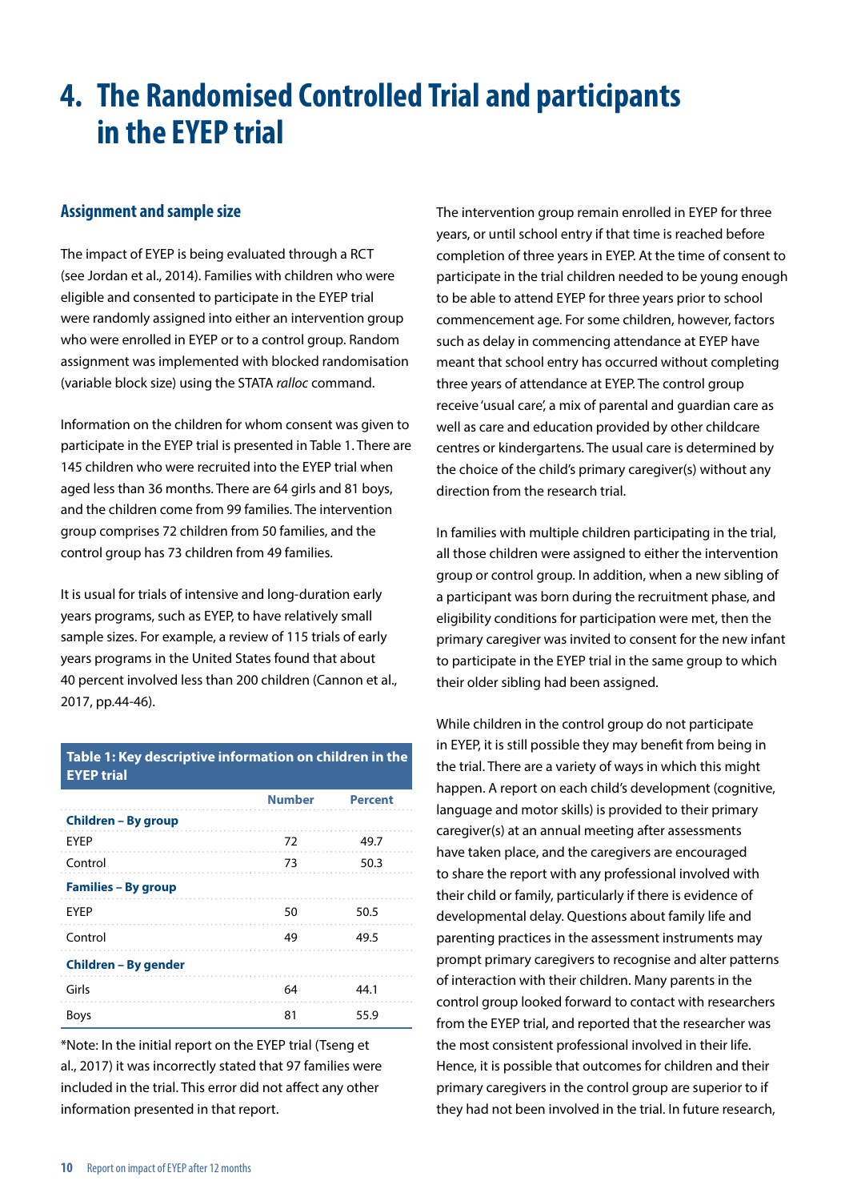# 4. The Randomised Controlled Trial and participants in the EYEP trial

## Assignment and sample size

The impact of EYEP is being evaluated through a RCT (see Jordan et al., 2014). Families with children who were eligible and consented to participate in the EYEP trial were randomly assigned into either an intervention group who were enrolled in EYEP or to a control group. Random assignment was implemented with blocked randomisation (variable block size) using the STATA *ralloc* command.

Information on the children for whom consent was given to participate in the EYEP trial is presented in Table 1. There are 145 children who were recruited into the EYEP trial when aged less than 36 months. There are 64 girls and 81 boys, and the children come from 99 families. The intervention group comprises 72 children from 50 families, and the control group has 73 children from 49 families.

It is usual for trials of intensive and long-duration early years programs, such as EYEP, to have relatively small sample sizes. For example, a review of 115 trials of early years programs in the United States found that about 40 percent involved less than 200 children (Cannon et al., 2017, pp.44-46).

**Table 1: Key descriptive information on children in the EYEP trial**

| | Number | Percent |
|---|---|---|
| **Children – By group** | | |
| EYEP | 72 | 49.7 |
| Control | 73 | 50.3 |
| **Families – By group** | | |
| EYEP | 50 | 50.5 |
| Control | 49 | 49.5 |
| **Children – By gender** | | |
| Girls | 64 | 44.1 |
| Boys | 81 | 55.9 |

*Note: In the initial report on the EYEP trial (Tseng et al., 2017) it was incorrectly stated that 97 families were included in the trial. This error did not affect any other information presented in that report.

The intervention group remain enrolled in EYEP for three years, or until school entry if that time is reached before completion of three years in EYEP. At the time of consent to participate in the trial children needed to be young enough to be able to attend EYEP for three years prior to school commencement age. For some children, however, factors such as delay in commencing attendance at EYEP have meant that school entry has occurred without completing three years of attendance at EYEP. The control group receive 'usual care', a mix of parental and guardian care as well as care and education provided by other childcare centres or kindergartens. The usual care is determined by the choice of the child's primary caregiver(s) without any direction from the research trial.

In families with multiple children participating in the trial, all those children were assigned to either the intervention group or control group. In addition, when a new sibling of a participant was born during the recruitment phase, and eligibility conditions for participation were met, then the primary caregiver was invited to consent for the new infant to participate in the EYEP trial in the same group to which their older sibling had been assigned.

While children in the control group do not participate in EYEP, it is still possible they may benefit from being in the trial. There are a variety of ways in which this might happen. A report on each child's development (cognitive, language and motor skills) is provided to their primary caregiver(s) at an annual meeting after assessments have taken place, and the caregivers are encouraged to share the report with any professional involved with their child or family, particularly if there is evidence of developmental delay. Questions about family life and parenting practices in the assessment instruments may prompt primary caregivers to recognise and alter patterns of interaction with their children. Many parents in the control group looked forward to contact with researchers from the EYEP trial, and reported that the researcher was the most consistent professional involved in their life. Hence, it is possible that outcomes for children and their primary caregivers in the control group are superior to if they had not been involved in the trial. In future research,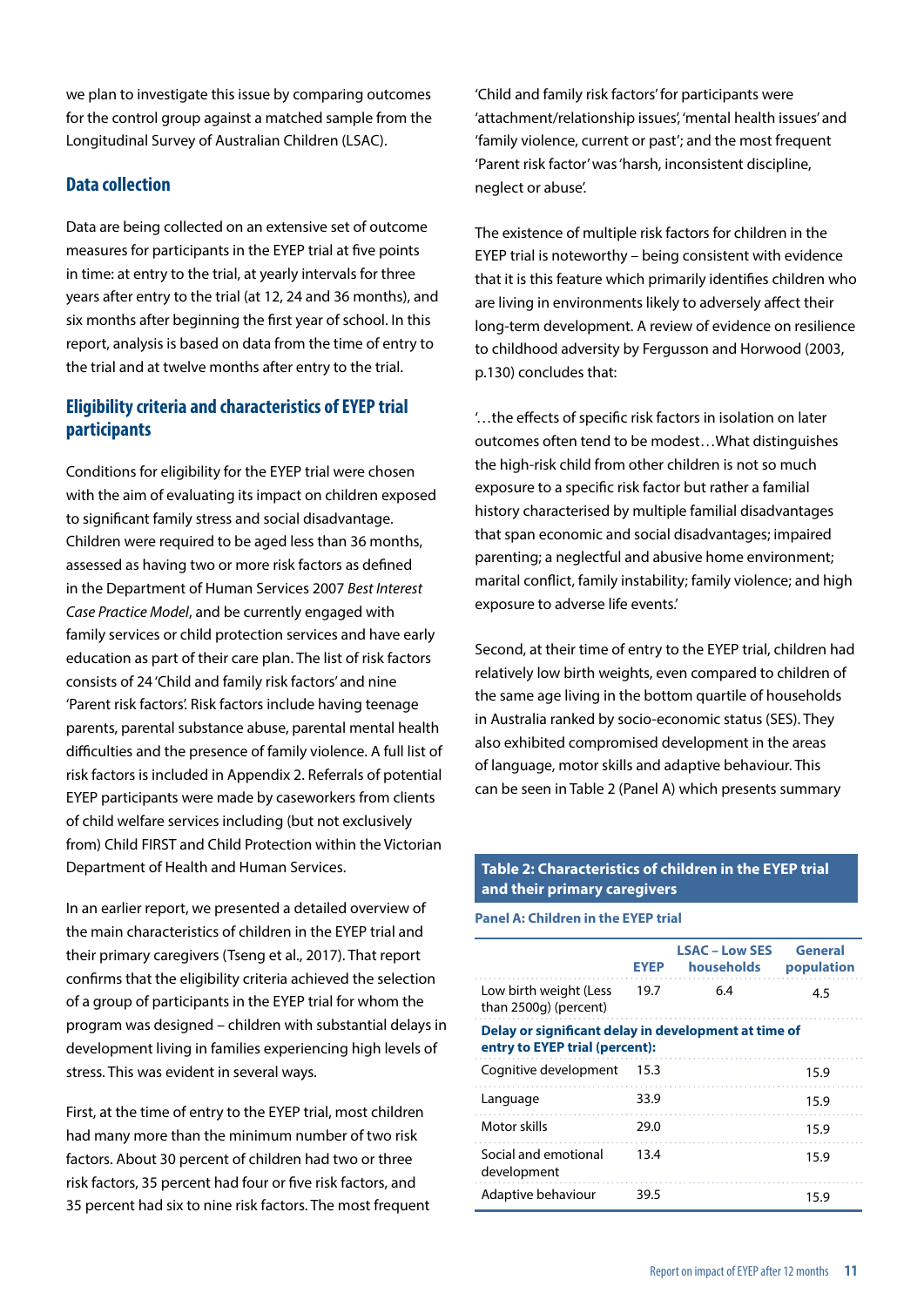we plan to investigate this issue by comparing outcomes for the control group against a matched sample from the Longitudinal Survey of Australian Children (LSAC).

## Data collection

Data are being collected on an extensive set of outcome measures for participants in the EYEP trial at five points in time: at entry to the trial, at yearly intervals for three years after entry to the trial (at 12, 24 and 36 months), and six months after beginning the first year of school. In this report, analysis is based on data from the time of entry to the trial and at twelve months after entry to the trial.

## Eligibility criteria and characteristics of EYEP trial participants

Conditions for eligibility for the EYEP trial were chosen with the aim of evaluating its impact on children exposed to significant family stress and social disadvantage. Children were required to be aged less than 36 months, assessed as having two or more risk factors as defined in the Department of Human Services 2007 *Best Interest Case Practice Model*, and be currently engaged with family services or child protection services and have early education as part of their care plan. The list of risk factors consists of 24 'Child and family risk factors' and nine 'Parent risk factors'. Risk factors include having teenage parents, parental substance abuse, parental mental health difficulties and the presence of family violence. A full list of risk factors is included in Appendix 2. Referrals of potential EYEP participants were made by caseworkers from clients of child welfare services including (but not exclusively from) Child FIRST and Child Protection within the Victorian Department of Health and Human Services.

In an earlier report, we presented a detailed overview of the main characteristics of children in the EYEP trial and their primary caregivers (Tseng et al., 2017). That report confirms that the eligibility criteria achieved the selection of a group of participants in the EYEP trial for whom the program was designed – children with substantial delays in development living in families experiencing high levels of stress. This was evident in several ways.

First, at the time of entry to the EYEP trial, most children had many more than the minimum number of two risk factors. About 30 percent of children had two or three risk factors, 35 percent had four or five risk factors, and 35 percent had six to nine risk factors. The most frequent 'Child and family risk factors' for participants were 'attachment/relationship issues', 'mental health issues' and 'family violence, current or past'; and the most frequent 'Parent risk factor' was 'harsh, inconsistent discipline, neglect or abuse'.

The existence of multiple risk factors for children in the EYEP trial is noteworthy – being consistent with evidence that it is this feature which primarily identifies children who are living in environments likely to adversely affect their long-term development. A review of evidence on resilience to childhood adversity by Fergusson and Horwood (2003, p.130) concludes that:

'…the effects of specific risk factors in isolation on later outcomes often tend to be modest…What distinguishes the high-risk child from other children is not so much exposure to a specific risk factor but rather a familial history characterised by multiple familial disadvantages that span economic and social disadvantages; impaired parenting; a neglectful and abusive home environment; marital conflict, family instability; family violence; and high exposure to adverse life events.'

Second, at their time of entry to the EYEP trial, children had relatively low birth weights, even compared to children of the same age living in the bottom quartile of households in Australia ranked by socio-economic status (SES). They also exhibited compromised development in the areas of language, motor skills and adaptive behaviour. This can be seen in Table 2 (Panel A) which presents summary

**Table 2: Characteristics of children in the EYEP trial and their primary caregivers**

**Panel A: Children in the EYEP trial**

| | EYEP | LSAC – Low SES households | General population |
|---|---|---|---|
| Low birth weight (Less than 2500g) (percent) | 19.7 | 6.4 | 4.5 |
| **Delay or significant delay in development at time of entry to EYEP trial (percent):** | | | |
| Cognitive development | 15.3 | | 15.9 |
| Language | 33.9 | | 15.9 |
| Motor skills | 29.0 | | 15.9 |
| Social and emotional development | 13.4 | | 15.9 |
| Adaptive behaviour | 39.5 | | 15.9 |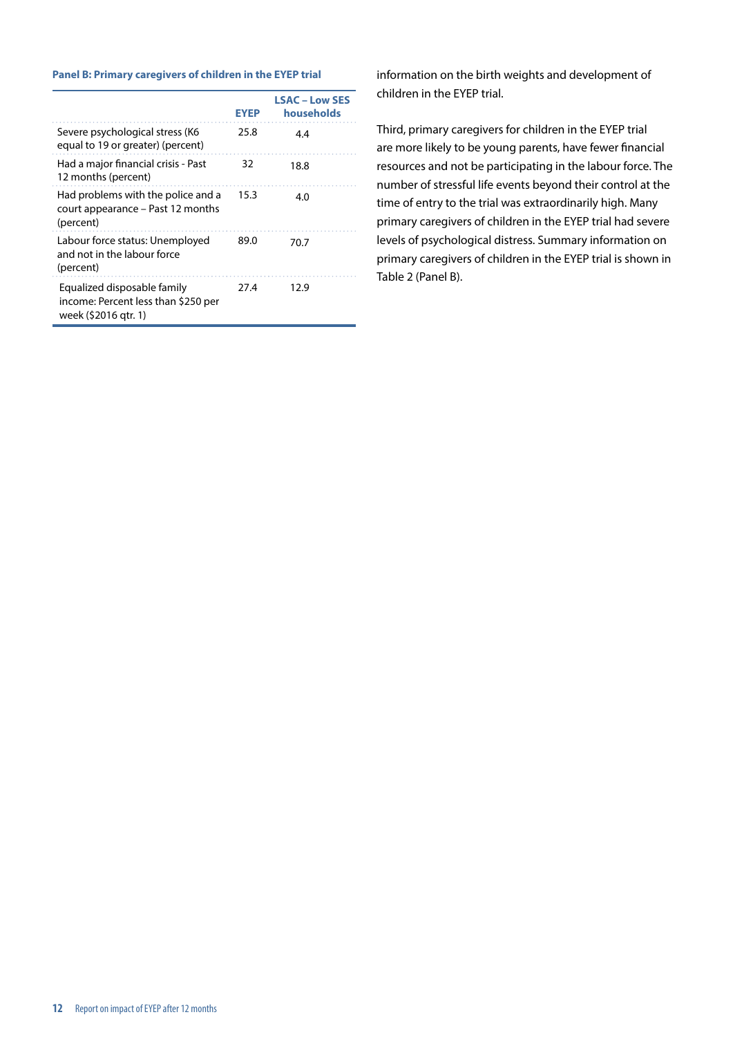**Panel B: Primary caregivers of children in the EYEP trial**

| | EYEP | LSAC – Low SES households |
|---|---|---|
| Severe psychological stress (K6 equal to 19 or greater) (percent) | 25.8 | 4.4 |
| Had a major financial crisis - Past 12 months (percent) | 32 | 18.8 |
| Had problems with the police and a court appearance – Past 12 months (percent) | 15.3 | 4.0 |
| Labour force status: Unemployed and not in the labour force (percent) | 89.0 | 70.7 |
| Equalized disposable family income: Percent less than $250 per week ($2016 qtr. 1) | 27.4 | 12.9 |

information on the birth weights and development of children in the EYEP trial.

Third, primary caregivers for children in the EYEP trial are more likely to be young parents, have fewer financial resources and not be participating in the labour force. The number of stressful life events beyond their control at the time of entry to the trial was extraordinarily high. Many primary caregivers of children in the EYEP trial had severe levels of psychological distress. Summary information on primary caregivers of children in the EYEP trial is shown in Table 2 (Panel B).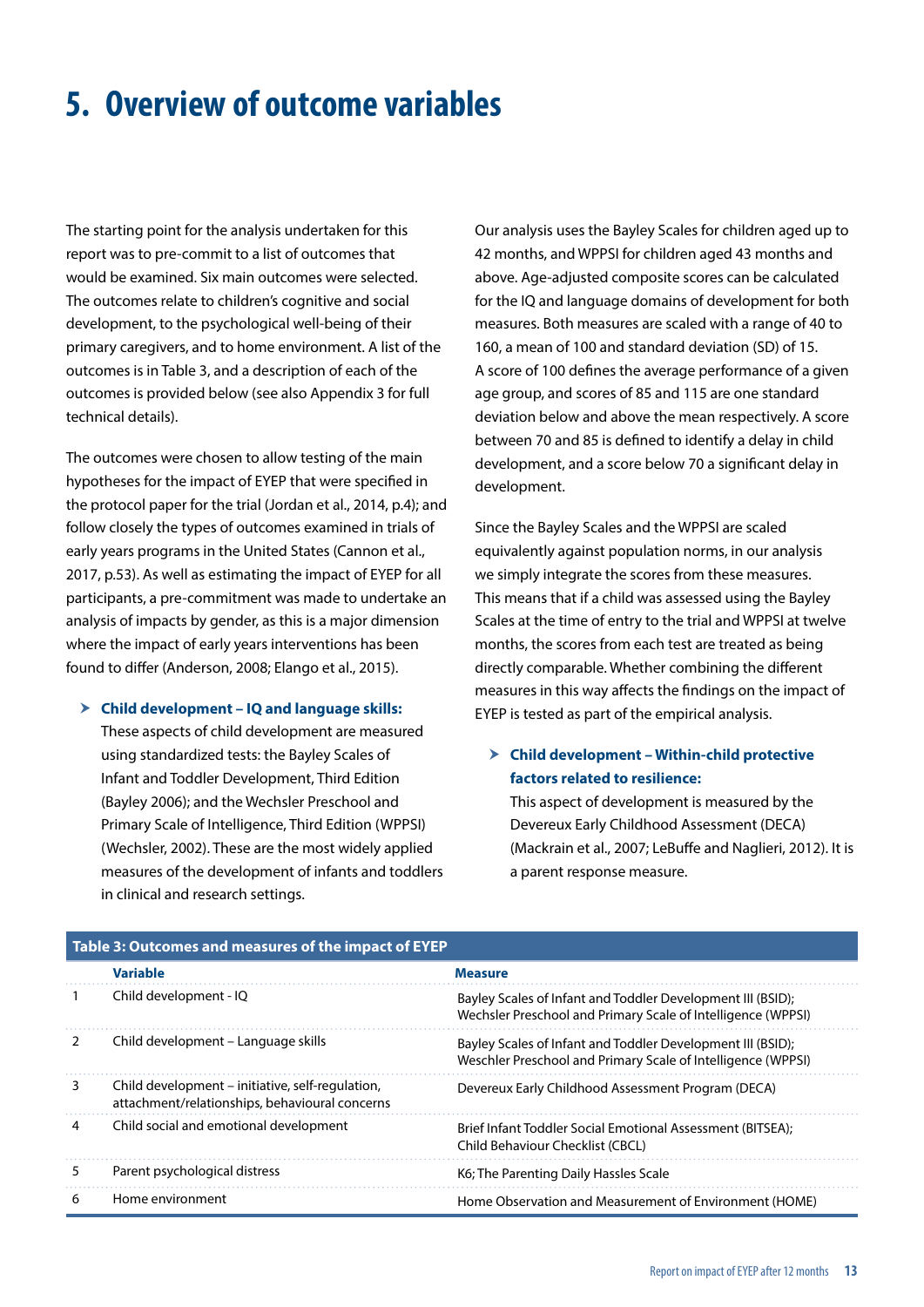# 5. Overview of outcome variables

The starting point for the analysis undertaken for this report was to pre-commit to a list of outcomes that would be examined. Six main outcomes were selected. The outcomes relate to children's cognitive and social development, to the psychological well-being of their primary caregivers, and to home environment. A list of the outcomes is in Table 3, and a description of each of the outcomes is provided below (see also Appendix 3 for full technical details).

The outcomes were chosen to allow testing of the main hypotheses for the impact of EYEP that were specified in the protocol paper for the trial (Jordan et al., 2014, p.4); and follow closely the types of outcomes examined in trials of early years programs in the United States (Cannon et al., 2017, p.53). As well as estimating the impact of EYEP for all participants, a pre-commitment was made to undertake an analysis of impacts by gender, as this is a major dimension where the impact of early years interventions has been found to differ (Anderson, 2008; Elango et al., 2015).

- **Child development – IQ and language skills:** These aspects of child development are measured using standardized tests: the Bayley Scales of Infant and Toddler Development, Third Edition (Bayley 2006); and the Wechsler Preschool and Primary Scale of Intelligence, Third Edition (WPPSI) (Wechsler, 2002). These are the most widely applied measures of the development of infants and toddlers in clinical and research settings.

Our analysis uses the Bayley Scales for children aged up to 42 months, and WPPSI for children aged 43 months and above. Age-adjusted composite scores can be calculated for the IQ and language domains of development for both measures. Both measures are scaled with a range of 40 to 160, a mean of 100 and standard deviation (SD) of 15. A score of 100 defines the average performance of a given age group, and scores of 85 and 115 are one standard deviation below and above the mean respectively. A score between 70 and 85 is defined to identify a delay in child development, and a score below 70 a significant delay in development.

Since the Bayley Scales and the WPPSI are scaled equivalently against population norms, in our analysis we simply integrate the scores from these measures. This means that if a child was assessed using the Bayley Scales at the time of entry to the trial and WPPSI at twelve months, the scores from each test are treated as being directly comparable. Whether combining the different measures in this way affects the findings on the impact of EYEP is tested as part of the empirical analysis.

- **Child development – Within-child protective factors related to resilience:** This aspect of development is measured by the Devereux Early Childhood Assessment (DECA) (Mackrain et al., 2007; LeBuffe and Naglieri, 2012). It is a parent response measure.

**Table 3: Outcomes and measures of the impact of EYEP**

| | Variable | Measure |
|---|---|---|
| 1 | Child development - IQ | Bayley Scales of Infant and Toddler Development III (BSID); Wechsler Preschool and Primary Scale of Intelligence (WPPSI) |
| 2 | Child development – Language skills | Bayley Scales of Infant and Toddler Development III (BSID); Weschler Preschool and Primary Scale of Intelligence (WPPSI) |
| 3 | Child development – initiative, self-regulation, attachment/relationships, behavioural concerns | Devereux Early Childhood Assessment Program (DECA) |
| 4 | Child social and emotional development | Brief Infant Toddler Social Emotional Assessment (BITSEA); Child Behaviour Checklist (CBCL) |
| 5 | Parent psychological distress | K6; The Parenting Daily Hassles Scale |
| 6 | Home environment | Home Observation and Measurement of Environment (HOME) |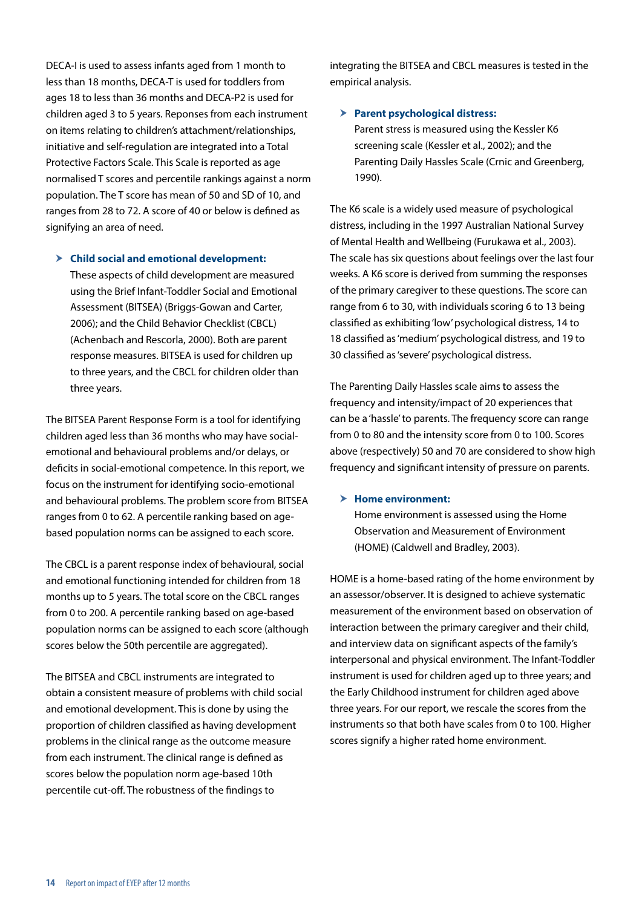DECA-I is used to assess infants aged from 1 month to less than 18 months, DECA-T is used for toddlers from ages 18 to less than 36 months and DECA-P2 is used for children aged 3 to 5 years. Reponses from each instrument on items relating to children's attachment/relationships, initiative and self-regulation are integrated into a Total Protective Factors Scale. This Scale is reported as age normalised T scores and percentile rankings against a norm population. The T score has mean of 50 and SD of 10, and ranges from 28 to 72. A score of 40 or below is defined as signifying an area of need.

- **Child social and emotional development:**
  These aspects of child development are measured using the Brief Infant-Toddler Social and Emotional Assessment (BITSEA) (Briggs-Gowan and Carter, 2006); and the Child Behavior Checklist (CBCL) (Achenbach and Rescorla, 2000). Both are parent response measures. BITSEA is used for children up to three years, and the CBCL for children older than three years.

The BITSEA Parent Response Form is a tool for identifying children aged less than 36 months who may have social-emotional and behavioural problems and/or delays, or deficits in social-emotional competence. In this report, we focus on the instrument for identifying socio-emotional and behavioural problems. The problem score from BITSEA ranges from 0 to 62. A percentile ranking based on age-based population norms can be assigned to each score.

The CBCL is a parent response index of behavioural, social and emotional functioning intended for children from 18 months up to 5 years. The total score on the CBCL ranges from 0 to 200. A percentile ranking based on age-based population norms can be assigned to each score (although scores below the 50th percentile are aggregated).

The BITSEA and CBCL instruments are integrated to obtain a consistent measure of problems with child social and emotional development. This is done by using the proportion of children classified as having development problems in the clinical range as the outcome measure from each instrument. The clinical range is defined as scores below the population norm age-based 10th percentile cut-off. The robustness of the findings to integrating the BITSEA and CBCL measures is tested in the empirical analysis.

- **Parent psychological distress:**
  Parent stress is measured using the Kessler K6 screening scale (Kessler et al., 2002); and the Parenting Daily Hassles Scale (Crnic and Greenberg, 1990).

The K6 scale is a widely used measure of psychological distress, including in the 1997 Australian National Survey of Mental Health and Wellbeing (Furukawa et al., 2003). The scale has six questions about feelings over the last four weeks. A K6 score is derived from summing the responses of the primary caregiver to these questions. The score can range from 6 to 30, with individuals scoring 6 to 13 being classified as exhibiting 'low' psychological distress, 14 to 18 classified as 'medium' psychological distress, and 19 to 30 classified as 'severe' psychological distress.

The Parenting Daily Hassles scale aims to assess the frequency and intensity/impact of 20 experiences that can be a 'hassle' to parents. The frequency score can range from 0 to 80 and the intensity score from 0 to 100. Scores above (respectively) 50 and 70 are considered to show high frequency and significant intensity of pressure on parents.

- **Home environment:**
  Home environment is assessed using the Home Observation and Measurement of Environment (HOME) (Caldwell and Bradley, 2003).

HOME is a home-based rating of the home environment by an assessor/observer. It is designed to achieve systematic measurement of the environment based on observation of interaction between the primary caregiver and their child, and interview data on significant aspects of the family's interpersonal and physical environment. The Infant-Toddler instrument is used for children aged up to three years; and the Early Childhood instrument for children aged above three years. For our report, we rescale the scores from the instruments so that both have scales from 0 to 100. Higher scores signify a higher rated home environment.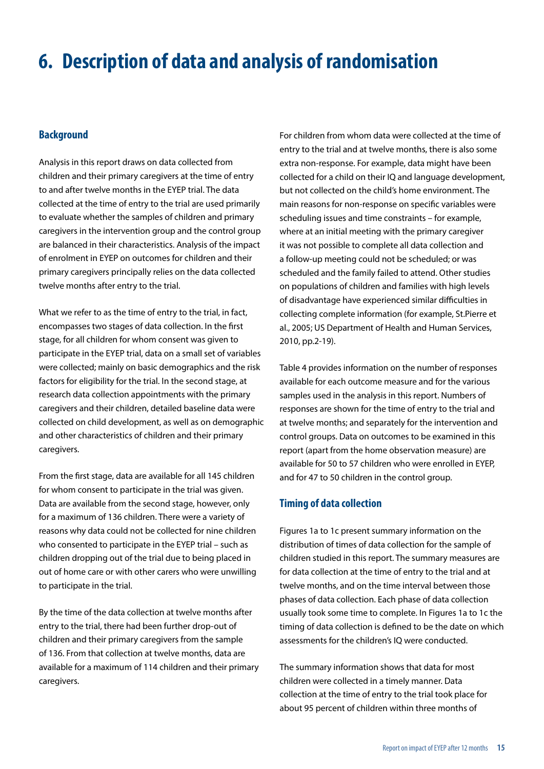# 6. Description of data and analysis of randomisation

## Background

Analysis in this report draws on data collected from children and their primary caregivers at the time of entry to and after twelve months in the EYEP trial. The data collected at the time of entry to the trial are used primarily to evaluate whether the samples of children and primary caregivers in the intervention group and the control group are balanced in their characteristics. Analysis of the impact of enrolment in EYEP on outcomes for children and their primary caregivers principally relies on the data collected twelve months after entry to the trial.

What we refer to as the time of entry to the trial, in fact, encompasses two stages of data collection. In the first stage, for all children for whom consent was given to participate in the EYEP trial, data on a small set of variables were collected; mainly on basic demographics and the risk factors for eligibility for the trial. In the second stage, at research data collection appointments with the primary caregivers and their children, detailed baseline data were collected on child development, as well as on demographic and other characteristics of children and their primary caregivers.

From the first stage, data are available for all 145 children for whom consent to participate in the trial was given. Data are available from the second stage, however, only for a maximum of 136 children. There were a variety of reasons why data could not be collected for nine children who consented to participate in the EYEP trial – such as children dropping out of the trial due to being placed in out of home care or with other carers who were unwilling to participate in the trial.

By the time of the data collection at twelve months after entry to the trial, there had been further drop-out of children and their primary caregivers from the sample of 136. From that collection at twelve months, data are available for a maximum of 114 children and their primary caregivers.

For children from whom data were collected at the time of entry to the trial and at twelve months, there is also some extra non-response. For example, data might have been collected for a child on their IQ and language development, but not collected on the child's home environment. The main reasons for non-response on specific variables were scheduling issues and time constraints – for example, where at an initial meeting with the primary caregiver it was not possible to complete all data collection and a follow-up meeting could not be scheduled; or was scheduled and the family failed to attend. Other studies on populations of children and families with high levels of disadvantage have experienced similar difficulties in collecting complete information (for example, St.Pierre et al., 2005; US Department of Health and Human Services, 2010, pp.2-19).

Table 4 provides information on the number of responses available for each outcome measure and for the various samples used in the analysis in this report. Numbers of responses are shown for the time of entry to the trial and at twelve months; and separately for the intervention and control groups. Data on outcomes to be examined in this report (apart from the home observation measure) are available for 50 to 57 children who were enrolled in EYEP, and for 47 to 50 children in the control group.

## Timing of data collection

Figures 1a to 1c present summary information on the distribution of times of data collection for the sample of children studied in this report. The summary measures are for data collection at the time of entry to the trial and at twelve months, and on the time interval between those phases of data collection. Each phase of data collection usually took some time to complete. In Figures 1a to 1c the timing of data collection is defined to be the date on which assessments for the children's IQ were conducted.

The summary information shows that data for most children were collected in a timely manner. Data collection at the time of entry to the trial took place for about 95 percent of children within three months of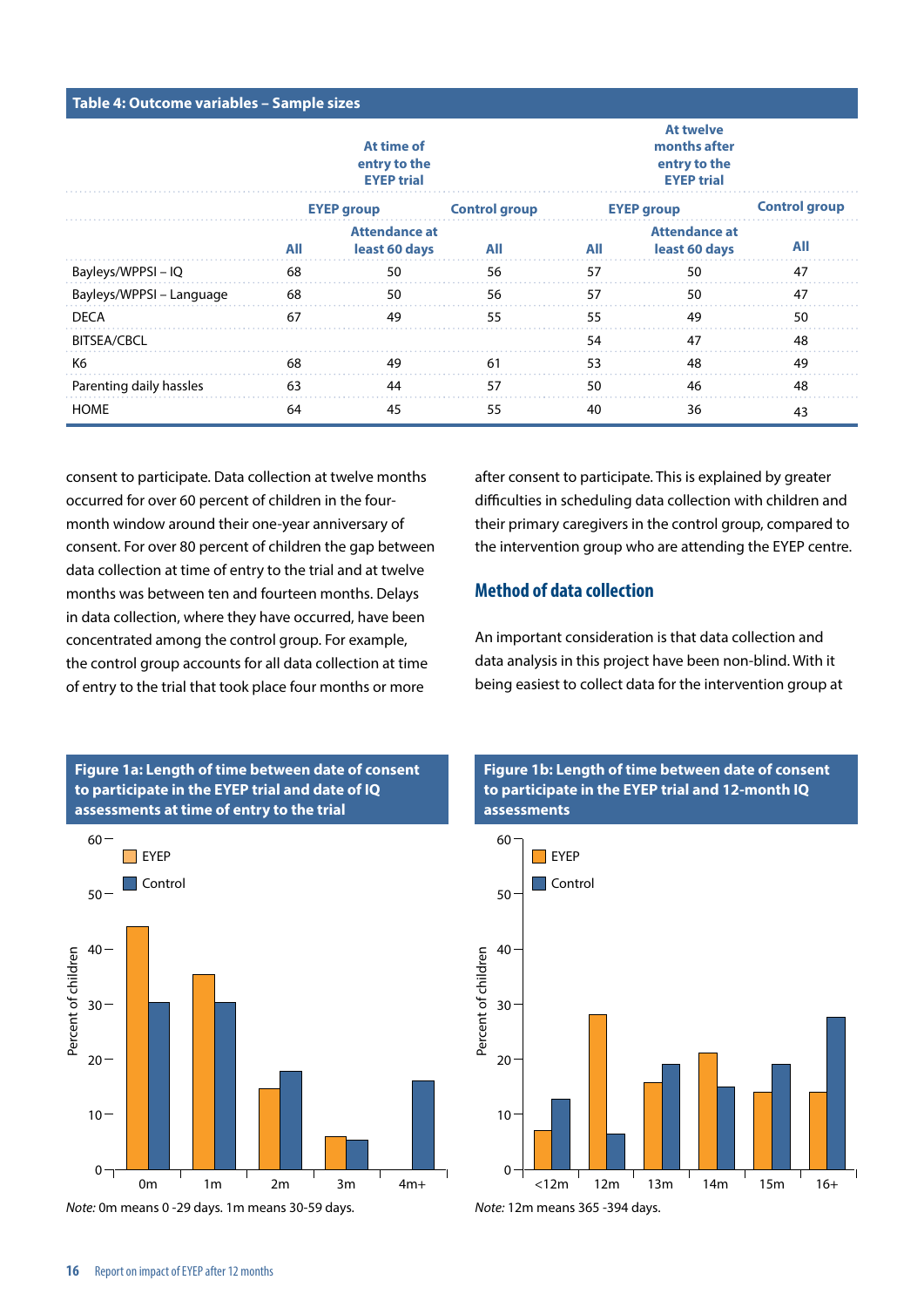**Table 4: Outcome variables – Sample sizes**

| | At time of entry to the EYEP trial | | | At twelve months after entry to the EYEP trial | | |
|---|---|---|---|---|---|---|
| | EYEP group | | Control group | EYEP group | | Control group |
| | All | Attendance at least 60 days | All | All | Attendance at least 60 days | All |
| Bayleys/WPPSI – IQ | 68 | 50 | 56 | 57 | 50 | 47 |
| Bayleys/WPPSI – Language | 68 | 50 | 56 | 57 | 50 | 47 |
| DECA | 67 | 49 | 55 | 55 | 49 | 50 |
| BITSEA/CBCL | | | | 54 | 47 | 48 |
| K6 | 68 | 49 | 61 | 53 | 48 | 49 |
| Parenting daily hassles | 63 | 44 | 57 | 50 | 46 | 48 |
| HOME | 64 | 45 | 55 | 40 | 36 | 43 |

consent to participate. Data collection at twelve months occurred for over 60 percent of children in the four-month window around their one-year anniversary of consent. For over 80 percent of children the gap between data collection at time of entry to the trial and at twelve months was between ten and fourteen months. Delays in data collection, where they have occurred, have been concentrated among the control group. For example, the control group accounts for all data collection at time of entry to the trial that took place four months or more after consent to participate. This is explained by greater difficulties in scheduling data collection with children and their primary caregivers in the control group, compared to the intervention group who are attending the EYEP centre.

## Method of data collection

An important consideration is that data collection and data analysis in this project have been non-blind. With it being easiest to collect data for the intervention group at

**Figure 1a: Length of time between date of consent to participate in the EYEP trial and date of IQ assessments at time of entry to the trial**

*Note:* 0m means 0 -29 days. 1m means 30-59 days.

**Figure 1b: Length of time between date of consent to participate in the EYEP trial and 12-month IQ assessments**

*Note:* 12m means 365 -394 days.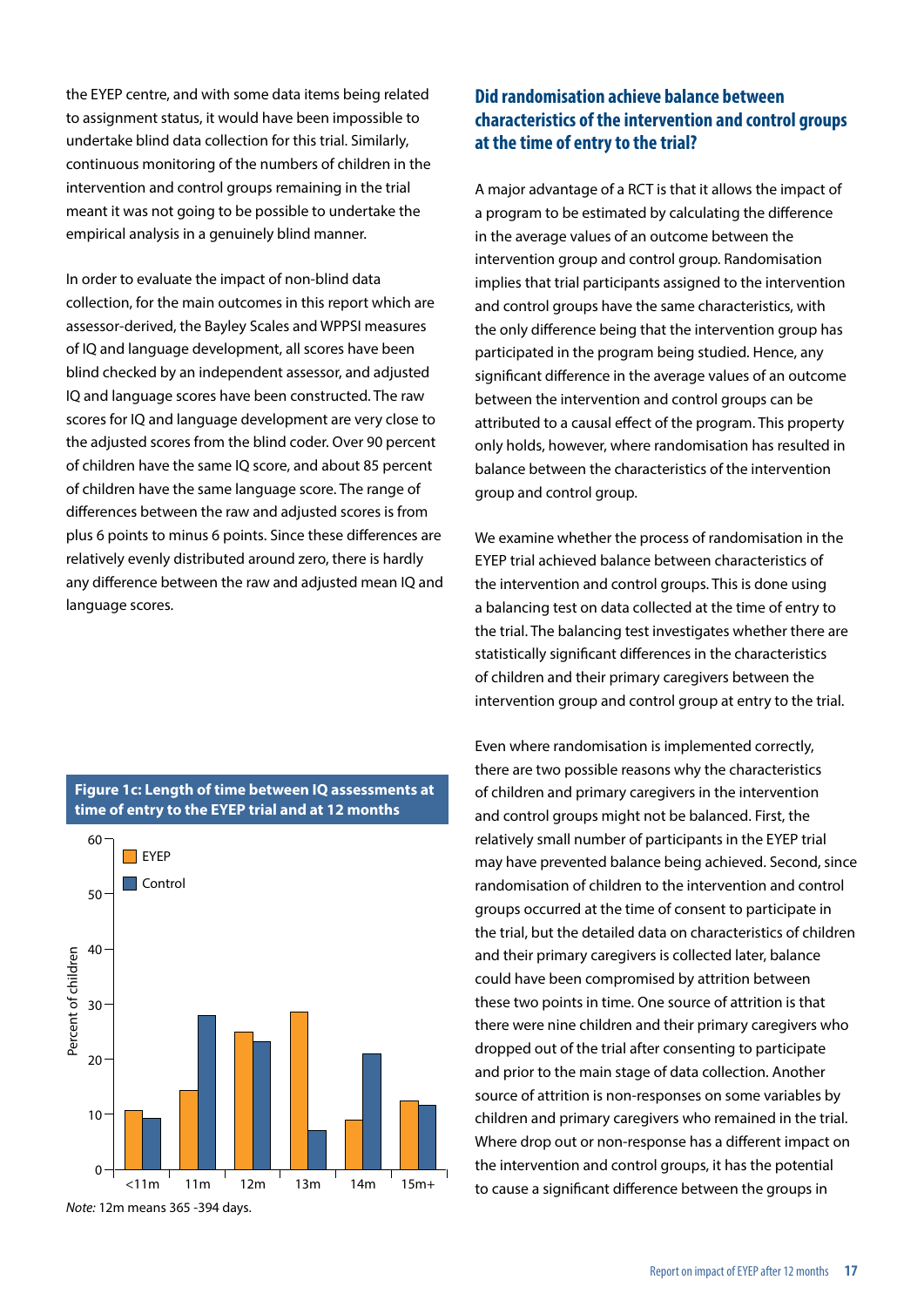the EYEP centre, and with some data items being related to assignment status, it would have been impossible to undertake blind data collection for this trial. Similarly, continuous monitoring of the numbers of children in the intervention and control groups remaining in the trial meant it was not going to be possible to undertake the empirical analysis in a genuinely blind manner.

In order to evaluate the impact of non-blind data collection, for the main outcomes in this report which are assessor-derived, the Bayley Scales and WPPSI measures of IQ and language development, all scores have been blind checked by an independent assessor, and adjusted IQ and language scores have been constructed. The raw scores for IQ and language development are very close to the adjusted scores from the blind coder. Over 90 percent of children have the same IQ score, and about 85 percent of children have the same language score. The range of differences between the raw and adjusted scores is from plus 6 points to minus 6 points. Since these differences are relatively evenly distributed around zero, there is hardly any difference between the raw and adjusted mean IQ and language scores.

**Figure 1c: Length of time between IQ assessments at time of entry to the EYEP trial and at 12 months**

*Note:* 12m means 365 -394 days.

## Did randomisation achieve balance between characteristics of the intervention and control groups at the time of entry to the trial?

A major advantage of a RCT is that it allows the impact of a program to be estimated by calculating the difference in the average values of an outcome between the intervention group and control group. Randomisation implies that trial participants assigned to the intervention and control groups have the same characteristics, with the only difference being that the intervention group has participated in the program being studied. Hence, any significant difference in the average values of an outcome between the intervention and control groups can be attributed to a causal effect of the program. This property only holds, however, where randomisation has resulted in balance between the characteristics of the intervention group and control group.

We examine whether the process of randomisation in the EYEP trial achieved balance between characteristics of the intervention and control groups. This is done using a balancing test on data collected at the time of entry to the trial. The balancing test investigates whether there are statistically significant differences in the characteristics of children and their primary caregivers between the intervention group and control group at entry to the trial.

Even where randomisation is implemented correctly, there are two possible reasons why the characteristics of children and primary caregivers in the intervention and control groups might not be balanced. First, the relatively small number of participants in the EYEP trial may have prevented balance being achieved. Second, since randomisation of children to the intervention and control groups occurred at the time of consent to participate in the trial, but the detailed data on characteristics of children and their primary caregivers is collected later, balance could have been compromised by attrition between these two points in time. One source of attrition is that there were nine children and their primary caregivers who dropped out of the trial after consenting to participate and prior to the main stage of data collection. Another source of attrition is non-responses on some variables by children and primary caregivers who remained in the trial. Where drop out or non-response has a different impact on the intervention and control groups, it has the potential to cause a significant difference between the groups in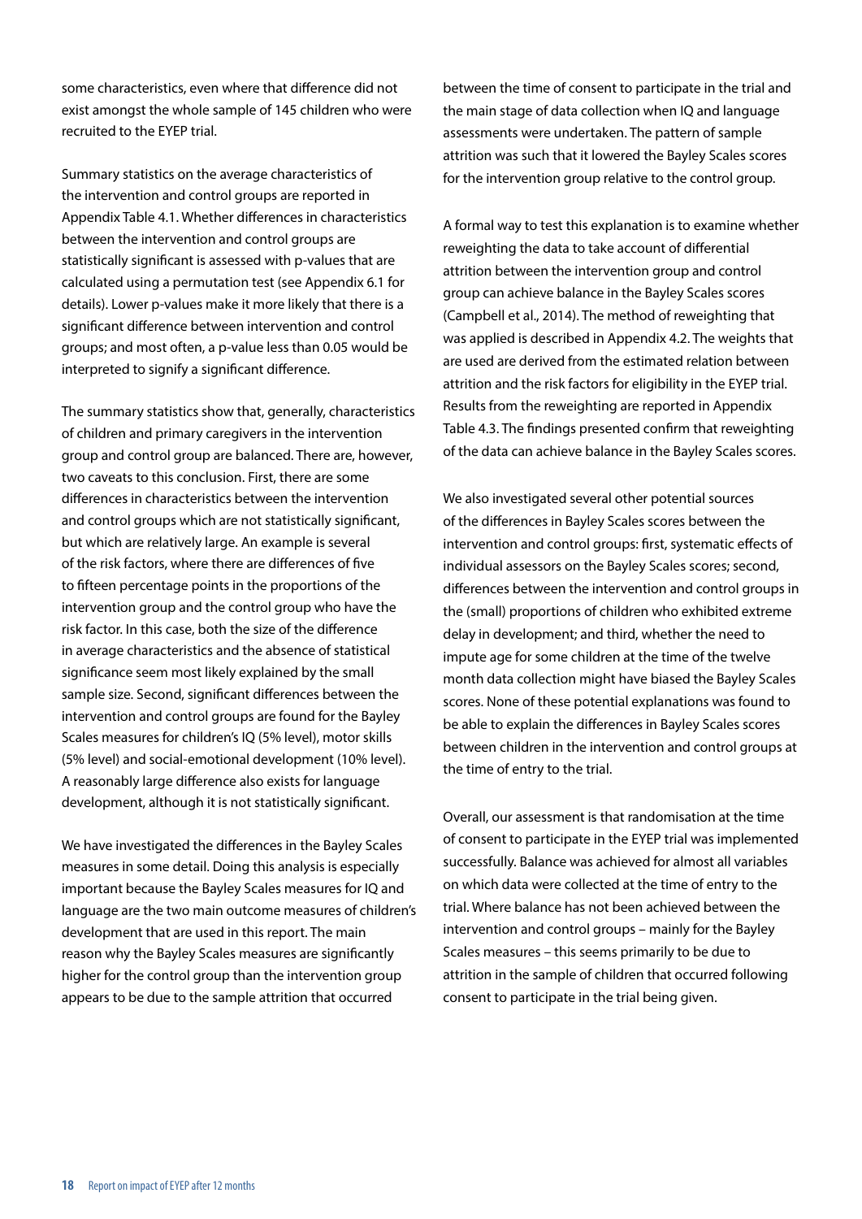some characteristics, even where that difference did not exist amongst the whole sample of 145 children who were recruited to the EYEP trial.

Summary statistics on the average characteristics of the intervention and control groups are reported in Appendix Table 4.1. Whether differences in characteristics between the intervention and control groups are statistically significant is assessed with p-values that are calculated using a permutation test (see Appendix 6.1 for details). Lower p-values make it more likely that there is a significant difference between intervention and control groups; and most often, a p-value less than 0.05 would be interpreted to signify a significant difference.

The summary statistics show that, generally, characteristics of children and primary caregivers in the intervention group and control group are balanced. There are, however, two caveats to this conclusion. First, there are some differences in characteristics between the intervention and control groups which are not statistically significant, but which are relatively large. An example is several of the risk factors, where there are differences of five to fifteen percentage points in the proportions of the intervention group and the control group who have the risk factor. In this case, both the size of the difference in average characteristics and the absence of statistical significance seem most likely explained by the small sample size. Second, significant differences between the intervention and control groups are found for the Bayley Scales measures for children's IQ (5% level), motor skills (5% level) and social-emotional development (10% level). A reasonably large difference also exists for language development, although it is not statistically significant.

We have investigated the differences in the Bayley Scales measures in some detail. Doing this analysis is especially important because the Bayley Scales measures for IQ and language are the two main outcome measures of children's development that are used in this report. The main reason why the Bayley Scales measures are significantly higher for the control group than the intervention group appears to be due to the sample attrition that occurred between the time of consent to participate in the trial and the main stage of data collection when IQ and language assessments were undertaken. The pattern of sample attrition was such that it lowered the Bayley Scales scores for the intervention group relative to the control group.

A formal way to test this explanation is to examine whether reweighting the data to take account of differential attrition between the intervention group and control group can achieve balance in the Bayley Scales scores (Campbell et al., 2014). The method of reweighting that was applied is described in Appendix 4.2. The weights that are used are derived from the estimated relation between attrition and the risk factors for eligibility in the EYEP trial. Results from the reweighting are reported in Appendix Table 4.3. The findings presented confirm that reweighting of the data can achieve balance in the Bayley Scales scores.

We also investigated several other potential sources of the differences in Bayley Scales scores between the intervention and control groups: first, systematic effects of individual assessors on the Bayley Scales scores; second, differences between the intervention and control groups in the (small) proportions of children who exhibited extreme delay in development; and third, whether the need to impute age for some children at the time of the twelve month data collection might have biased the Bayley Scales scores. None of these potential explanations was found to be able to explain the differences in Bayley Scales scores between children in the intervention and control groups at the time of entry to the trial.

Overall, our assessment is that randomisation at the time of consent to participate in the EYEP trial was implemented successfully. Balance was achieved for almost all variables on which data were collected at the time of entry to the trial. Where balance has not been achieved between the intervention and control groups – mainly for the Bayley Scales measures – this seems primarily to be due to attrition in the sample of children that occurred following consent to participate in the trial being given.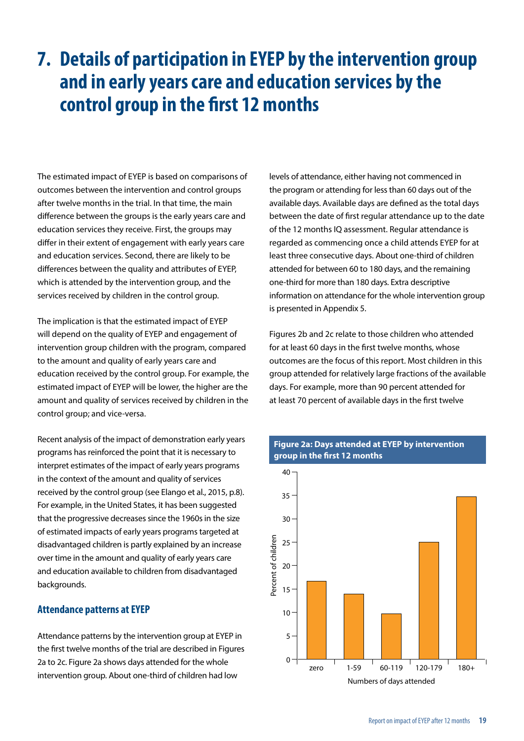# 7. Details of participation in EYEP by the intervention group and in early years care and education services by the control group in the first 12 months

The estimated impact of EYEP is based on comparisons of outcomes between the intervention and control groups after twelve months in the trial. In that time, the main difference between the groups is the early years care and education services they receive. First, the groups may differ in their extent of engagement with early years care and education services. Second, there are likely to be differences between the quality and attributes of EYEP, which is attended by the intervention group, and the services received by children in the control group.

The implication is that the estimated impact of EYEP will depend on the quality of EYEP and engagement of intervention group children with the program, compared to the amount and quality of early years care and education received by the control group. For example, the estimated impact of EYEP will be lower, the higher are the amount and quality of services received by children in the control group; and vice-versa.

Recent analysis of the impact of demonstration early years programs has reinforced the point that it is necessary to interpret estimates of the impact of early years programs in the context of the amount and quality of services received by the control group (see Elango et al., 2015, p.8). For example, in the United States, it has been suggested that the progressive decreases since the 1960s in the size of estimated impacts of early years programs targeted at disadvantaged children is partly explained by an increase over time in the amount and quality of early years care and education available to children from disadvantaged backgrounds.

## Attendance patterns at EYEP

Attendance patterns by the intervention group at EYEP in the first twelve months of the trial are described in Figures 2a to 2c. Figure 2a shows days attended for the whole intervention group. About one-third of children had low levels of attendance, either having not commenced in the program or attending for less than 60 days out of the available days. Available days are defined as the total days between the date of first regular attendance up to the date of the 12 months IQ assessment. Regular attendance is regarded as commencing once a child attends EYEP for at least three consecutive days. About one-third of children attended for between 60 to 180 days, and the remaining one-third for more than 180 days. Extra descriptive information on attendance for the whole intervention group is presented in Appendix 5.

Figures 2b and 2c relate to those children who attended for at least 60 days in the first twelve months, whose outcomes are the focus of this report. Most children in this group attended for relatively large fractions of the available days. For example, more than 90 percent attended for at least 70 percent of available days in the first twelve

**Figure 2a: Days attended at EYEP by intervention group in the first 12 months**

| Numbers of days attended | Percent of children (approx.) |
|---|---|
| zero | 16.7 |
| 1-59 | 14 |
| 60-119 | 9.7 |
| 120-179 | 25 |
| 180+ | 34.7 |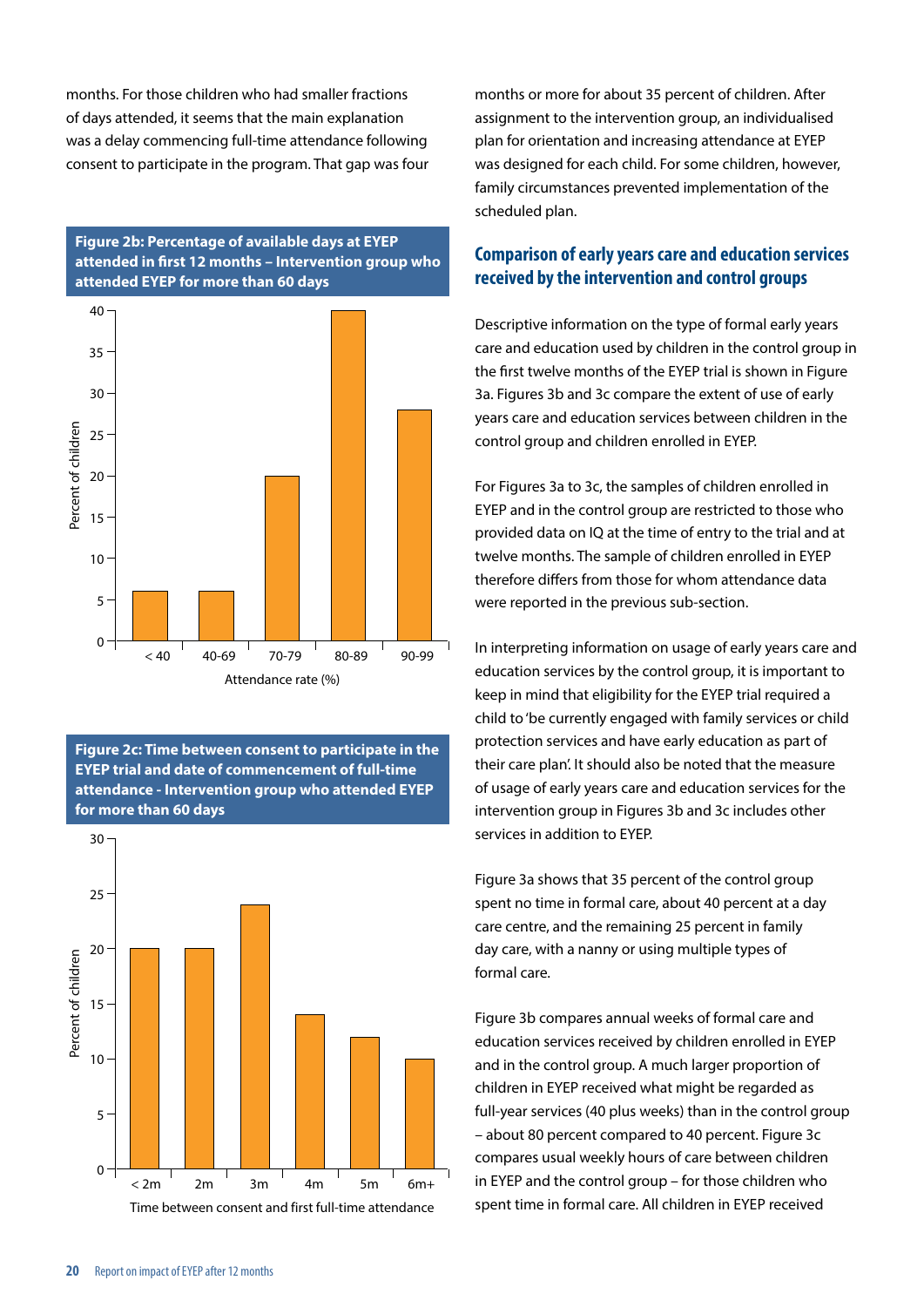months. For those children who had smaller fractions of days attended, it seems that the main explanation was a delay commencing full-time attendance following consent to participate in the program. That gap was four months or more for about 35 percent of children. After assignment to the intervention group, an individualised plan for orientation and increasing attendance at EYEP was designed for each child. For some children, however, family circumstances prevented implementation of the scheduled plan.

**Figure 2b: Percentage of available days at EYEP attended in first 12 months – Intervention group who attended EYEP for more than 60 days**

**Figure 2c: Time between consent to participate in the EYEP trial and date of commencement of full-time attendance - Intervention group who attended EYEP for more than 60 days**

## Comparison of early years care and education services received by the intervention and control groups

Descriptive information on the type of formal early years care and education used by children in the control group in the first twelve months of the EYEP trial is shown in Figure 3a. Figures 3b and 3c compare the extent of use of early years care and education services between children in the control group and children enrolled in EYEP.

For Figures 3a to 3c, the samples of children enrolled in EYEP and in the control group are restricted to those who provided data on IQ at the time of entry to the trial and at twelve months. The sample of children enrolled in EYEP therefore differs from those for whom attendance data were reported in the previous sub-section.

In interpreting information on usage of early years care and education services by the control group, it is important to keep in mind that eligibility for the EYEP trial required a child to 'be currently engaged with family services or child protection services and have early education as part of their care plan'. It should also be noted that the measure of usage of early years care and education services for the intervention group in Figures 3b and 3c includes other services in addition to EYEP.

Figure 3a shows that 35 percent of the control group spent no time in formal care, about 40 percent at a day care centre, and the remaining 25 percent in family day care, with a nanny or using multiple types of formal care.

Figure 3b compares annual weeks of formal care and education services received by children enrolled in EYEP and in the control group. A much larger proportion of children in EYEP received what might be regarded as full-year services (40 plus weeks) than in the control group – about 80 percent compared to 40 percent. Figure 3c compares usual weekly hours of care between children in EYEP and the control group – for those children who spent time in formal care. All children in EYEP received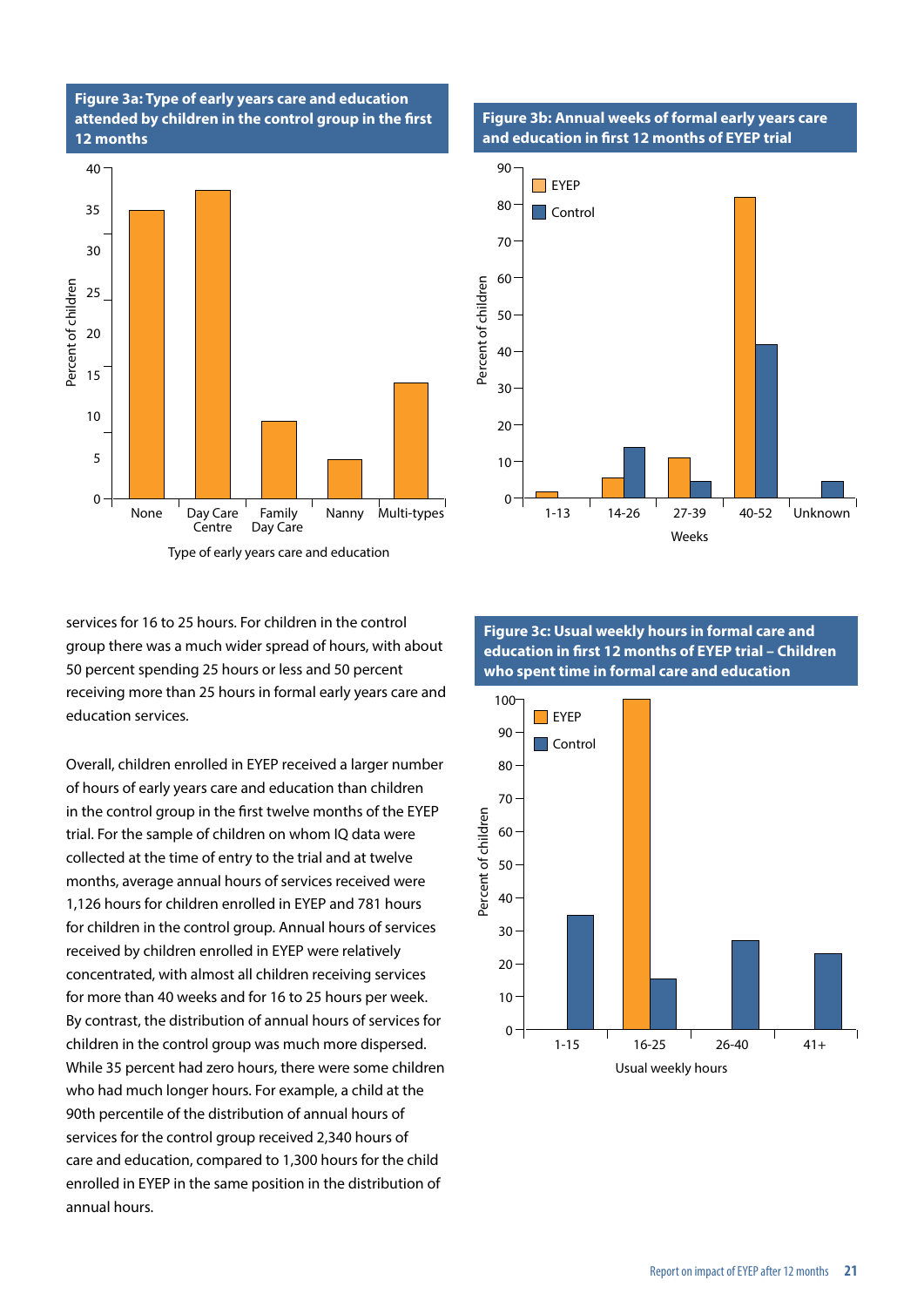**Figure 3a: Type of early years care and education attended by children in the control group in the first 12 months**

**Figure 3b: Annual weeks of formal early years care and education in first 12 months of EYEP trial**

services for 16 to 25 hours. For children in the control group there was a much wider spread of hours, with about 50 percent spending 25 hours or less and 50 percent receiving more than 25 hours in formal early years care and education services.

Overall, children enrolled in EYEP received a larger number of hours of early years care and education than children in the control group in the first twelve months of the EYEP trial. For the sample of children on whom IQ data were collected at the time of entry to the trial and at twelve months, average annual hours of services received were 1,126 hours for children enrolled in EYEP and 781 hours for children in the control group. Annual hours of services received by children enrolled in EYEP were relatively concentrated, with almost all children receiving services for more than 40 weeks and for 16 to 25 hours per week. By contrast, the distribution of annual hours of services for children in the control group was much more dispersed. While 35 percent had zero hours, there were some children who had much longer hours. For example, a child at the 90th percentile of the distribution of annual hours of services for the control group received 2,340 hours of care and education, compared to 1,300 hours for the child enrolled in EYEP in the same position in the distribution of annual hours.

**Figure 3c: Usual weekly hours in formal care and education in first 12 months of EYEP trial – Children who spent time in formal care and education**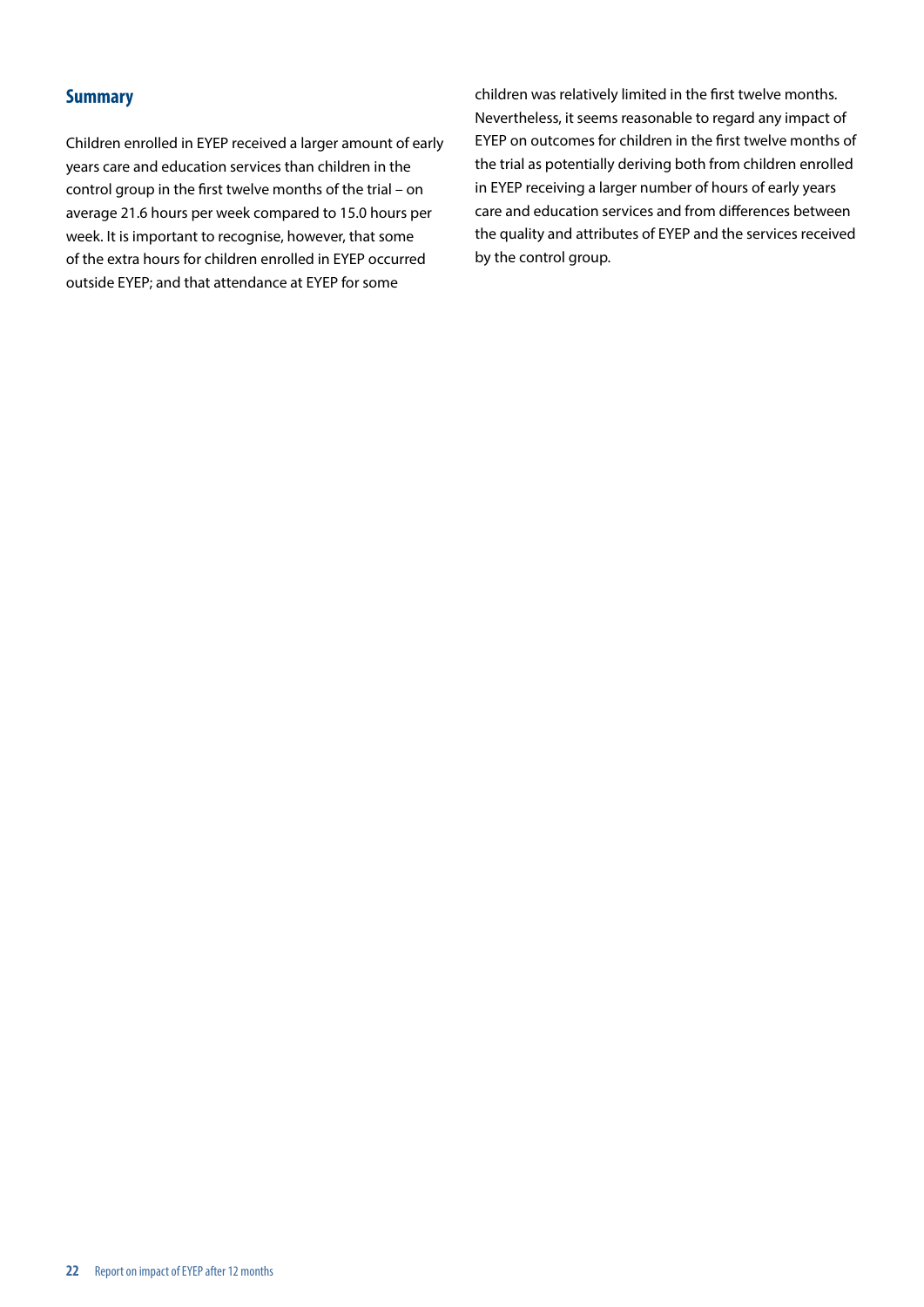## Summary

Children enrolled in EYEP received a larger amount of early years care and education services than children in the control group in the first twelve months of the trial – on average 21.6 hours per week compared to 15.0 hours per week. It is important to recognise, however, that some of the extra hours for children enrolled in EYEP occurred outside EYEP; and that attendance at EYEP for some children was relatively limited in the first twelve months. Nevertheless, it seems reasonable to regard any impact of EYEP on outcomes for children in the first twelve months of the trial as potentially deriving both from children enrolled in EYEP receiving a larger number of hours of early years care and education services and from differences between the quality and attributes of EYEP and the services received by the control group.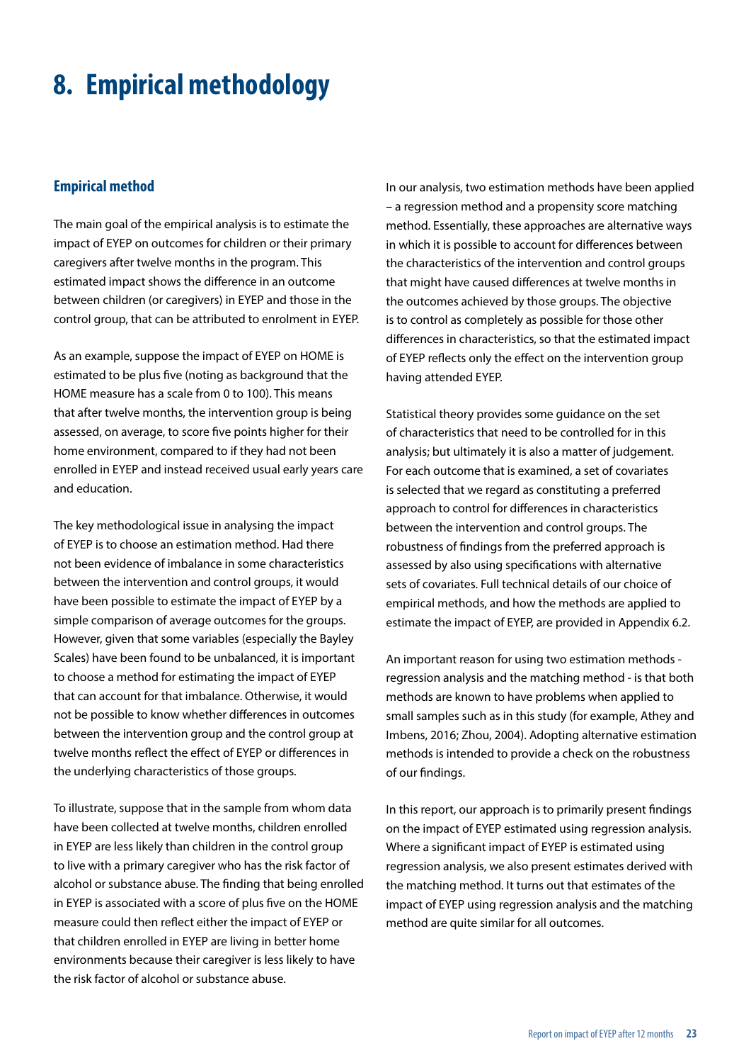# 8. Empirical methodology

## Empirical method

The main goal of the empirical analysis is to estimate the impact of EYEP on outcomes for children or their primary caregivers after twelve months in the program. This estimated impact shows the difference in an outcome between children (or caregivers) in EYEP and those in the control group, that can be attributed to enrolment in EYEP.

As an example, suppose the impact of EYEP on HOME is estimated to be plus five (noting as background that the HOME measure has a scale from 0 to 100). This means that after twelve months, the intervention group is being assessed, on average, to score five points higher for their home environment, compared to if they had not been enrolled in EYEP and instead received usual early years care and education.

The key methodological issue in analysing the impact of EYEP is to choose an estimation method. Had there not been evidence of imbalance in some characteristics between the intervention and control groups, it would have been possible to estimate the impact of EYEP by a simple comparison of average outcomes for the groups. However, given that some variables (especially the Bayley Scales) have been found to be unbalanced, it is important to choose a method for estimating the impact of EYEP that can account for that imbalance. Otherwise, it would not be possible to know whether differences in outcomes between the intervention group and the control group at twelve months reflect the effect of EYEP or differences in the underlying characteristics of those groups.

To illustrate, suppose that in the sample from whom data have been collected at twelve months, children enrolled in EYEP are less likely than children in the control group to live with a primary caregiver who has the risk factor of alcohol or substance abuse. The finding that being enrolled in EYEP is associated with a score of plus five on the HOME measure could then reflect either the impact of EYEP or that children enrolled in EYEP are living in better home environments because their caregiver is less likely to have the risk factor of alcohol or substance abuse.

In our analysis, two estimation methods have been applied – a regression method and a propensity score matching method. Essentially, these approaches are alternative ways in which it is possible to account for differences between the characteristics of the intervention and control groups that might have caused differences at twelve months in the outcomes achieved by those groups. The objective is to control as completely as possible for those other differences in characteristics, so that the estimated impact of EYEP reflects only the effect on the intervention group having attended EYEP.

Statistical theory provides some guidance on the set of characteristics that need to be controlled for in this analysis; but ultimately it is also a matter of judgement. For each outcome that is examined, a set of covariates is selected that we regard as constituting a preferred approach to control for differences in characteristics between the intervention and control groups. The robustness of findings from the preferred approach is assessed by also using specifications with alternative sets of covariates. Full technical details of our choice of empirical methods, and how the methods are applied to estimate the impact of EYEP, are provided in Appendix 6.2.

An important reason for using two estimation methods - regression analysis and the matching method - is that both methods are known to have problems when applied to small samples such as in this study (for example, Athey and Imbens, 2016; Zhou, 2004). Adopting alternative estimation methods is intended to provide a check on the robustness of our findings.

In this report, our approach is to primarily present findings on the impact of EYEP estimated using regression analysis. Where a significant impact of EYEP is estimated using regression analysis, we also present estimates derived with the matching method. It turns out that estimates of the impact of EYEP using regression analysis and the matching method are quite similar for all outcomes.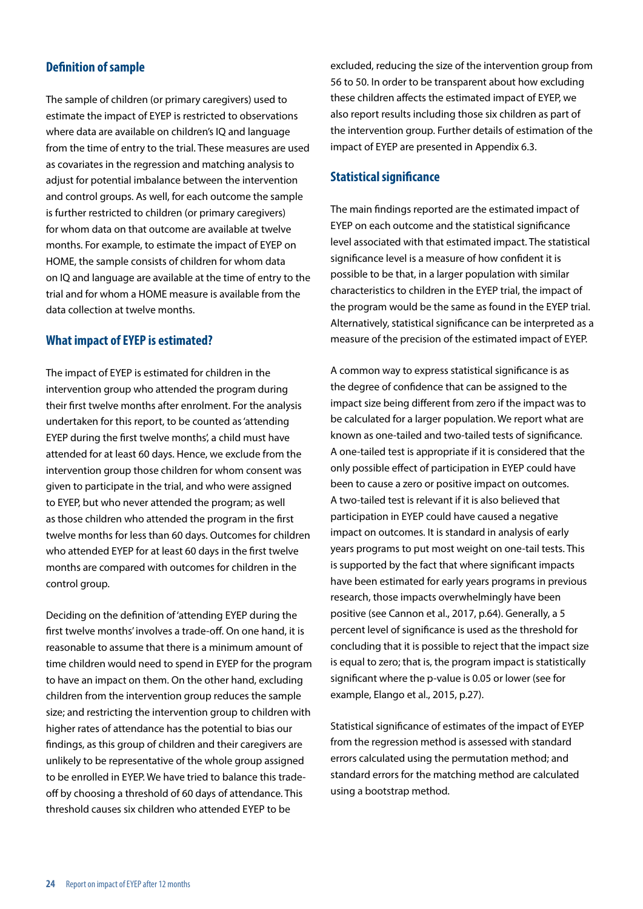### Definition of sample

The sample of children (or primary caregivers) used to estimate the impact of EYEP is restricted to observations where data are available on children's IQ and language from the time of entry to the trial. These measures are used as covariates in the regression and matching analysis to adjust for potential imbalance between the intervention and control groups. As well, for each outcome the sample is further restricted to children (or primary caregivers) for whom data on that outcome are available at twelve months. For example, to estimate the impact of EYEP on HOME, the sample consists of children for whom data on IQ and language are available at the time of entry to the trial and for whom a HOME measure is available from the data collection at twelve months.

### What impact of EYEP is estimated?

The impact of EYEP is estimated for children in the intervention group who attended the program during their first twelve months after enrolment. For the analysis undertaken for this report, to be counted as 'attending EYEP during the first twelve months', a child must have attended for at least 60 days. Hence, we exclude from the intervention group those children for whom consent was given to participate in the trial, and who were assigned to EYEP, but who never attended the program; as well as those children who attended the program in the first twelve months for less than 60 days. Outcomes for children who attended EYEP for at least 60 days in the first twelve months are compared with outcomes for children in the control group.

Deciding on the definition of 'attending EYEP during the first twelve months' involves a trade-off. On one hand, it is reasonable to assume that there is a minimum amount of time children would need to spend in EYEP for the program to have an impact on them. On the other hand, excluding children from the intervention group reduces the sample size; and restricting the intervention group to children with higher rates of attendance has the potential to bias our findings, as this group of children and their caregivers are unlikely to be representative of the whole group assigned to be enrolled in EYEP. We have tried to balance this trade-off by choosing a threshold of 60 days of attendance. This threshold causes six children who attended EYEP to be excluded, reducing the size of the intervention group from 56 to 50. In order to be transparent about how excluding these children affects the estimated impact of EYEP, we also report results including those six children as part of the intervention group. Further details of estimation of the impact of EYEP are presented in Appendix 6.3.

### Statistical significance

The main findings reported are the estimated impact of EYEP on each outcome and the statistical significance level associated with that estimated impact. The statistical significance level is a measure of how confident it is possible to be that, in a larger population with similar characteristics to children in the EYEP trial, the impact of the program would be the same as found in the EYEP trial. Alternatively, statistical significance can be interpreted as a measure of the precision of the estimated impact of EYEP.

A common way to express statistical significance is as the degree of confidence that can be assigned to the impact size being different from zero if the impact was to be calculated for a larger population. We report what are known as one-tailed and two-tailed tests of significance. A one-tailed test is appropriate if it is considered that the only possible effect of participation in EYEP could have been to cause a zero or positive impact on outcomes. A two-tailed test is relevant if it is also believed that participation in EYEP could have caused a negative impact on outcomes. It is standard in analysis of early years programs to put most weight on one-tail tests. This is supported by the fact that where significant impacts have been estimated for early years programs in previous research, those impacts overwhelmingly have been positive (see Cannon et al., 2017, p.64). Generally, a 5 percent level of significance is used as the threshold for concluding that it is possible to reject that the impact size is equal to zero; that is, the program impact is statistically significant where the p-value is 0.05 or lower (see for example, Elango et al., 2015, p.27).

Statistical significance of estimates of the impact of EYEP from the regression method is assessed with standard errors calculated using the permutation method; and standard errors for the matching method are calculated using a bootstrap method.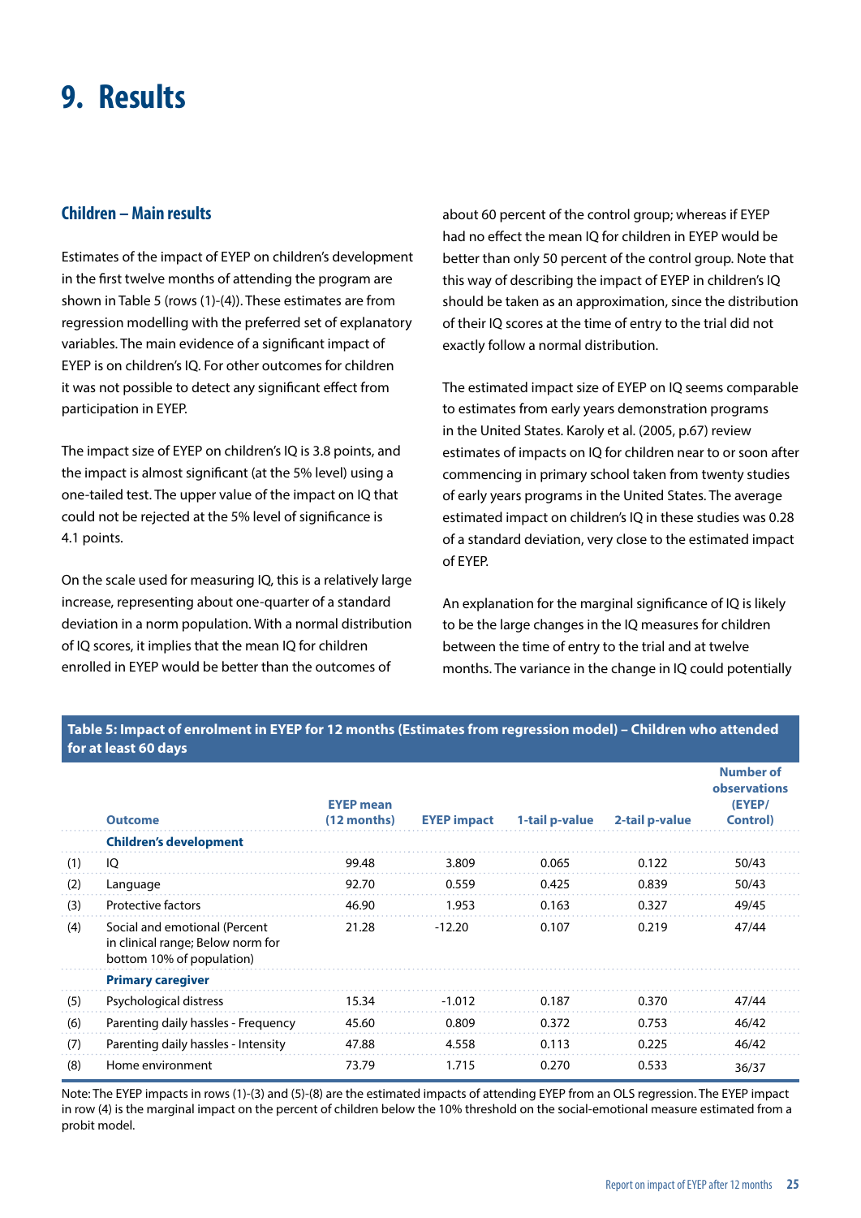# 9. Results

## Children – Main results

Estimates of the impact of EYEP on children's development in the first twelve months of attending the program are shown in Table 5 (rows (1)-(4)). These estimates are from regression modelling with the preferred set of explanatory variables. The main evidence of a significant impact of EYEP is on children's IQ. For other outcomes for children it was not possible to detect any significant effect from participation in EYEP.

The impact size of EYEP on children's IQ is 3.8 points, and the impact is almost significant (at the 5% level) using a one-tailed test. The upper value of the impact on IQ that could not be rejected at the 5% level of significance is 4.1 points.

On the scale used for measuring IQ, this is a relatively large increase, representing about one-quarter of a standard deviation in a norm population. With a normal distribution of IQ scores, it implies that the mean IQ for children enrolled in EYEP would be better than the outcomes of about 60 percent of the control group; whereas if EYEP had no effect the mean IQ for children in EYEP would be better than only 50 percent of the control group. Note that this way of describing the impact of EYEP in children's IQ should be taken as an approximation, since the distribution of their IQ scores at the time of entry to the trial did not exactly follow a normal distribution.

The estimated impact size of EYEP on IQ seems comparable to estimates from early years demonstration programs in the United States. Karoly et al. (2005, p.67) review estimates of impacts on IQ for children near to or soon after commencing in primary school taken from twenty studies of early years programs in the United States. The average estimated impact on children's IQ in these studies was 0.28 of a standard deviation, very close to the estimated impact of EYEP.

An explanation for the marginal significance of IQ is likely to be the large changes in the IQ measures for children between the time of entry to the trial and at twelve months. The variance in the change in IQ could potentially

**Table 5: Impact of enrolment in EYEP for 12 months (Estimates from regression model) – Children who attended for at least 60 days**

| | Outcome | EYEP mean (12 months) | EYEP impact | 1-tail p-value | 2-tail p-value | Number of observations (EYEP/ Control) |
|---|---|---|---|---|---|---|
| | **Children's development** | | | | | |
| (1) | IQ | 99.48 | 3.809 | 0.065 | 0.122 | 50/43 |
| (2) | Language | 92.70 | 0.559 | 0.425 | 0.839 | 50/43 |
| (3) | Protective factors | 46.90 | 1.953 | 0.163 | 0.327 | 49/45 |
| (4) | Social and emotional (Percent in clinical range; Below norm for bottom 10% of population) | 21.28 | -12.20 | 0.107 | 0.219 | 47/44 |
| | **Primary caregiver** | | | | | |
| (5) | Psychological distress | 15.34 | -1.012 | 0.187 | 0.370 | 47/44 |
| (6) | Parenting daily hassles - Frequency | 45.60 | 0.809 | 0.372 | 0.753 | 46/42 |
| (7) | Parenting daily hassles - Intensity | 47.88 | 4.558 | 0.113 | 0.225 | 46/42 |
| (8) | Home environment | 73.79 | 1.715 | 0.270 | 0.533 | 36/37 |

Note: The EYEP impacts in rows (1)-(3) and (5)-(8) are the estimated impacts of attending EYEP from an OLS regression. The EYEP impact in row (4) is the marginal impact on the percent of children below the 10% threshold on the social-emotional measure estimated from a probit model.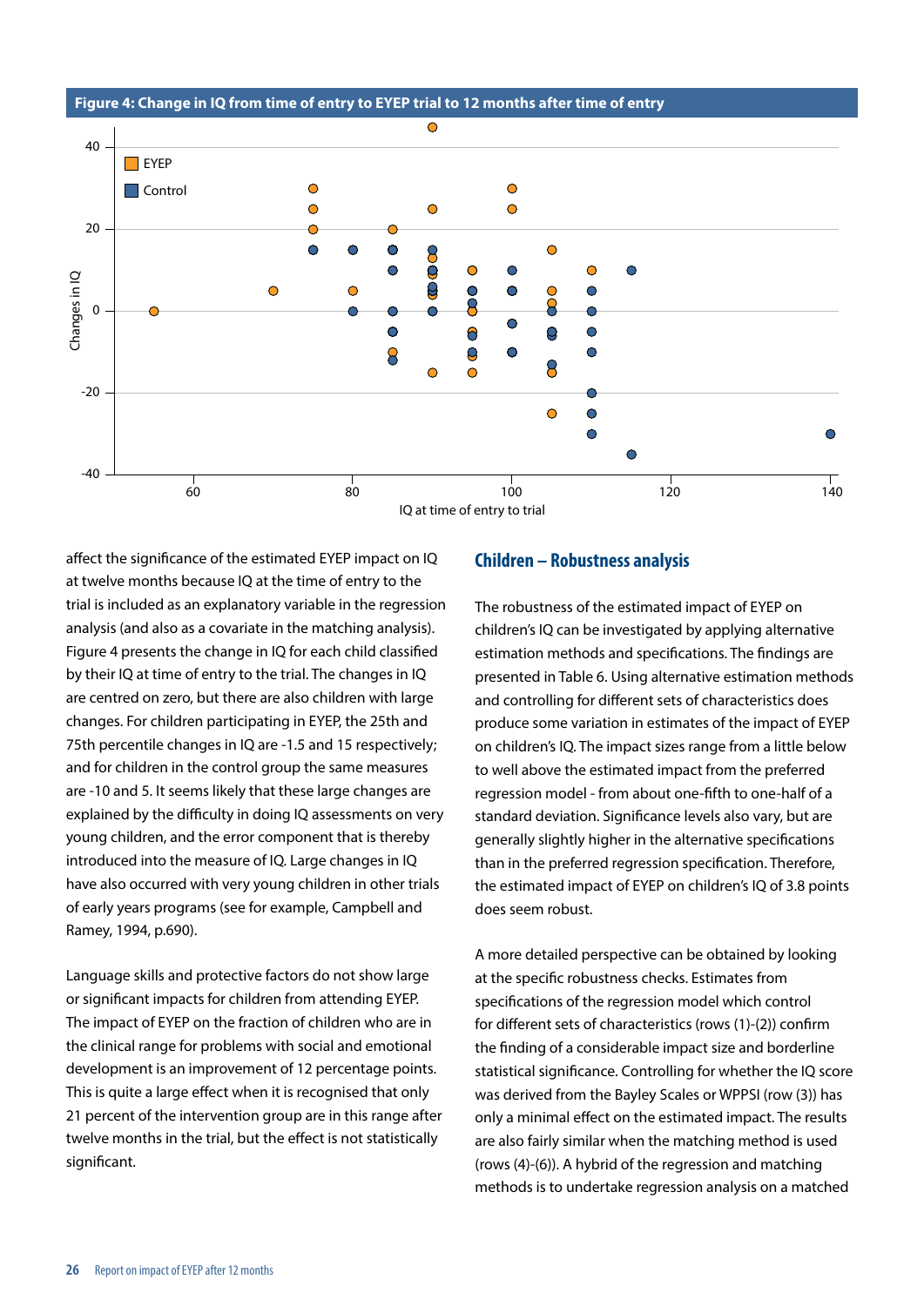**Figure 4: Change in IQ from time of entry to EYEP trial to 12 months after time of entry**

affect the significance of the estimated EYEP impact on IQ at twelve months because IQ at the time of entry to the trial is included as an explanatory variable in the regression analysis (and also as a covariate in the matching analysis). Figure 4 presents the change in IQ for each child classified by their IQ at time of entry to the trial. The changes in IQ are centred on zero, but there are also children with large changes. For children participating in EYEP, the 25th and 75th percentile changes in IQ are -1.5 and 15 respectively; and for children in the control group the same measures are -10 and 5. It seems likely that these large changes are explained by the difficulty in doing IQ assessments on very young children, and the error component that is thereby introduced into the measure of IQ. Large changes in IQ have also occurred with very young children in other trials of early years programs (see for example, Campbell and Ramey, 1994, p.690).

Language skills and protective factors do not show large or significant impacts for children from attending EYEP. The impact of EYEP on the fraction of children who are in the clinical range for problems with social and emotional development is an improvement of 12 percentage points. This is quite a large effect when it is recognised that only 21 percent of the intervention group are in this range after twelve months in the trial, but the effect is not statistically significant.

## Children – Robustness analysis

The robustness of the estimated impact of EYEP on children's IQ can be investigated by applying alternative estimation methods and specifications. The findings are presented in Table 6. Using alternative estimation methods and controlling for different sets of characteristics does produce some variation in estimates of the impact of EYEP on children's IQ. The impact sizes range from a little below to well above the estimated impact from the preferred regression model - from about one-fifth to one-half of a standard deviation. Significance levels also vary, but are generally slightly higher in the alternative specifications than in the preferred regression specification. Therefore, the estimated impact of EYEP on children's IQ of 3.8 points does seem robust.

A more detailed perspective can be obtained by looking at the specific robustness checks. Estimates from specifications of the regression model which control for different sets of characteristics (rows (1)-(2)) confirm the finding of a considerable impact size and borderline statistical significance. Controlling for whether the IQ score was derived from the Bayley Scales or WPPSI (row (3)) has only a minimal effect on the estimated impact. The results are also fairly similar when the matching method is used (rows (4)-(6)). A hybrid of the regression and matching methods is to undertake regression analysis on a matched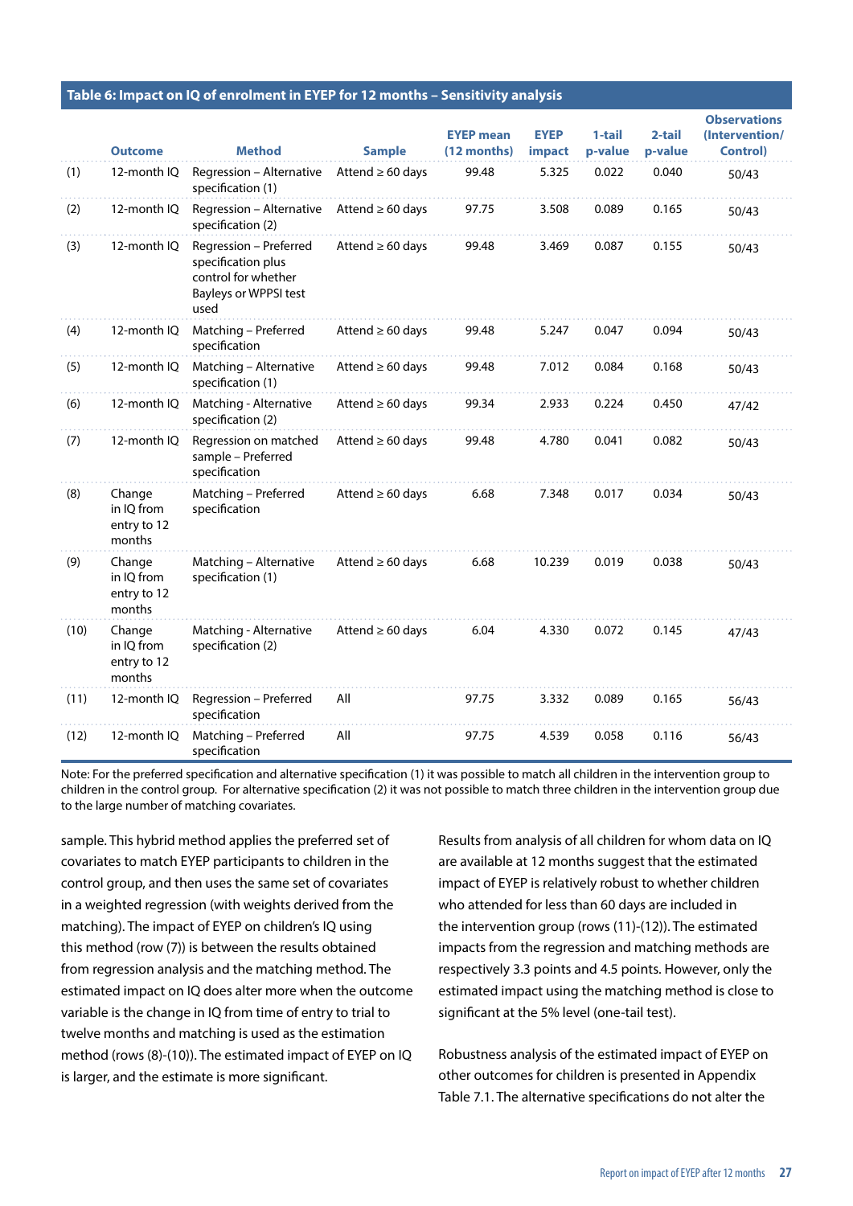**Table 6: Impact on IQ of enrolment in EYEP for 12 months – Sensitivity analysis**

| | Outcome | Method | Sample | EYEP mean (12 months) | EYEP impact | 1-tail p-value | 2-tail p-value | Observations (Intervention/ Control) |
|---|---|---|---|---|---|---|---|---|
| (1) | 12-month IQ | Regression – Alternative specification (1) | Attend ≥ 60 days | 99.48 | 5.325 | 0.022 | 0.040 | 50/43 |
| (2) | 12-month IQ | Regression – Alternative specification (2) | Attend ≥ 60 days | 97.75 | 3.508 | 0.089 | 0.165 | 50/43 |
| (3) | 12-month IQ | Regression – Preferred specification plus control for whether Bayleys or WPPSI test used | Attend ≥ 60 days | 99.48 | 3.469 | 0.087 | 0.155 | 50/43 |
| (4) | 12-month IQ | Matching – Preferred specification | Attend ≥ 60 days | 99.48 | 5.247 | 0.047 | 0.094 | 50/43 |
| (5) | 12-month IQ | Matching – Alternative specification (1) | Attend ≥ 60 days | 99.48 | 7.012 | 0.084 | 0.168 | 50/43 |
| (6) | 12-month IQ | Matching - Alternative specification (2) | Attend ≥ 60 days | 99.34 | 2.933 | 0.224 | 0.450 | 47/42 |
| (7) | 12-month IQ | Regression on matched sample – Preferred specification | Attend ≥ 60 days | 99.48 | 4.780 | 0.041 | 0.082 | 50/43 |
| (8) | Change in IQ from entry to 12 months | Matching – Preferred specification | Attend ≥ 60 days | 6.68 | 7.348 | 0.017 | 0.034 | 50/43 |
| (9) | Change in IQ from entry to 12 months | Matching – Alternative specification (1) | Attend ≥ 60 days | 6.68 | 10.239 | 0.019 | 0.038 | 50/43 |
| (10) | Change in IQ from entry to 12 months | Matching - Alternative specification (2) | Attend ≥ 60 days | 6.04 | 4.330 | 0.072 | 0.145 | 47/43 |
| (11) | 12-month IQ | Regression – Preferred specification | All | 97.75 | 3.332 | 0.089 | 0.165 | 56/43 |
| (12) | 12-month IQ | Matching – Preferred specification | All | 97.75 | 4.539 | 0.058 | 0.116 | 56/43 |

Note: For the preferred specification and alternative specification (1) it was possible to match all children in the intervention group to children in the control group. For alternative specification (2) it was not possible to match three children in the intervention group due to the large number of matching covariates.

sample. This hybrid method applies the preferred set of covariates to match EYEP participants to children in the control group, and then uses the same set of covariates in a weighted regression (with weights derived from the matching). The impact of EYEP on children's IQ using this method (row (7)) is between the results obtained from regression analysis and the matching method. The estimated impact on IQ does alter more when the outcome variable is the change in IQ from time of entry to trial to twelve months and matching is used as the estimation method (rows (8)-(10)). The estimated impact of EYEP on IQ is larger, and the estimate is more significant.

Results from analysis of all children for whom data on IQ are available at 12 months suggest that the estimated impact of EYEP is relatively robust to whether children who attended for less than 60 days are included in the intervention group (rows (11)-(12)). The estimated impacts from the regression and matching methods are respectively 3.3 points and 4.5 points. However, only the estimated impact using the matching method is close to significant at the 5% level (one-tail test).

Robustness analysis of the estimated impact of EYEP on other outcomes for children is presented in Appendix Table 7.1. The alternative specifications do not alter the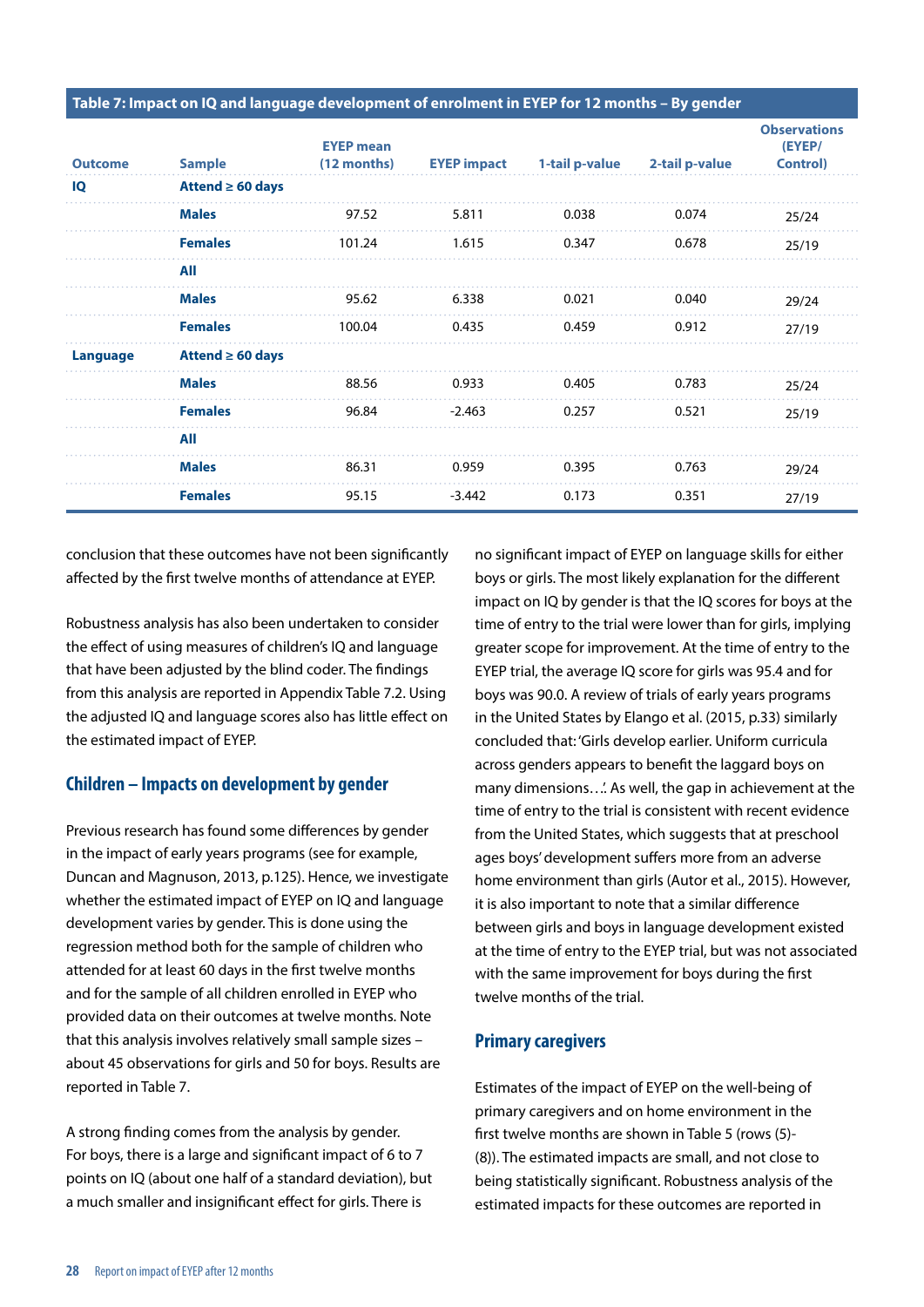**Table 7: Impact on IQ and language development of enrolment in EYEP for 12 months – By gender**

| Outcome | Sample | EYEP mean (12 months) | EYEP impact | 1-tail p-value | 2-tail p-value | Observations (EYEP/ Control) |
|---|---|---|---|---|---|---|
| **IQ** | **Attend ≥ 60 days** | | | | | |
| | **Males** | 97.52 | 5.811 | 0.038 | 0.074 | 25/24 |
| | **Females** | 101.24 | 1.615 | 0.347 | 0.678 | 25/19 |
| | **All** | | | | | |
| | **Males** | 95.62 | 6.338 | 0.021 | 0.040 | 29/24 |
| | **Females** | 100.04 | 0.435 | 0.459 | 0.912 | 27/19 |
| **Language** | **Attend ≥ 60 days** | | | | | |
| | **Males** | 88.56 | 0.933 | 0.405 | 0.783 | 25/24 |
| | **Females** | 96.84 | -2.463 | 0.257 | 0.521 | 25/19 |
| | **All** | | | | | |
| | **Males** | 86.31 | 0.959 | 0.395 | 0.763 | 29/24 |
| | **Females** | 95.15 | -3.442 | 0.173 | 0.351 | 27/19 |

conclusion that these outcomes have not been significantly affected by the first twelve months of attendance at EYEP.

Robustness analysis has also been undertaken to consider the effect of using measures of children's IQ and language that have been adjusted by the blind coder. The findings from this analysis are reported in Appendix Table 7.2. Using the adjusted IQ and language scores also has little effect on the estimated impact of EYEP.

## Children – Impacts on development by gender

Previous research has found some differences by gender in the impact of early years programs (see for example, Duncan and Magnuson, 2013, p.125). Hence, we investigate whether the estimated impact of EYEP on IQ and language development varies by gender. This is done using the regression method both for the sample of children who attended for at least 60 days in the first twelve months and for the sample of all children enrolled in EYEP who provided data on their outcomes at twelve months. Note that this analysis involves relatively small sample sizes – about 45 observations for girls and 50 for boys. Results are reported in Table 7.

A strong finding comes from the analysis by gender. For boys, there is a large and significant impact of 6 to 7 points on IQ (about one half of a standard deviation), but a much smaller and insignificant effect for girls. There is no significant impact of EYEP on language skills for either boys or girls. The most likely explanation for the different impact on IQ by gender is that the IQ scores for boys at the time of entry to the trial were lower than for girls, implying greater scope for improvement. At the time of entry to the EYEP trial, the average IQ score for girls was 95.4 and for boys was 90.0. A review of trials of early years programs in the United States by Elango et al. (2015, p.33) similarly concluded that: 'Girls develop earlier. Uniform curricula across genders appears to benefit the laggard boys on many dimensions…'. As well, the gap in achievement at the time of entry to the trial is consistent with recent evidence from the United States, which suggests that at preschool ages boys' development suffers more from an adverse home environment than girls (Autor et al., 2015). However, it is also important to note that a similar difference between girls and boys in language development existed at the time of entry to the EYEP trial, but was not associated with the same improvement for boys during the first twelve months of the trial.

## Primary caregivers

Estimates of the impact of EYEP on the well-being of primary caregivers and on home environment in the first twelve months are shown in Table 5 (rows (5)-(8)). The estimated impacts are small, and not close to being statistically significant. Robustness analysis of the estimated impacts for these outcomes are reported in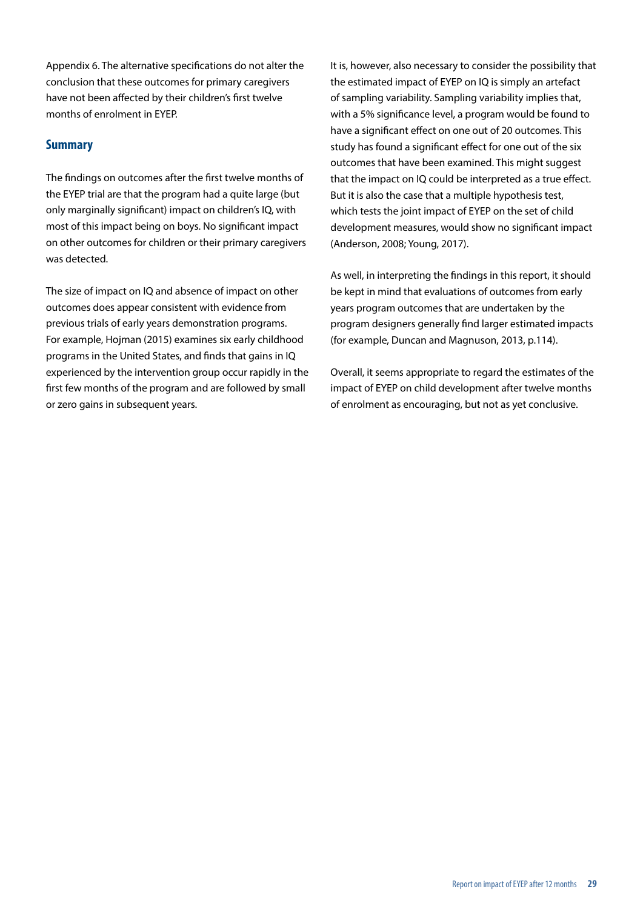Appendix 6. The alternative specifications do not alter the conclusion that these outcomes for primary caregivers have not been affected by their children's first twelve months of enrolment in EYEP.

## Summary

The findings on outcomes after the first twelve months of the EYEP trial are that the program had a quite large (but only marginally significant) impact on children's IQ, with most of this impact being on boys. No significant impact on other outcomes for children or their primary caregivers was detected.

The size of impact on IQ and absence of impact on other outcomes does appear consistent with evidence from previous trials of early years demonstration programs. For example, Hojman (2015) examines six early childhood programs in the United States, and finds that gains in IQ experienced by the intervention group occur rapidly in the first few months of the program and are followed by small or zero gains in subsequent years.

It is, however, also necessary to consider the possibility that the estimated impact of EYEP on IQ is simply an artefact of sampling variability. Sampling variability implies that, with a 5% significance level, a program would be found to have a significant effect on one out of 20 outcomes. This study has found a significant effect for one out of the six outcomes that have been examined. This might suggest that the impact on IQ could be interpreted as a true effect. But it is also the case that a multiple hypothesis test, which tests the joint impact of EYEP on the set of child development measures, would show no significant impact (Anderson, 2008; Young, 2017).

As well, in interpreting the findings in this report, it should be kept in mind that evaluations of outcomes from early years program outcomes that are undertaken by the program designers generally find larger estimated impacts (for example, Duncan and Magnuson, 2013, p.114).

Overall, it seems appropriate to regard the estimates of the impact of EYEP on child development after twelve months of enrolment as encouraging, but not as yet conclusive.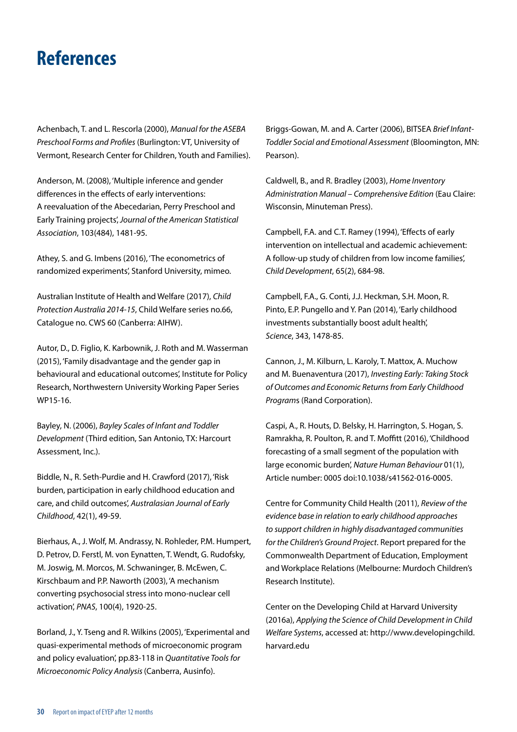# References

Achenbach, T. and L. Rescorla (2000), *Manual for the ASEBA Preschool Forms and Profiles* (Burlington: VT, University of Vermont, Research Center for Children, Youth and Families).

Anderson, M. (2008), 'Multiple inference and gender differences in the effects of early interventions: A reevaluation of the Abecedarian, Perry Preschool and Early Training projects', *Journal of the American Statistical Association*, 103(484), 1481-95.

Athey, S. and G. Imbens (2016), 'The econometrics of randomized experiments', Stanford University, mimeo.

Australian Institute of Health and Welfare (2017), *Child Protection Australia 2014-15*, Child Welfare series no.66, Catalogue no. CWS 60 (Canberra: AIHW).

Autor, D., D. Figlio, K. Karbownik, J. Roth and M. Wasserman (2015), 'Family disadvantage and the gender gap in behavioural and educational outcomes', Institute for Policy Research, Northwestern University Working Paper Series WP15-16.

Bayley, N. (2006), *Bayley Scales of Infant and Toddler Development* (Third edition, San Antonio, TX: Harcourt Assessment, Inc.).

Biddle, N., R. Seth-Purdie and H. Crawford (2017), 'Risk burden, participation in early childhood education and care, and child outcomes', *Australasian Journal of Early Childhood*, 42(1), 49-59.

Bierhaus, A., J. Wolf, M. Andrassy, N. Rohleder, P.M. Humpert, D. Petrov, D. Ferstl, M. von Eynatten, T. Wendt, G. Rudofsky, M. Joswig, M. Morcos, M. Schwaninger, B. McEwen, C. Kirschbaum and P.P. Naworth (2003), 'A mechanism converting psychosocial stress into mono-nuclear cell activation', *PNAS*, 100(4), 1920-25.

Borland, J., Y. Tseng and R. Wilkins (2005), 'Experimental and quasi-experimental methods of microeconomic program and policy evaluation', pp.83-118 in *Quantitative Tools for Microeconomic Policy Analysis* (Canberra, Ausinfo).

Briggs-Gowan, M. and A. Carter (2006), BITSEA *Brief Infant-Toddler Social and Emotional Assessment* (Bloomington, MN: Pearson).

Caldwell, B., and R. Bradley (2003), *Home Inventory Administration Manual – Comprehensive Edition* (Eau Claire: Wisconsin, Minuteman Press).

Campbell, F.A. and C.T. Ramey (1994), 'Effects of early intervention on intellectual and academic achievement: A follow-up study of children from low income families', *Child Development*, 65(2), 684-98.

Campbell, F.A., G. Conti, J.J. Heckman, S.H. Moon, R. Pinto, E.P. Pungello and Y. Pan (2014), 'Early childhood investments substantially boost adult health', *Science*, 343, 1478-85.

Cannon, J., M. Kilburn, L. Karoly, T. Mattox, A. Muchow and M. Buenaventura (2017), *Investing Early: Taking Stock of Outcomes and Economic Returns from Early Childhood Programs* (Rand Corporation).

Caspi, A., R. Houts, D. Belsky, H. Harrington, S. Hogan, S. Ramrakha, R. Poulton, R. and T. Moffitt (2016), 'Childhood forecasting of a small segment of the population with large economic burden', *Nature Human Behaviour* 01(1), Article number: 0005 doi:10.1038/s41562-016-0005.

Centre for Community Child Health (2011), *Review of the evidence base in relation to early childhood approaches to support children in highly disadvantaged communities for the Children's Ground Project*. Report prepared for the Commonwealth Department of Education, Employment and Workplace Relations (Melbourne: Murdoch Children's Research Institute).

Center on the Developing Child at Harvard University (2016a), *Applying the Science of Child Development in Child Welfare Systems*, accessed at: http://www.developingchild.harvard.edu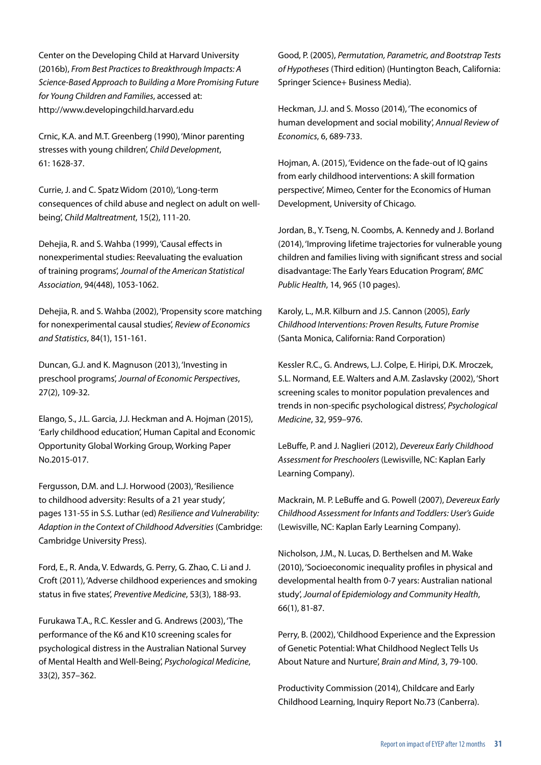Center on the Developing Child at Harvard University (2016b), *From Best Practices to Breakthrough Impacts: A Science-Based Approach to Building a More Promising Future for Young Children and Families*, accessed at: http://www.developingchild.harvard.edu

Crnic, K.A. and M.T. Greenberg (1990), 'Minor parenting stresses with young children', *Child Development*, 61: 1628-37.

Currie, J. and C. Spatz Widom (2010), 'Long-term consequences of child abuse and neglect on adult on well-being', *Child Maltreatment*, 15(2), 111-20.

Dehejia, R. and S. Wahba (1999), 'Causal effects in nonexperimental studies: Reevaluating the evaluation of training programs', *Journal of the American Statistical Association*, 94(448), 1053-1062.

Dehejia, R. and S. Wahba (2002), 'Propensity score matching for nonexperimental causal studies', *Review of Economics and Statistics*, 84(1), 151-161.

Duncan, G.J. and K. Magnuson (2013), 'Investing in preschool programs', *Journal of Economic Perspectives*, 27(2), 109-32.

Elango, S., J.L. Garcia, J.J. Heckman and A. Hojman (2015), 'Early childhood education', Human Capital and Economic Opportunity Global Working Group, Working Paper No.2015-017.

Fergusson, D.M. and L.J. Horwood (2003), 'Resilience to childhood adversity: Results of a 21 year study', pages 131-55 in S.S. Luthar (ed) *Resilience and Vulnerability: Adaption in the Context of Childhood Adversities* (Cambridge: Cambridge University Press).

Ford, E., R. Anda, V. Edwards, G. Perry, G. Zhao, C. Li and J. Croft (2011), 'Adverse childhood experiences and smoking status in five states', *Preventive Medicine*, 53(3), 188-93.

Furukawa T.A., R.C. Kessler and G. Andrews (2003), 'The performance of the K6 and K10 screening scales for psychological distress in the Australian National Survey of Mental Health and Well-Being', *Psychological Medicine*, 33(2), 357–362.

Good, P. (2005), *Permutation, Parametric, and Bootstrap Tests of Hypotheses* (Third edition) (Huntington Beach, California: Springer Science+ Business Media).

Heckman, J.J. and S. Mosso (2014), 'The economics of human development and social mobility', *Annual Review of Economics*, 6, 689-733.

Hojman, A. (2015), 'Evidence on the fade-out of IQ gains from early childhood interventions: A skill formation perspective', Mimeo, Center for the Economics of Human Development, University of Chicago.

Jordan, B., Y. Tseng, N. Coombs, A. Kennedy and J. Borland (2014), 'Improving lifetime trajectories for vulnerable young children and families living with significant stress and social disadvantage: The Early Years Education Program', *BMC Public Health*, 14, 965 (10 pages).

Karoly, L., M.R. Kilburn and J.S. Cannon (2005), *Early Childhood Interventions: Proven Results, Future Promise* (Santa Monica, California: Rand Corporation)

Kessler R.C., G. Andrews, L.J. Colpe, E. Hiripi, D.K. Mroczek, S.L. Normand, E.E. Walters and A.M. Zaslavsky (2002), 'Short screening scales to monitor population prevalences and trends in non-specific psychological distress', *Psychological Medicine*, 32, 959–976.

LeBuffe, P. and J. Naglieri (2012), *Devereux Early Childhood Assessment for Preschoolers* (Lewisville, NC: Kaplan Early Learning Company).

Mackrain, M. P. LeBuffe and G. Powell (2007), *Devereux Early Childhood Assessment for Infants and Toddlers: User's Guide* (Lewisville, NC: Kaplan Early Learning Company).

Nicholson, J.M., N. Lucas, D. Berthelsen and M. Wake (2010), 'Socioeconomic inequality profiles in physical and developmental health from 0-7 years: Australian national study', *Journal of Epidemiology and Community Health*, 66(1), 81-87.

Perry, B. (2002), 'Childhood Experience and the Expression of Genetic Potential: What Childhood Neglect Tells Us About Nature and Nurture', *Brain and Mind*, 3, 79-100.

Productivity Commission (2014), Childcare and Early Childhood Learning, Inquiry Report No.73 (Canberra).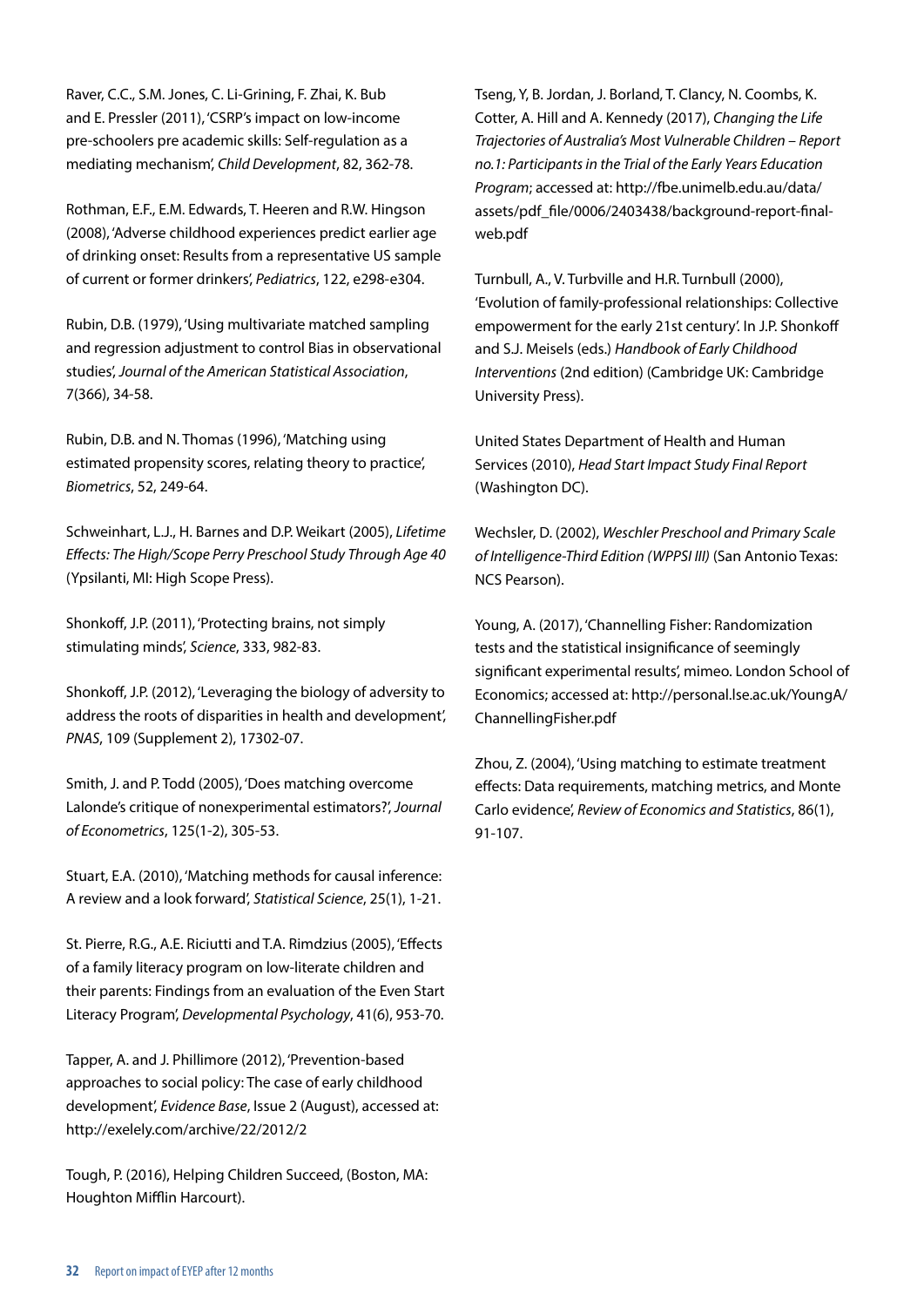Raver, C.C., S.M. Jones, C. Li-Grining, F. Zhai, K. Bub and E. Pressler (2011), 'CSRP's impact on low-income pre-schoolers pre academic skills: Self-regulation as a mediating mechanism', *Child Development*, 82, 362-78.

Rothman, E.F., E.M. Edwards, T. Heeren and R.W. Hingson (2008), 'Adverse childhood experiences predict earlier age of drinking onset: Results from a representative US sample of current or former drinkers', *Pediatrics*, 122, e298-e304.

Rubin, D.B. (1979), 'Using multivariate matched sampling and regression adjustment to control Bias in observational studies', *Journal of the American Statistical Association*, 7(366), 34-58.

Rubin, D.B. and N. Thomas (1996), 'Matching using estimated propensity scores, relating theory to practice', *Biometrics*, 52, 249-64.

Schweinhart, L.J., H. Barnes and D.P. Weikart (2005), *Lifetime Effects: The High/Scope Perry Preschool Study Through Age 40* (Ypsilanti, MI: High Scope Press).

Shonkoff, J.P. (2011), 'Protecting brains, not simply stimulating minds', *Science*, 333, 982-83.

Shonkoff, J.P. (2012), 'Leveraging the biology of adversity to address the roots of disparities in health and development', *PNAS*, 109 (Supplement 2), 17302-07.

Smith, J. and P. Todd (2005), 'Does matching overcome Lalonde's critique of nonexperimental estimators?', *Journal of Econometrics*, 125(1-2), 305-53.

Stuart, E.A. (2010), 'Matching methods for causal inference: A review and a look forward', *Statistical Science*, 25(1), 1-21.

St. Pierre, R.G., A.E. Riciutti and T.A. Rimdzius (2005), 'Effects of a family literacy program on low-literate children and their parents: Findings from an evaluation of the Even Start Literacy Program', *Developmental Psychology*, 41(6), 953-70.

Tapper, A. and J. Phillimore (2012), 'Prevention-based approaches to social policy: The case of early childhood development', *Evidence Base*, Issue 2 (August), accessed at: http://exelely.com/archive/22/2012/2

Tough, P. (2016), Helping Children Succeed, (Boston, MA: Houghton Mifflin Harcourt).

Tseng, Y, B. Jordan, J. Borland, T. Clancy, N. Coombs, K. Cotter, A. Hill and A. Kennedy (2017), *Changing the Life Trajectories of Australia's Most Vulnerable Children – Report no.1: Participants in the Trial of the Early Years Education Program*; accessed at: http://fbe.unimelb.edu.au/data/assets/pdf_file/0006/2403438/background-report-final-web.pdf

Turnbull, A., V. Turbville and H.R. Turnbull (2000), 'Evolution of family-professional relationships: Collective empowerment for the early 21st century'. In J.P. Shonkoff and S.J. Meisels (eds.) *Handbook of Early Childhood Interventions* (2nd edition) (Cambridge UK: Cambridge University Press).

United States Department of Health and Human Services (2010), *Head Start Impact Study Final Report* (Washington DC).

Wechsler, D. (2002), *Weschler Preschool and Primary Scale of Intelligence-Third Edition (WPPSI III)* (San Antonio Texas: NCS Pearson).

Young, A. (2017), 'Channelling Fisher: Randomization tests and the statistical insignificance of seemingly significant experimental results', mimeo. London School of Economics; accessed at: http://personal.lse.ac.uk/YoungA/ChannellingFisher.pdf

Zhou, Z. (2004), 'Using matching to estimate treatment effects: Data requirements, matching metrics, and Monte Carlo evidence', *Review of Economics and Statistics*, 86(1), 91-107.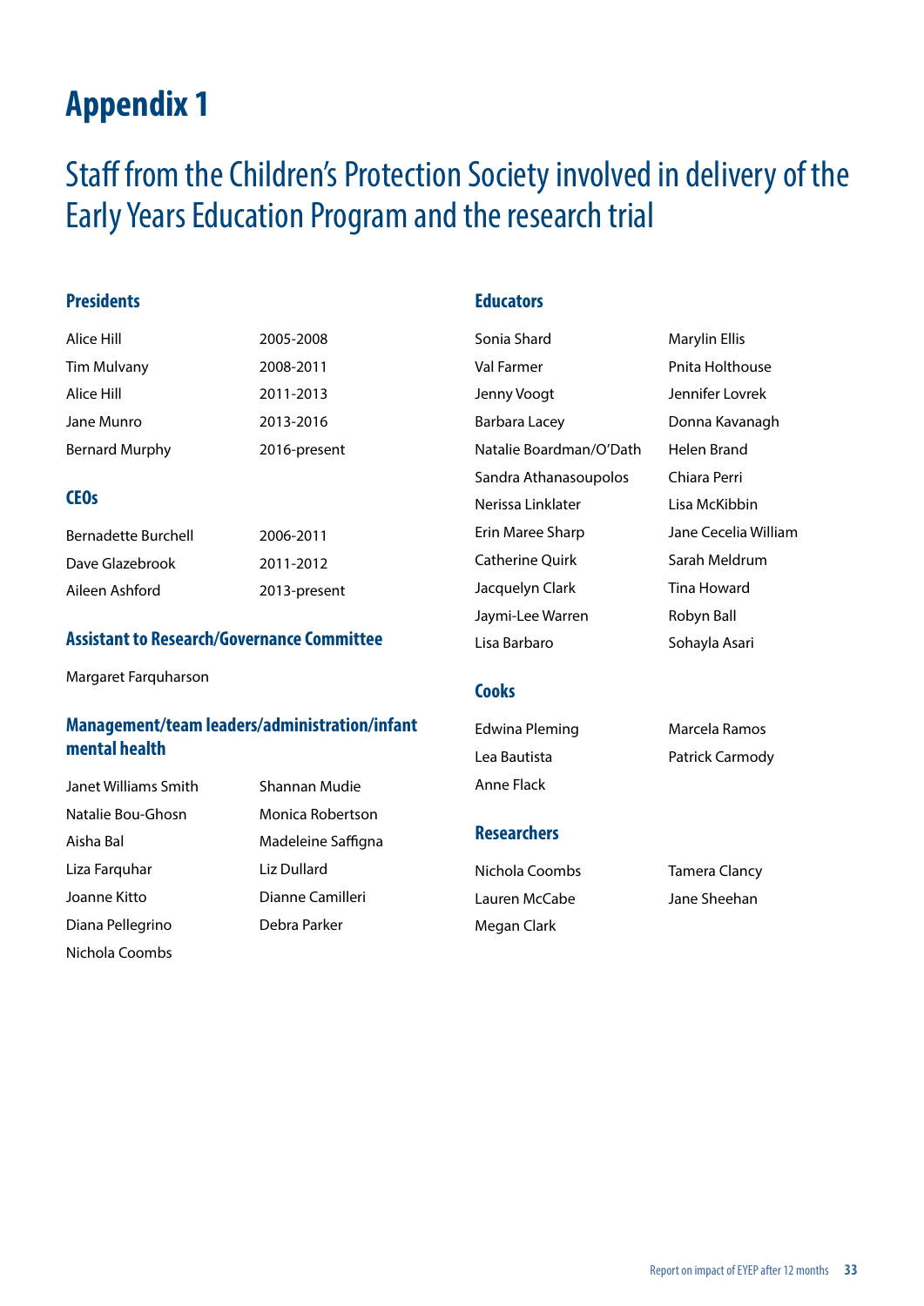# Appendix 1

## Staff from the Children's Protection Society involved in delivery of the Early Years Education Program and the research trial

### Presidents

| | |
|---|---|
| Alice Hill | 2005-2008 |
| Tim Mulvany | 2008-2011 |
| Alice Hill | 2011-2013 |
| Jane Munro | 2013-2016 |
| Bernard Murphy | 2016-present |

### CEOs

| | |
|---|---|
| Bernadette Burchell | 2006-2011 |
| Dave Glazebrook | 2011-2012 |
| Aileen Ashford | 2013-present |

### Assistant to Research/Governance Committee

Margaret Farquharson

### Management/team leaders/administration/infant mental health

Janet Williams Smith
Natalie Bou-Ghosn
Aisha Bal
Liza Farquhar
Joanne Kitto
Diana Pellegrino
Nichola Coombs
Shannan Mudie
Monica Robertson
Madeleine Saffigna
Liz Dullard
Dianne Camilleri
Debra Parker

### Educators

Sonia Shard
Val Farmer
Jenny Voogt
Barbara Lacey
Natalie Boardman/O'Dath
Sandra Athanasoupolos
Nerissa Linklater
Erin Maree Sharp
Catherine Quirk
Jacquelyn Clark
Jaymi-Lee Warren
Lisa Barbaro
Marylin Ellis
Pnita Holthouse
Jennifer Lovrek
Donna Kavanagh
Helen Brand
Chiara Perri
Lisa McKibbin
Jane Cecelia William
Sarah Meldrum
Tina Howard
Robyn Ball
Sohayla Asari

### Cooks

Edwina Pleming
Lea Bautista
Anne Flack
Marcela Ramos
Patrick Carmody

### Researchers

Nichola Coombs
Lauren McCabe
Megan Clark
Tamera Clancy
Jane Sheehan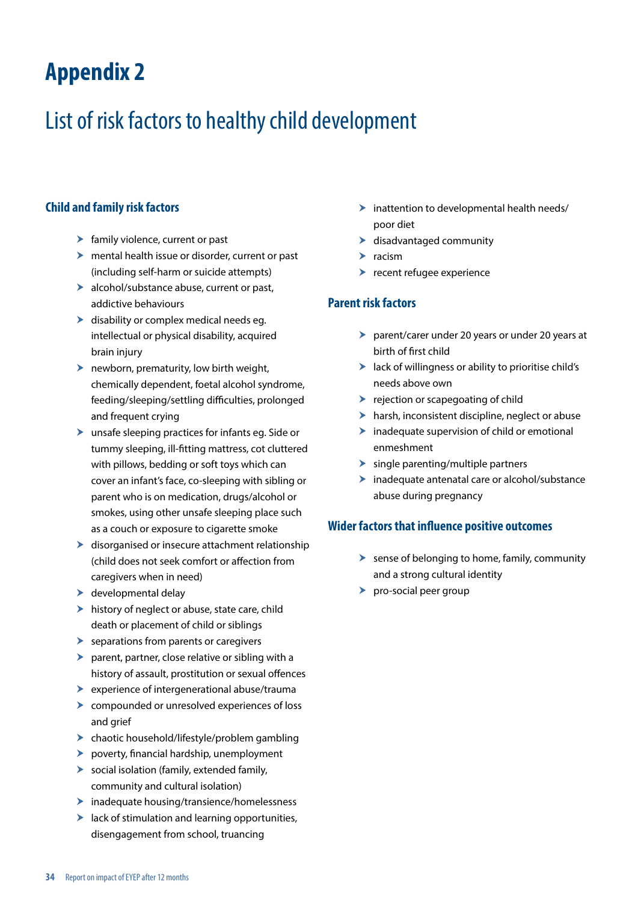# Appendix 2

## List of risk factors to healthy child development

### Child and family risk factors

- family violence, current or past
- mental health issue or disorder, current or past (including self-harm or suicide attempts)
- alcohol/substance abuse, current or past, addictive behaviours
- disability or complex medical needs eg. intellectual or physical disability, acquired brain injury
- newborn, prematurity, low birth weight, chemically dependent, foetal alcohol syndrome, feeding/sleeping/settling difficulties, prolonged and frequent crying
- unsafe sleeping practices for infants eg. Side or tummy sleeping, ill-fitting mattress, cot cluttered with pillows, bedding or soft toys which can cover an infant's face, co-sleeping with sibling or parent who is on medication, drugs/alcohol or smokes, using other unsafe sleeping place such as a couch or exposure to cigarette smoke
- disorganised or insecure attachment relationship (child does not seek comfort or affection from caregivers when in need)
- developmental delay
- history of neglect or abuse, state care, child death or placement of child or siblings
- separations from parents or caregivers
- parent, partner, close relative or sibling with a history of assault, prostitution or sexual offences
- experience of intergenerational abuse/trauma
- compounded or unresolved experiences of loss and grief
- chaotic household/lifestyle/problem gambling
- poverty, financial hardship, unemployment
- social isolation (family, extended family, community and cultural isolation)
- inadequate housing/transience/homelessness
- lack of stimulation and learning opportunities, disengagement from school, truancing
- inattention to developmental health needs/ poor diet
- disadvantaged community
- racism
- recent refugee experience

### Parent risk factors

- parent/carer under 20 years or under 20 years at birth of first child
- lack of willingness or ability to prioritise child's needs above own
- rejection or scapegoating of child
- harsh, inconsistent discipline, neglect or abuse
- inadequate supervision of child or emotional enmeshment
- single parenting/multiple partners
- inadequate antenatal care or alcohol/substance abuse during pregnancy

### Wider factors that influence positive outcomes

- sense of belonging to home, family, community and a strong cultural identity
- pro-social peer group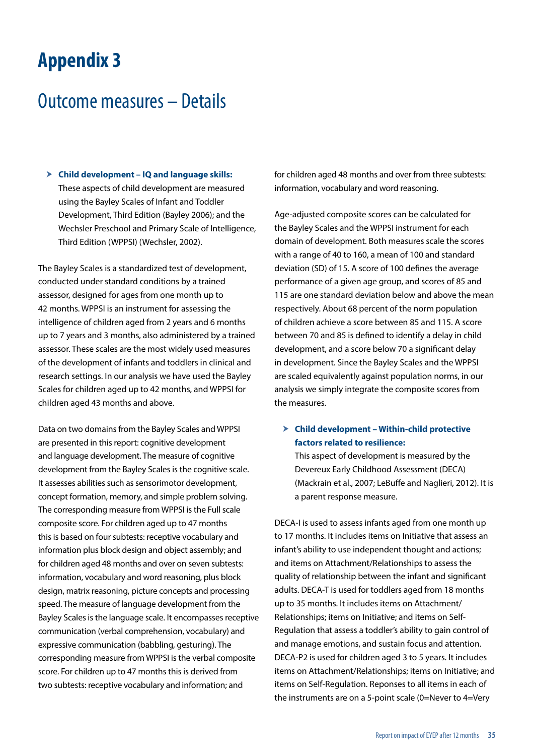# Appendix 3

## Outcome measures – Details

- **Child development – IQ and language skills:** These aspects of child development are measured using the Bayley Scales of Infant and Toddler Development, Third Edition (Bayley 2006); and the Wechsler Preschool and Primary Scale of Intelligence, Third Edition (WPPSI) (Wechsler, 2002).

The Bayley Scales is a standardized test of development, conducted under standard conditions by a trained assessor, designed for ages from one month up to 42 months. WPPSI is an instrument for assessing the intelligence of children aged from 2 years and 6 months up to 7 years and 3 months, also administered by a trained assessor. These scales are the most widely used measures of the development of infants and toddlers in clinical and research settings. In our analysis we have used the Bayley Scales for children aged up to 42 months, and WPPSI for children aged 43 months and above.

Data on two domains from the Bayley Scales and WPPSI are presented in this report: cognitive development and language development. The measure of cognitive development from the Bayley Scales is the cognitive scale. It assesses abilities such as sensorimotor development, concept formation, memory, and simple problem solving. The corresponding measure from WPPSI is the Full scale composite score. For children aged up to 47 months this is based on four subtests: receptive vocabulary and information plus block design and object assembly; and for children aged 48 months and over on seven subtests: information, vocabulary and word reasoning, plus block design, matrix reasoning, picture concepts and processing speed. The measure of language development from the Bayley Scales is the language scale. It encompasses receptive communication (verbal comprehension, vocabulary) and expressive communication (babbling, gesturing). The corresponding measure from WPPSI is the verbal composite score. For children up to 47 months this is derived from two subtests: receptive vocabulary and information; and for children aged 48 months and over from three subtests: information, vocabulary and word reasoning.

Age-adjusted composite scores can be calculated for the Bayley Scales and the WPPSI instrument for each domain of development. Both measures scale the scores with a range of 40 to 160, a mean of 100 and standard deviation (SD) of 15. A score of 100 defines the average performance of a given age group, and scores of 85 and 115 are one standard deviation below and above the mean respectively. About 68 percent of the norm population of children achieve a score between 85 and 115. A score between 70 and 85 is defined to identify a delay in child development, and a score below 70 a significant delay in development. Since the Bayley Scales and the WPPSI are scaled equivalently against population norms, in our analysis we simply integrate the composite scores from the measures.

- **Child development – Within-child protective factors related to resilience:** This aspect of development is measured by the Devereux Early Childhood Assessment (DECA) (Mackrain et al., 2007; LeBuffe and Naglieri, 2012). It is a parent response measure.

DECA-I is used to assess infants aged from one month up to 17 months. It includes items on Initiative that assess an infant's ability to use independent thought and actions; and items on Attachment/Relationships to assess the quality of relationship between the infant and significant adults. DECA-T is used for toddlers aged from 18 months up to 35 months. It includes items on Attachment/Relationships; items on Initiative; and items on Self-Regulation that assess a toddler's ability to gain control of and manage emotions, and sustain focus and attention. DECA-P2 is used for children aged 3 to 5 years. It includes items on Attachment/Relationships; items on Initiative; and items on Self-Regulation. Reponses to all items in each of the instruments are on a 5-point scale (0=Never to 4=Very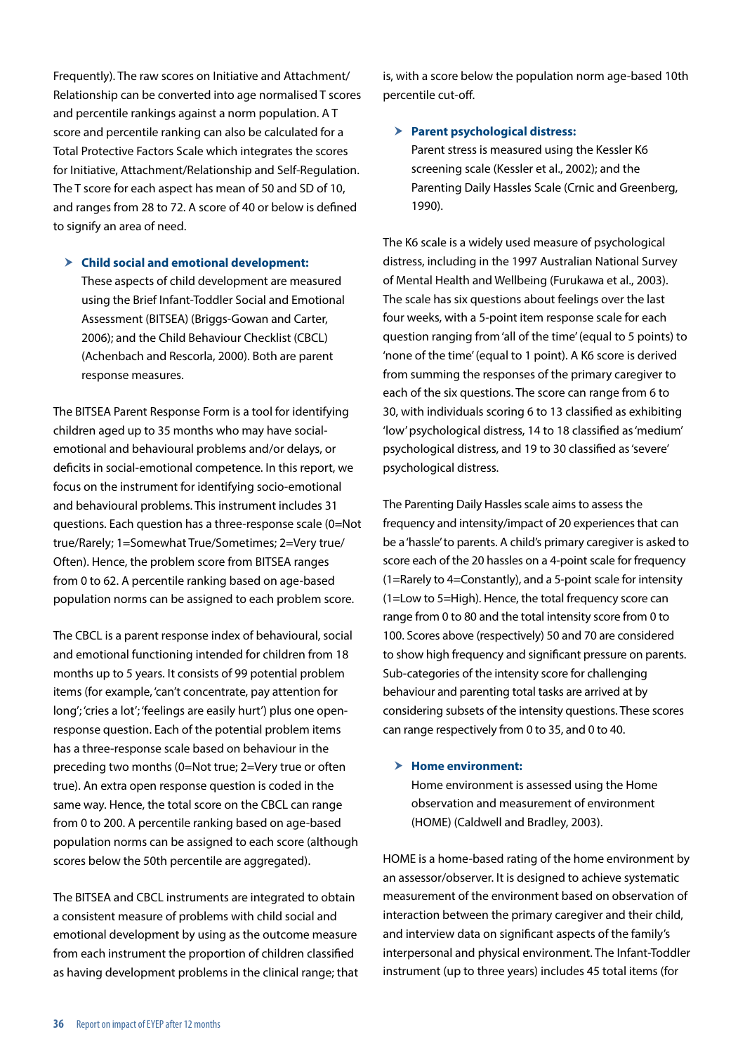Frequently). The raw scores on Initiative and Attachment/Relationship can be converted into age normalised T scores and percentile rankings against a norm population. A T score and percentile ranking can also be calculated for a Total Protective Factors Scale which integrates the scores for Initiative, Attachment/Relationship and Self-Regulation. The T score for each aspect has mean of 50 and SD of 10, and ranges from 28 to 72. A score of 40 or below is defined to signify an area of need.

- **Child social and emotional development:**
  These aspects of child development are measured using the Brief Infant-Toddler Social and Emotional Assessment (BITSEA) (Briggs-Gowan and Carter, 2006); and the Child Behaviour Checklist (CBCL) (Achenbach and Rescorla, 2000). Both are parent response measures.

The BITSEA Parent Response Form is a tool for identifying children aged up to 35 months who may have social-emotional and behavioural problems and/or delays, or deficits in social-emotional competence. In this report, we focus on the instrument for identifying socio-emotional and behavioural problems. This instrument includes 31 questions. Each question has a three-response scale (0=Not true/Rarely; 1=Somewhat True/Sometimes; 2=Very true/Often). Hence, the problem score from BITSEA ranges from 0 to 62. A percentile ranking based on age-based population norms can be assigned to each problem score.

The CBCL is a parent response index of behavioural, social and emotional functioning intended for children from 18 months up to 5 years. It consists of 99 potential problem items (for example, 'can't concentrate, pay attention for long'; 'cries a lot'; 'feelings are easily hurt') plus one open-response question. Each of the potential problem items has a three-response scale based on behaviour in the preceding two months (0=Not true; 2=Very true or often true). An extra open response question is coded in the same way. Hence, the total score on the CBCL can range from 0 to 200. A percentile ranking based on age-based population norms can be assigned to each score (although scores below the 50th percentile are aggregated).

The BITSEA and CBCL instruments are integrated to obtain a consistent measure of problems with child social and emotional development by using as the outcome measure from each instrument the proportion of children classified as having development problems in the clinical range; that is, with a score below the population norm age-based 10th percentile cut-off.

- **Parent psychological distress:**
  Parent stress is measured using the Kessler K6 screening scale (Kessler et al., 2002); and the Parenting Daily Hassles Scale (Crnic and Greenberg, 1990).

The K6 scale is a widely used measure of psychological distress, including in the 1997 Australian National Survey of Mental Health and Wellbeing (Furukawa et al., 2003). The scale has six questions about feelings over the last four weeks, with a 5-point item response scale for each question ranging from 'all of the time' (equal to 5 points) to 'none of the time' (equal to 1 point). A K6 score is derived from summing the responses of the primary caregiver to each of the six questions. The score can range from 6 to 30, with individuals scoring 6 to 13 classified as exhibiting 'low' psychological distress, 14 to 18 classified as 'medium' psychological distress, and 19 to 30 classified as 'severe' psychological distress.

The Parenting Daily Hassles scale aims to assess the frequency and intensity/impact of 20 experiences that can be a 'hassle' to parents. A child's primary caregiver is asked to score each of the 20 hassles on a 4-point scale for frequency (1=Rarely to 4=Constantly), and a 5-point scale for intensity (1=Low to 5=High). Hence, the total frequency score can range from 0 to 80 and the total intensity score from 0 to 100. Scores above (respectively) 50 and 70 are considered to show high frequency and significant pressure on parents. Sub-categories of the intensity score for challenging behaviour and parenting total tasks are arrived at by considering subsets of the intensity questions. These scores can range respectively from 0 to 35, and 0 to 40.

- **Home environment:**
  Home environment is assessed using the Home observation and measurement of environment (HOME) (Caldwell and Bradley, 2003).

HOME is a home-based rating of the home environment by an assessor/observer. It is designed to achieve systematic measurement of the environment based on observation of interaction between the primary caregiver and their child, and interview data on significant aspects of the family's interpersonal and physical environment. The Infant-Toddler instrument (up to three years) includes 45 total items (for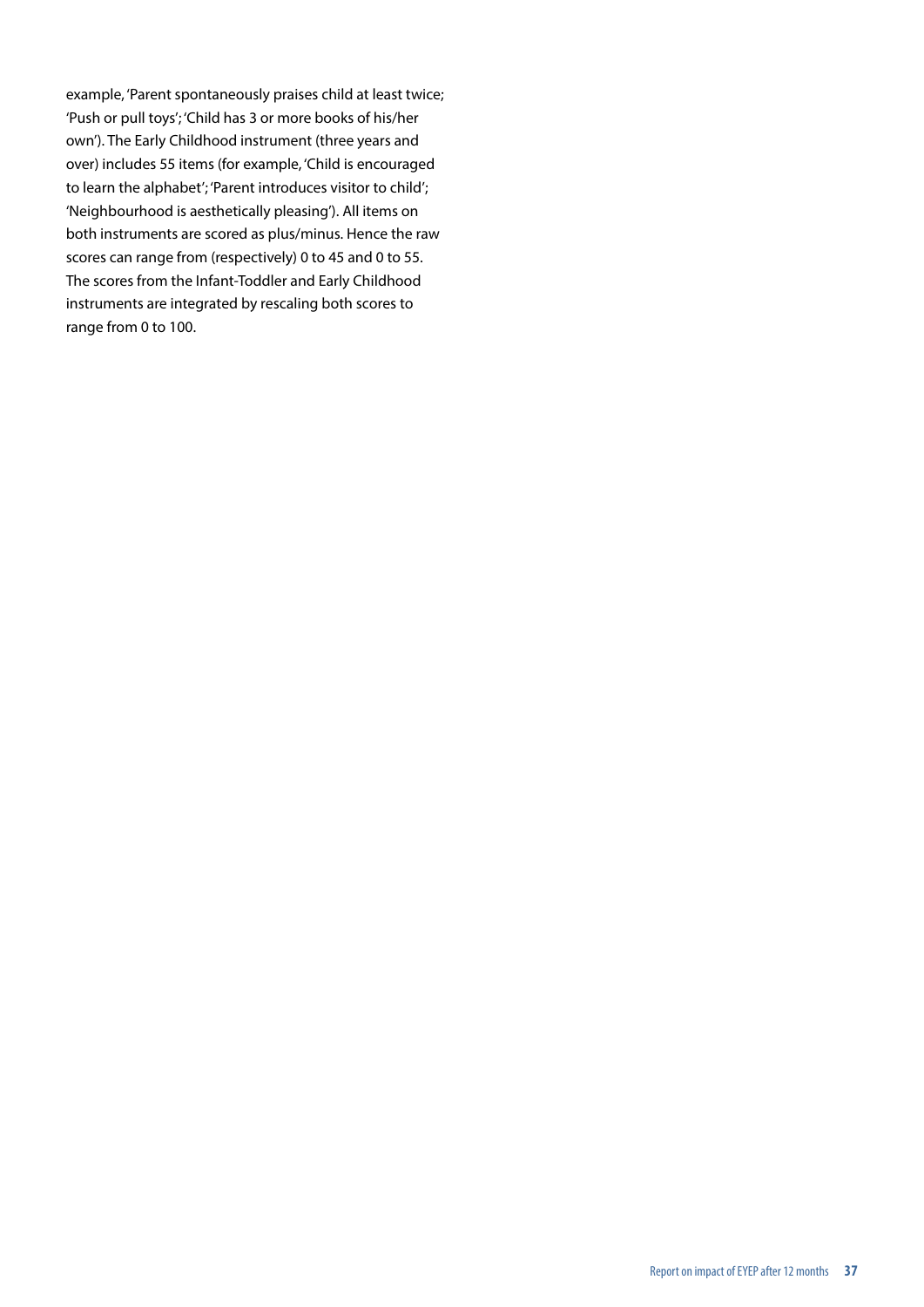example, 'Parent spontaneously praises child at least twice; 'Push or pull toys'; 'Child has 3 or more books of his/her own'). The Early Childhood instrument (three years and over) includes 55 items (for example, 'Child is encouraged to learn the alphabet'; 'Parent introduces visitor to child'; 'Neighbourhood is aesthetically pleasing'). All items on both instruments are scored as plus/minus. Hence the raw scores can range from (respectively) 0 to 45 and 0 to 55. The scores from the Infant-Toddler and Early Childhood instruments are integrated by rescaling both scores to range from 0 to 100.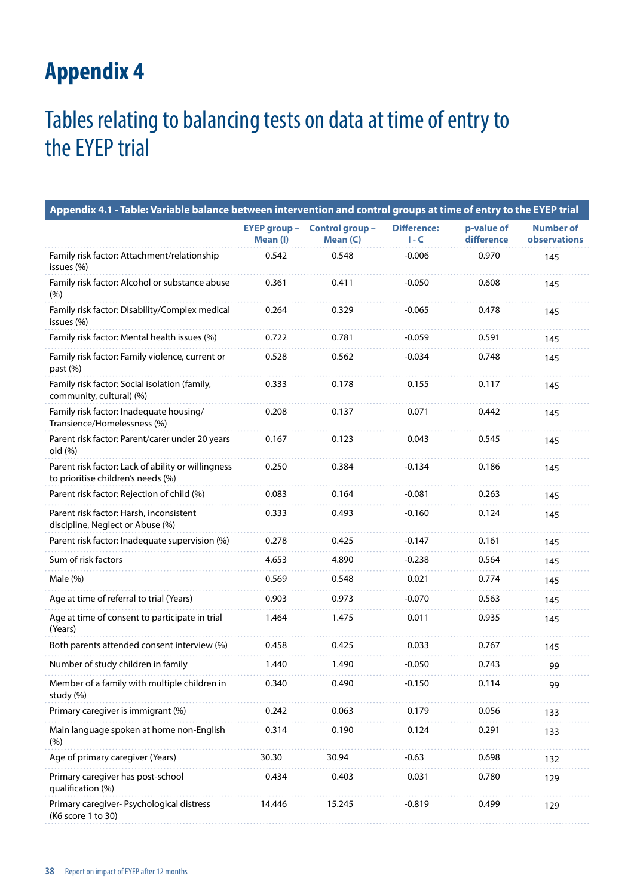# Appendix 4

## Tables relating to balancing tests on data at time of entry to the EYEP trial

**Appendix 4.1 - Table: Variable balance between intervention and control groups at time of entry to the EYEP trial**

| | EYEP group – Mean (I) | Control group – Mean (C) | Difference: I - C | p-value of difference | Number of observations |
|---|---|---|---|---|---|
| Family risk factor: Attachment/relationship issues (%) | 0.542 | 0.548 | -0.006 | 0.970 | 145 |
| Family risk factor: Alcohol or substance abuse (%) | 0.361 | 0.411 | -0.050 | 0.608 | 145 |
| Family risk factor: Disability/Complex medical issues (%) | 0.264 | 0.329 | -0.065 | 0.478 | 145 |
| Family risk factor: Mental health issues (%) | 0.722 | 0.781 | -0.059 | 0.591 | 145 |
| Family risk factor: Family violence, current or past (%) | 0.528 | 0.562 | -0.034 | 0.748 | 145 |
| Family risk factor: Social isolation (family, community, cultural) (%) | 0.333 | 0.178 | 0.155 | 0.117 | 145 |
| Family risk factor: Inadequate housing/ Transience/Homelessness (%) | 0.208 | 0.137 | 0.071 | 0.442 | 145 |
| Parent risk factor: Parent/carer under 20 years old (%) | 0.167 | 0.123 | 0.043 | 0.545 | 145 |
| Parent risk factor: Lack of ability or willingness to prioritise children's needs (%) | 0.250 | 0.384 | -0.134 | 0.186 | 145 |
| Parent risk factor: Rejection of child (%) | 0.083 | 0.164 | -0.081 | 0.263 | 145 |
| Parent risk factor: Harsh, inconsistent discipline, Neglect or Abuse (%) | 0.333 | 0.493 | -0.160 | 0.124 | 145 |
| Parent risk factor: Inadequate supervision (%) | 0.278 | 0.425 | -0.147 | 0.161 | 145 |
| Sum of risk factors | 4.653 | 4.890 | -0.238 | 0.564 | 145 |
| Male (%) | 0.569 | 0.548 | 0.021 | 0.774 | 145 |
| Age at time of referral to trial (Years) | 0.903 | 0.973 | -0.070 | 0.563 | 145 |
| Age at time of consent to participate in trial (Years) | 1.464 | 1.475 | 0.011 | 0.935 | 145 |
| Both parents attended consent interview (%) | 0.458 | 0.425 | 0.033 | 0.767 | 145 |
| Number of study children in family | 1.440 | 1.490 | -0.050 | 0.743 | 99 |
| Member of a family with multiple children in study (%) | 0.340 | 0.490 | -0.150 | 0.114 | 99 |
| Primary caregiver is immigrant (%) | 0.242 | 0.063 | 0.179 | 0.056 | 133 |
| Main language spoken at home non-English (%) | 0.314 | 0.190 | 0.124 | 0.291 | 133 |
| Age of primary caregiver (Years) | 30.30 | 30.94 | -0.63 | 0.698 | 132 |
| Primary caregiver has post-school qualification (%) | 0.434 | 0.403 | 0.031 | 0.780 | 129 |
| Primary caregiver- Psychological distress (K6 score 1 to 30) | 14.446 | 15.245 | -0.819 | 0.499 | 129 |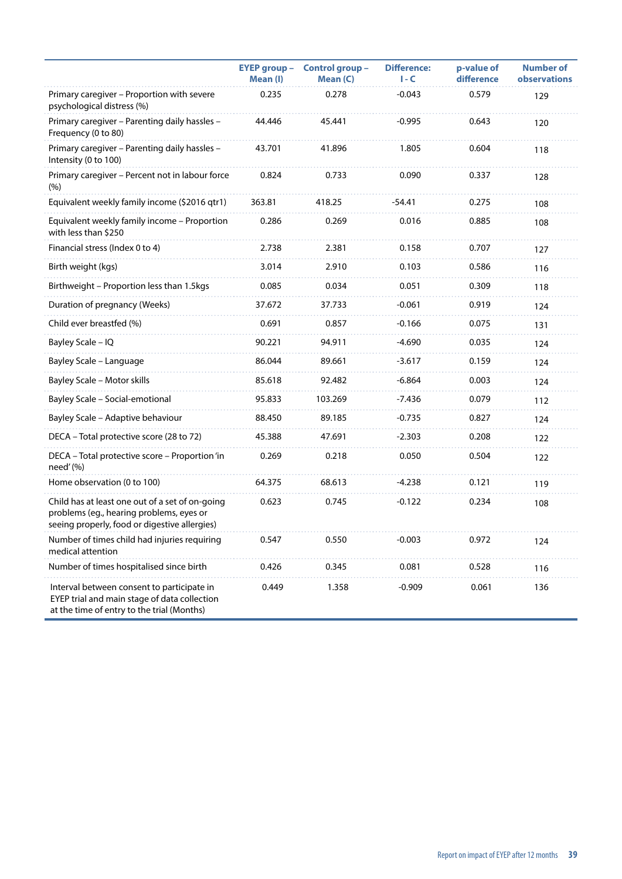| | EYEP group – Mean (I) | Control group – Mean (C) | Difference: I - C | p-value of difference | Number of observations |
|---|---|---|---|---|---|
| Primary caregiver – Proportion with severe psychological distress (%) | 0.235 | 0.278 | -0.043 | 0.579 | 129 |
| Primary caregiver – Parenting daily hassles – Frequency (0 to 80) | 44.446 | 45.441 | -0.995 | 0.643 | 120 |
| Primary caregiver – Parenting daily hassles – Intensity (0 to 100) | 43.701 | 41.896 | 1.805 | 0.604 | 118 |
| Primary caregiver – Percent not in labour force (%) | 0.824 | 0.733 | 0.090 | 0.337 | 128 |
| Equivalent weekly family income ($2016 qtr1) | 363.81 | 418.25 | -54.41 | 0.275 | 108 |
| Equivalent weekly family income – Proportion with less than $250 | 0.286 | 0.269 | 0.016 | 0.885 | 108 |
| Financial stress (Index 0 to 4) | 2.738 | 2.381 | 0.158 | 0.707 | 127 |
| Birth weight (kgs) | 3.014 | 2.910 | 0.103 | 0.586 | 116 |
| Birthweight – Proportion less than 1.5kgs | 0.085 | 0.034 | 0.051 | 0.309 | 118 |
| Duration of pregnancy (Weeks) | 37.672 | 37.733 | -0.061 | 0.919 | 124 |
| Child ever breastfed (%) | 0.691 | 0.857 | -0.166 | 0.075 | 131 |
| Bayley Scale – IQ | 90.221 | 94.911 | -4.690 | 0.035 | 124 |
| Bayley Scale – Language | 86.044 | 89.661 | -3.617 | 0.159 | 124 |
| Bayley Scale – Motor skills | 85.618 | 92.482 | -6.864 | 0.003 | 124 |
| Bayley Scale – Social-emotional | 95.833 | 103.269 | -7.436 | 0.079 | 112 |
| Bayley Scale – Adaptive behaviour | 88.450 | 89.185 | -0.735 | 0.827 | 124 |
| DECA – Total protective score (28 to 72) | 45.388 | 47.691 | -2.303 | 0.208 | 122 |
| DECA – Total protective score – Proportion 'in need' (%) | 0.269 | 0.218 | 0.050 | 0.504 | 122 |
| Home observation (0 to 100) | 64.375 | 68.613 | -4.238 | 0.121 | 119 |
| Child has at least one out of a set of on-going problems (eg., hearing problems, eyes or seeing properly, food or digestive allergies) | 0.623 | 0.745 | -0.122 | 0.234 | 108 |
| Number of times child had injuries requiring medical attention | 0.547 | 0.550 | -0.003 | 0.972 | 124 |
| Number of times hospitalised since birth | 0.426 | 0.345 | 0.081 | 0.528 | 116 |
| Interval between consent to participate in EYEP trial and main stage of data collection at the time of entry to the trial (Months) | 0.449 | 1.358 | -0.909 | 0.061 | 136 |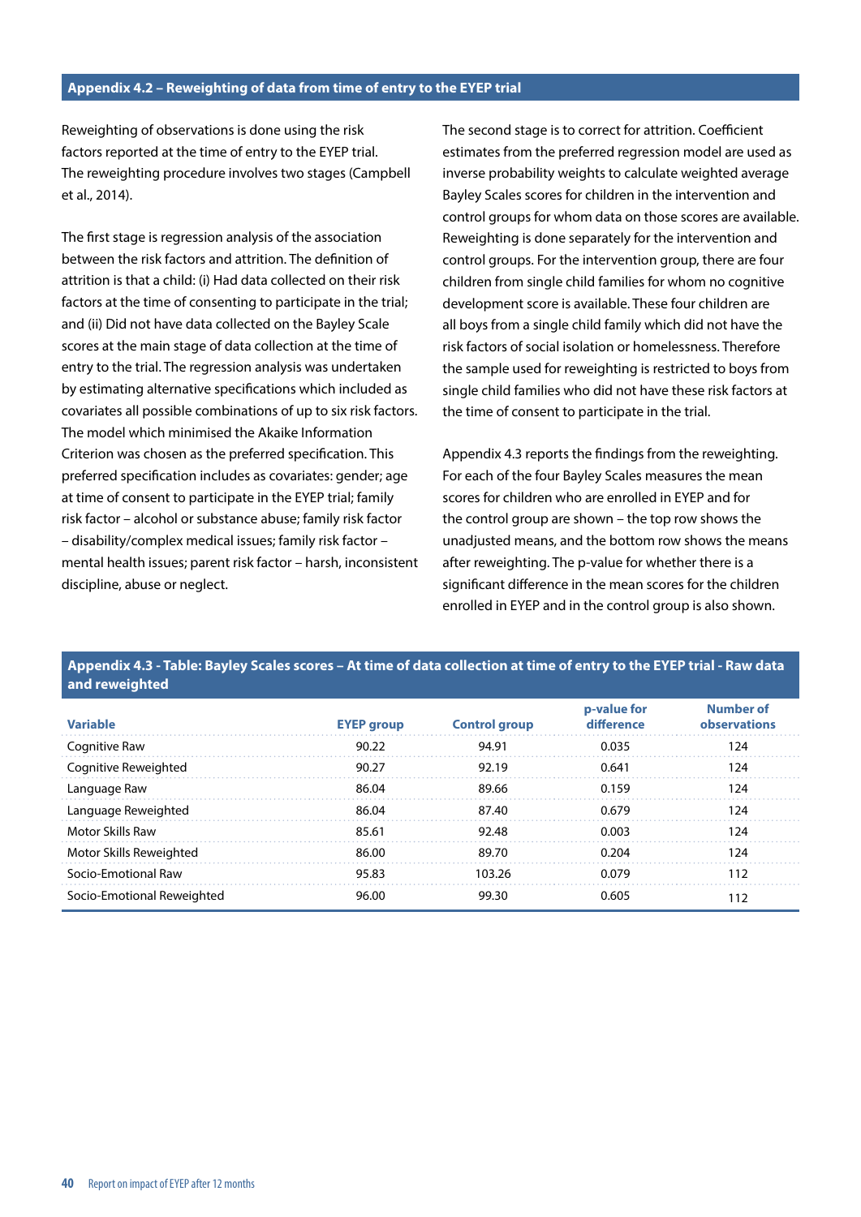## Appendix 4.2 – Reweighting of data from time of entry to the EYEP trial

Reweighting of observations is done using the risk factors reported at the time of entry to the EYEP trial. The reweighting procedure involves two stages (Campbell et al., 2014).

The first stage is regression analysis of the association between the risk factors and attrition. The definition of attrition is that a child: (i) Had data collected on their risk factors at the time of consenting to participate in the trial; and (ii) Did not have data collected on the Bayley Scale scores at the main stage of data collection at the time of entry to the trial. The regression analysis was undertaken by estimating alternative specifications which included as covariates all possible combinations of up to six risk factors. The model which minimised the Akaike Information Criterion was chosen as the preferred specification. This preferred specification includes as covariates: gender; age at time of consent to participate in the EYEP trial; family risk factor – alcohol or substance abuse; family risk factor – disability/complex medical issues; family risk factor – mental health issues; parent risk factor – harsh, inconsistent discipline, abuse or neglect.

The second stage is to correct for attrition. Coefficient estimates from the preferred regression model are used as inverse probability weights to calculate weighted average Bayley Scales scores for children in the intervention and control groups for whom data on those scores are available. Reweighting is done separately for the intervention and control groups. For the intervention group, there are four children from single child families for whom no cognitive development score is available. These four children are all boys from a single child family which did not have the risk factors of social isolation or homelessness. Therefore the sample used for reweighting is restricted to boys from single child families who did not have these risk factors at the time of consent to participate in the trial.

Appendix 4.3 reports the findings from the reweighting. For each of the four Bayley Scales measures the mean scores for children who are enrolled in EYEP and for the control group are shown – the top row shows the unadjusted means, and the bottom row shows the means after reweighting. The p-value for whether there is a significant difference in the mean scores for the children enrolled in EYEP and in the control group is also shown.

## Appendix 4.3 - Table: Bayley Scales scores – At time of data collection at time of entry to the EYEP trial - Raw data and reweighted

| Variable | EYEP group | Control group | p-value for difference | Number of observations |
|---|---|---|---|---|
| Cognitive Raw | 90.22 | 94.91 | 0.035 | 124 |
| Cognitive Reweighted | 90.27 | 92.19 | 0.641 | 124 |
| Language Raw | 86.04 | 89.66 | 0.159 | 124 |
| Language Reweighted | 86.04 | 87.40 | 0.679 | 124 |
| Motor Skills Raw | 85.61 | 92.48 | 0.003 | 124 |
| Motor Skills Reweighted | 86.00 | 89.70 | 0.204 | 124 |
| Socio-Emotional Raw | 95.83 | 103.26 | 0.079 | 112 |
| Socio-Emotional Reweighted | 96.00 | 99.30 | 0.605 | 112 |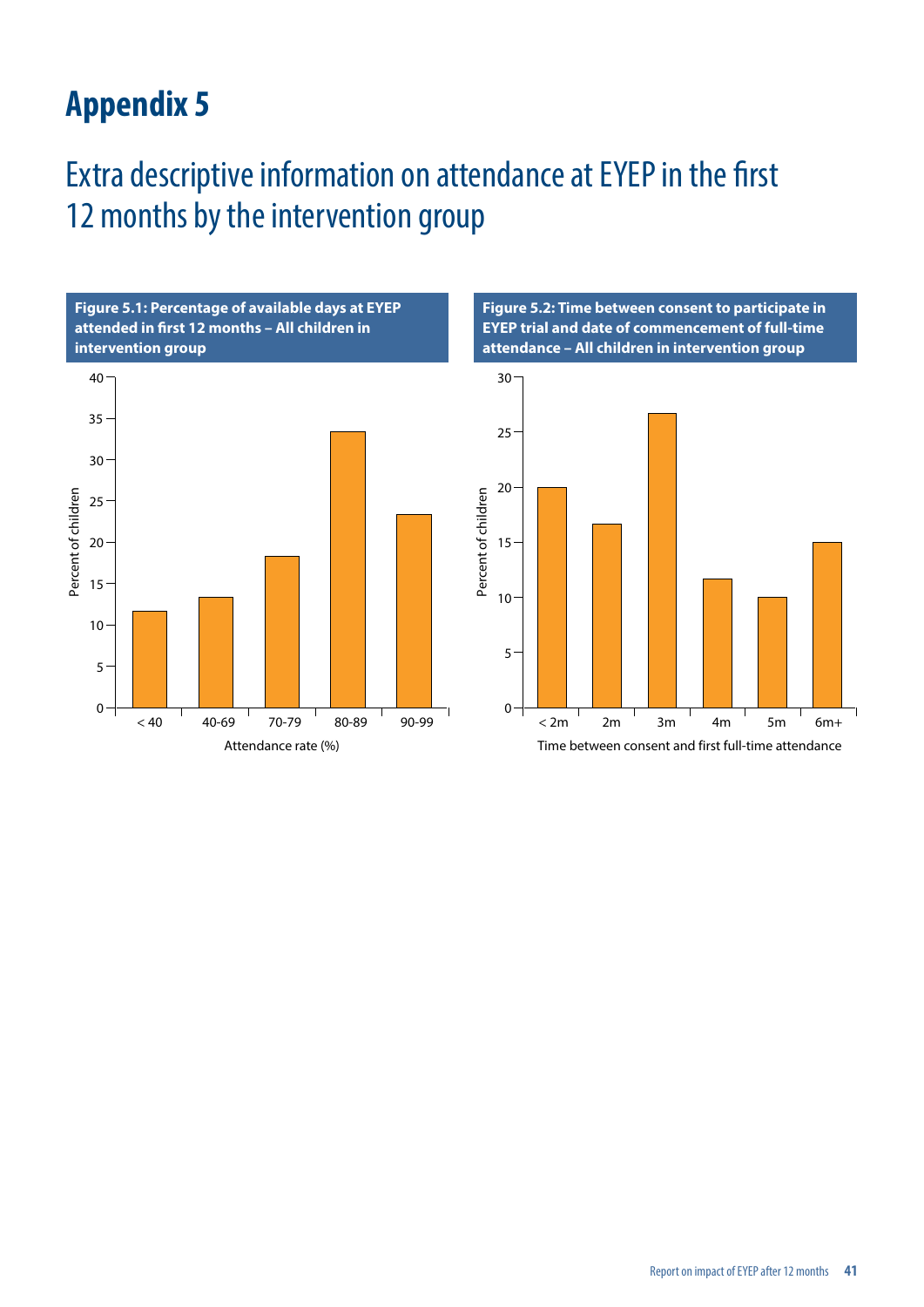# Appendix 5

## Extra descriptive information on attendance at EYEP in the first 12 months by the intervention group

**Figure 5.1: Percentage of available days at EYEP attended in first 12 months – All children in intervention group**

**Figure 5.2: Time between consent to participate in EYEP trial and date of commencement of full-time attendance – All children in intervention group**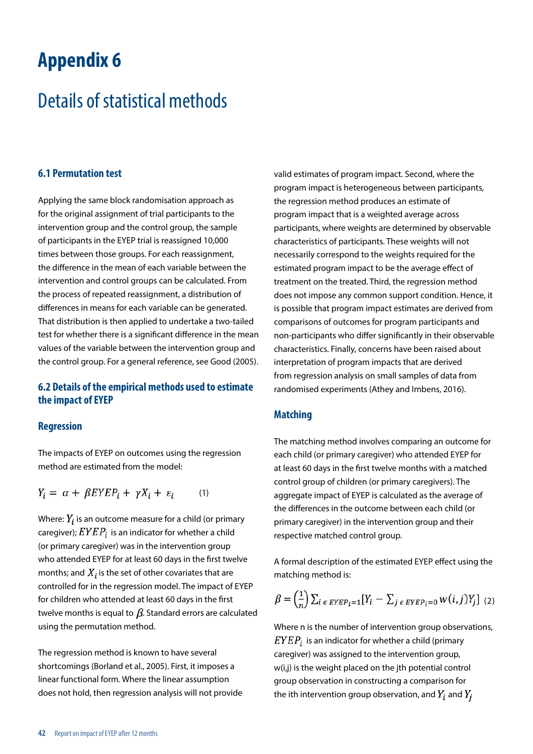# Appendix 6

## Details of statistical methods

### 6.1 Permutation test

Applying the same block randomisation approach as for the original assignment of trial participants to the intervention group and the control group, the sample of participants in the EYEP trial is reassigned 10,000 times between those groups. For each reassignment, the difference in the mean of each variable between the intervention and control groups can be calculated. From the process of repeated reassignment, a distribution of differences in means for each variable can be generated. That distribution is then applied to undertake a two-tailed test for whether there is a significant difference in the mean values of the variable between the intervention group and the control group. For a general reference, see Good (2005).

### 6.2 Details of the empirical methods used to estimate the impact of EYEP

#### Regression

The impacts of EYEP on outcomes using the regression method are estimated from the model:

$$Y_i = \alpha + \beta EYEP_i + \gamma X_i + \varepsilon_i \qquad (1)$$

Where: $Y_i$ is an outcome measure for a child (or primary caregiver); $EYEP_i$ is an indicator for whether a child (or primary caregiver) was in the intervention group who attended EYEP for at least 60 days in the first twelve months; and $X_i$ is the set of other covariates that are controlled for in the regression model. The impact of EYEP for children who attended at least 60 days in the first twelve months is equal to $\beta$. Standard errors are calculated using the permutation method.

The regression method is known to have several shortcomings (Borland et al., 2005). First, it imposes a linear functional form. Where the linear assumption does not hold, then regression analysis will not provide valid estimates of program impact. Second, where the program impact is heterogeneous between participants, the regression method produces an estimate of program impact that is a weighted average across participants, where weights are determined by observable characteristics of participants. These weights will not necessarily correspond to the weights required for the estimated program impact to be the average effect of treatment on the treated. Third, the regression method does not impose any common support condition. Hence, it is possible that program impact estimates are derived from comparisons of outcomes for program participants and non-participants who differ significantly in their observable characteristics. Finally, concerns have been raised about interpretation of program impacts that are derived from regression analysis on small samples of data from randomised experiments (Athey and Imbens, 2016).

#### Matching

The matching method involves comparing an outcome for each child (or primary caregiver) who attended EYEP for at least 60 days in the first twelve months with a matched control group of children (or primary caregivers). The aggregate impact of EYEP is calculated as the average of the differences in the outcome between each child (or primary caregiver) in the intervention group and their respective matched control group.

A formal description of the estimated EYEP effect using the matching method is:

$$\beta = \left(\frac{1}{n}\right) \sum_{i \in EYEP_i = 1} \left[Y_i - \sum_{j \in EYEP_i = 0} w(i,j) Y_j\right] \quad (2)$$

Where n is the number of intervention group observations, $EYEP_i$ is an indicator for whether a child (primary caregiver) was assigned to the intervention group, w(i,j) is the weight placed on the jth potential control group observation in constructing a comparison for the ith intervention group observation, and $Y_i$ and $Y_j$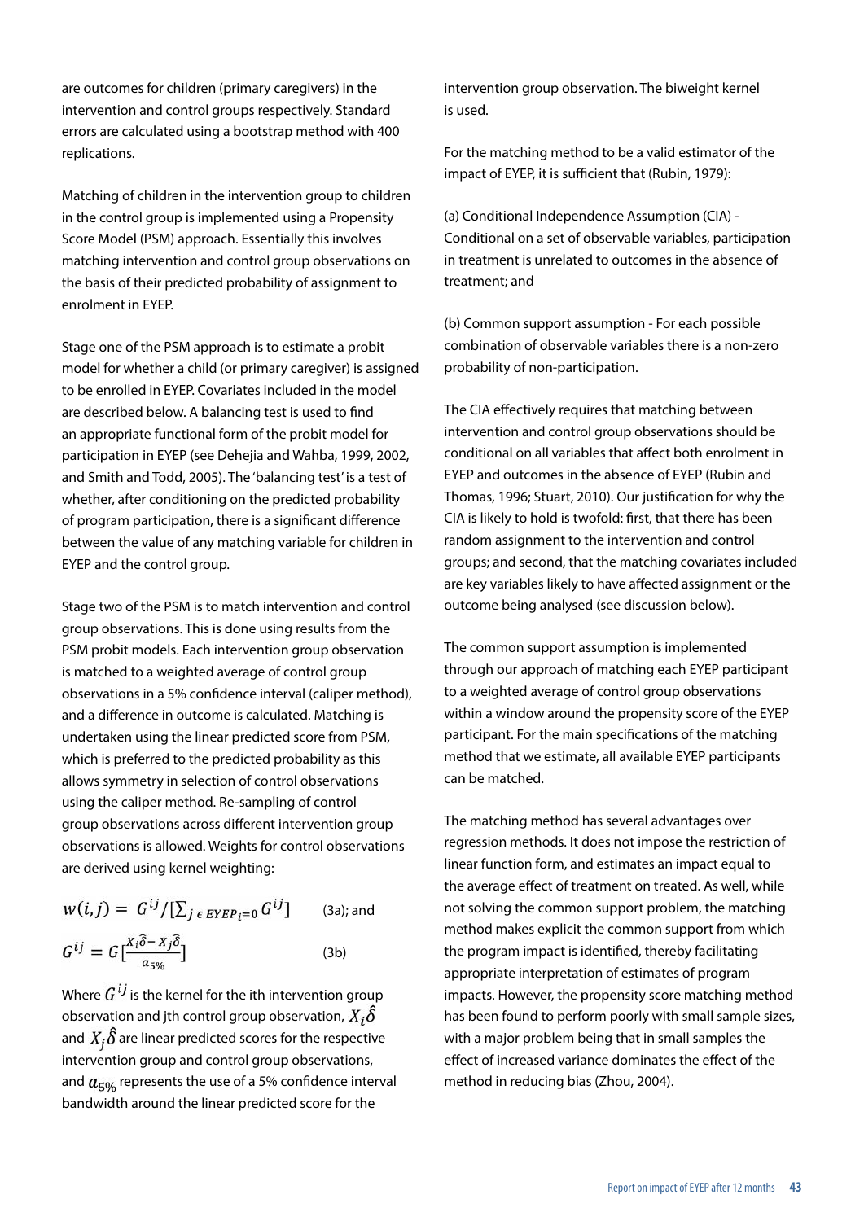are outcomes for children (primary caregivers) in the intervention and control groups respectively. Standard errors are calculated using a bootstrap method with 400 replications.

Matching of children in the intervention group to children in the control group is implemented using a Propensity Score Model (PSM) approach. Essentially this involves matching intervention and control group observations on the basis of their predicted probability of assignment to enrolment in EYEP.

Stage one of the PSM approach is to estimate a probit model for whether a child (or primary caregiver) is assigned to be enrolled in EYEP. Covariates included in the model are described below. A balancing test is used to find an appropriate functional form of the probit model for participation in EYEP (see Dehejia and Wahba, 1999, 2002, and Smith and Todd, 2005). The 'balancing test' is a test of whether, after conditioning on the predicted probability of program participation, there is a significant difference between the value of any matching variable for children in EYEP and the control group.

Stage two of the PSM is to match intervention and control group observations. This is done using results from the PSM probit models. Each intervention group observation is matched to a weighted average of control group observations in a 5% confidence interval (caliper method), and a difference in outcome is calculated. Matching is undertaken using the linear predicted score from PSM, which is preferred to the predicted probability as this allows symmetry in selection of control observations using the caliper method. Re-sampling of control group observations across different intervention group observations is allowed. Weights for control observations are derived using kernel weighting:

$$w(i,j) = G^{ij} / [\sum_{j \in EYEP_i = 0} G^{ij}] \qquad \text{(3a); and}$$

$$G^{ij} = G[\frac{X_i\hat{\delta} - X_j\hat{\delta}}{a_{5\%}}] \qquad \text{(3b)}$$

Where $G^{ij}$ is the kernel for the ith intervention group observation and jth control group observation, $X_i\hat{\delta}$ and $X_j\hat{\delta}$ are linear predicted scores for the respective intervention group and control group observations, and $a_{5\%}$ represents the use of a 5% confidence interval bandwidth around the linear predicted score for the intervention group observation. The biweight kernel is used.

For the matching method to be a valid estimator of the impact of EYEP, it is sufficient that (Rubin, 1979):

(a) Conditional Independence Assumption (CIA) - Conditional on a set of observable variables, participation in treatment is unrelated to outcomes in the absence of treatment; and

(b) Common support assumption - For each possible combination of observable variables there is a non-zero probability of non-participation.

The CIA effectively requires that matching between intervention and control group observations should be conditional on all variables that affect both enrolment in EYEP and outcomes in the absence of EYEP (Rubin and Thomas, 1996; Stuart, 2010). Our justification for why the CIA is likely to hold is twofold: first, that there has been random assignment to the intervention and control groups; and second, that the matching covariates included are key variables likely to have affected assignment or the outcome being analysed (see discussion below).

The common support assumption is implemented through our approach of matching each EYEP participant to a weighted average of control group observations within a window around the propensity score of the EYEP participant. For the main specifications of the matching method that we estimate, all available EYEP participants can be matched.

The matching method has several advantages over regression methods. It does not impose the restriction of linear function form, and estimates an impact equal to the average effect of treatment on treated. As well, while not solving the common support problem, the matching method makes explicit the common support from which the program impact is identified, thereby facilitating appropriate interpretation of estimates of program impacts. However, the propensity score matching method has been found to perform poorly with small sample sizes, with a major problem being that in small samples the effect of increased variance dominates the effect of the method in reducing bias (Zhou, 2004).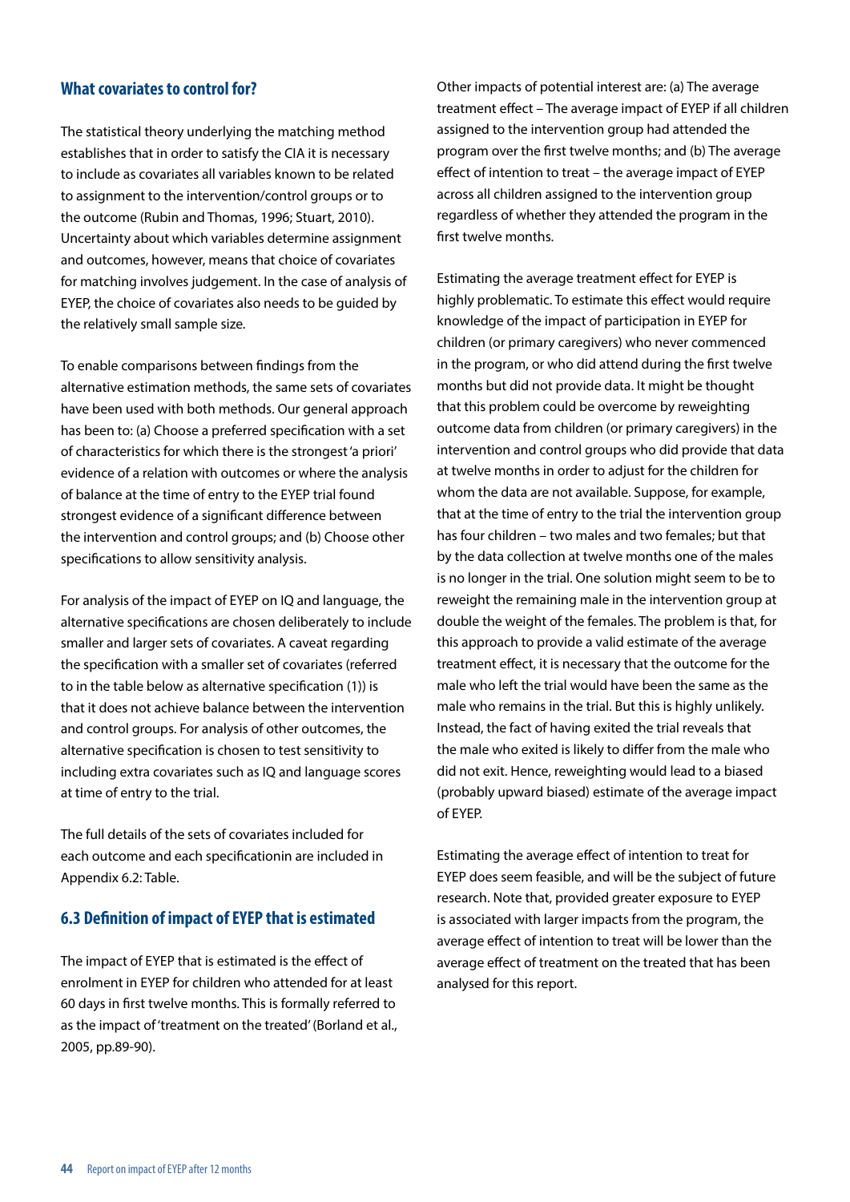### What covariates to control for?

The statistical theory underlying the matching method establishes that in order to satisfy the CIA it is necessary to include as covariates all variables known to be related to assignment to the intervention/control groups or to the outcome (Rubin and Thomas, 1996; Stuart, 2010). Uncertainty about which variables determine assignment and outcomes, however, means that choice of covariates for matching involves judgement. In the case of analysis of EYEP, the choice of covariates also needs to be guided by the relatively small sample size.

To enable comparisons between findings from the alternative estimation methods, the same sets of covariates have been used with both methods. Our general approach has been to: (a) Choose a preferred specification with a set of characteristics for which there is the strongest 'a priori' evidence of a relation with outcomes or where the analysis of balance at the time of entry to the EYEP trial found strongest evidence of a significant difference between the intervention and control groups; and (b) Choose other specifications to allow sensitivity analysis.

For analysis of the impact of EYEP on IQ and language, the alternative specifications are chosen deliberately to include smaller and larger sets of covariates. A caveat regarding the specification with a smaller set of covariates (referred to in the table below as alternative specification (1)) is that it does not achieve balance between the intervention and control groups. For analysis of other outcomes, the alternative specification is chosen to test sensitivity to including extra covariates such as IQ and language scores at time of entry to the trial.

The full details of the sets of covariates included for each outcome and each specificationin are included in Appendix 6.2: Table.

## 6.3 Definition of impact of EYEP that is estimated

The impact of EYEP that is estimated is the effect of enrolment in EYEP for children who attended for at least 60 days in first twelve months. This is formally referred to as the impact of 'treatment on the treated' (Borland et al., 2005, pp.89-90).

Other impacts of potential interest are: (a) The average treatment effect – The average impact of EYEP if all children assigned to the intervention group had attended the program over the first twelve months; and (b) The average effect of intention to treat – the average impact of EYEP across all children assigned to the intervention group regardless of whether they attended the program in the first twelve months.

Estimating the average treatment effect for EYEP is highly problematic. To estimate this effect would require knowledge of the impact of participation in EYEP for children (or primary caregivers) who never commenced in the program, or who did attend during the first twelve months but did not provide data. It might be thought that this problem could be overcome by reweighting outcome data from children (or primary caregivers) in the intervention and control groups who did provide that data at twelve months in order to adjust for the children for whom the data are not available. Suppose, for example, that at the time of entry to the trial the intervention group has four children – two males and two females; but that by the data collection at twelve months one of the males is no longer in the trial. One solution might seem to be to reweight the remaining male in the intervention group at double the weight of the females. The problem is that, for this approach to provide a valid estimate of the average treatment effect, it is necessary that the outcome for the male who left the trial would have been the same as the male who remains in the trial. But this is highly unlikely. Instead, the fact of having exited the trial reveals that the male who exited is likely to differ from the male who did not exit. Hence, reweighting would lead to a biased (probably upward biased) estimate of the average impact of EYEP.

Estimating the average effect of intention to treat for EYEP does seem feasible, and will be the subject of future research. Note that, provided greater exposure to EYEP is associated with larger impacts from the program, the average effect of intention to treat will be lower than the average effect of treatment on the treated that has been analysed for this report.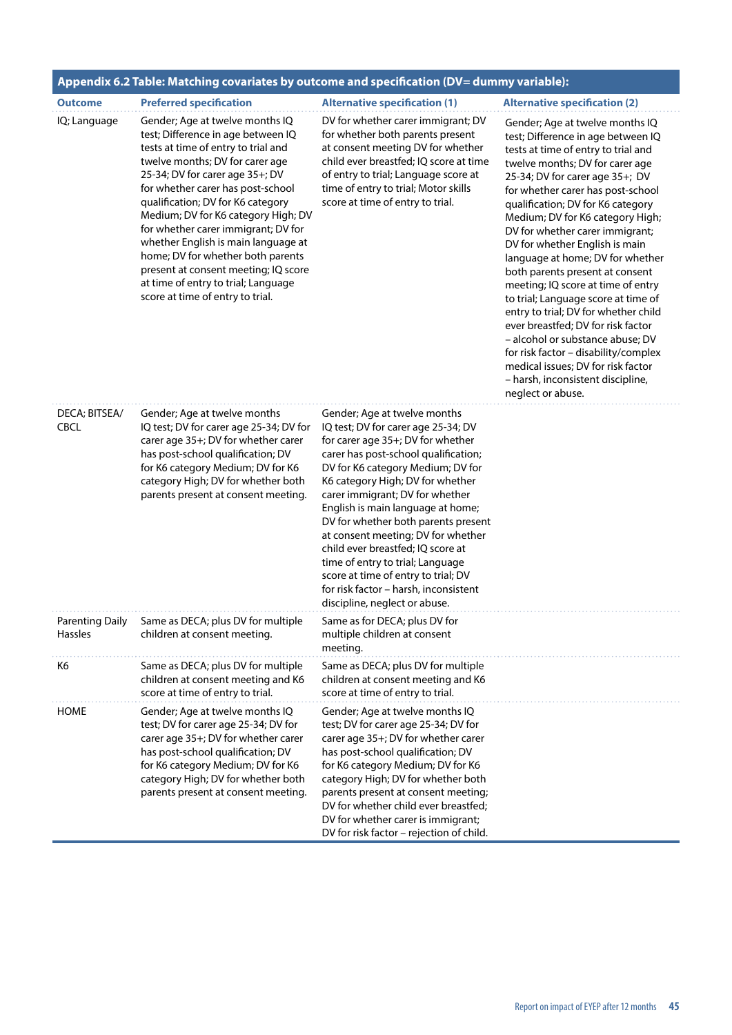**Appendix 6.2 Table: Matching covariates by outcome and specification (DV= dummy variable):**

| Outcome | Preferred specification | Alternative specification (1) | Alternative specification (2) |
|---|---|---|---|
| IQ; Language | Gender; Age at twelve months IQ test; Difference in age between IQ tests at time of entry to trial and twelve months; DV for carer age 25-34; DV for carer age 35+; DV for whether carer has post-school qualification; DV for K6 category Medium; DV for K6 category High; DV for whether carer immigrant; DV for whether English is main language at home; DV for whether both parents present at consent meeting; IQ score at time of entry to trial; Language score at time of entry to trial. | DV for whether carer immigrant; DV for whether both parents present at consent meeting DV for whether child ever breastfed; IQ score at time of entry to trial; Language score at time of entry to trial; Motor skills score at time of entry to trial. | Gender; Age at twelve months IQ test; Difference in age between IQ tests at time of entry to trial and twelve months; DV for carer age 25-34; DV for carer age 35+; DV for whether carer has post-school qualification; DV for K6 category Medium; DV for K6 category High; DV for whether carer immigrant; DV for whether English is main language at home; DV for whether both parents present at consent meeting; IQ score at time of entry to trial; Language score at time of entry to trial; DV for whether child ever breastfed; DV for risk factor – alcohol or substance abuse; DV for risk factor – disability/complex medical issues; DV for risk factor – harsh, inconsistent discipline, neglect or abuse. |
| DECA; BITSEA/CBCL | Gender; Age at twelve months IQ test; DV for carer age 25-34; DV for carer age 35+; DV for whether carer has post-school qualification; DV for K6 category Medium; DV for K6 category High; DV for whether both parents present at consent meeting. | Gender; Age at twelve months IQ test; DV for carer age 25-34; DV for carer age 35+; DV for whether carer has post-school qualification; DV for K6 category Medium; DV for K6 category High; DV for whether carer immigrant; DV for whether English is main language at home; DV for whether both parents present at consent meeting; DV for whether child ever breastfed; IQ score at time of entry to trial; Language score at time of entry to trial; DV for risk factor – harsh, inconsistent discipline, neglect or abuse. | |
| Parenting Daily Hassles | Same as DECA; plus DV for multiple children at consent meeting. | Same as for DECA; plus DV for multiple children at consent meeting. | |
| K6 | Same as DECA; plus DV for multiple children at consent meeting and K6 score at time of entry to trial. | Same as DECA; plus DV for multiple children at consent meeting and K6 score at time of entry to trial. | |
| HOME | Gender; Age at twelve months IQ test; DV for carer age 25-34; DV for carer age 35+; DV for whether carer has post-school qualification; DV for K6 category Medium; DV for K6 category High; DV for whether both parents present at consent meeting. | Gender; Age at twelve months IQ test; DV for carer age 25-34; DV for carer age 35+; DV for whether carer has post-school qualification; DV for K6 category Medium; DV for K6 category High; DV for whether both parents present at consent meeting; DV for whether child ever breastfed; DV for whether carer is immigrant; DV for risk factor – rejection of child. | |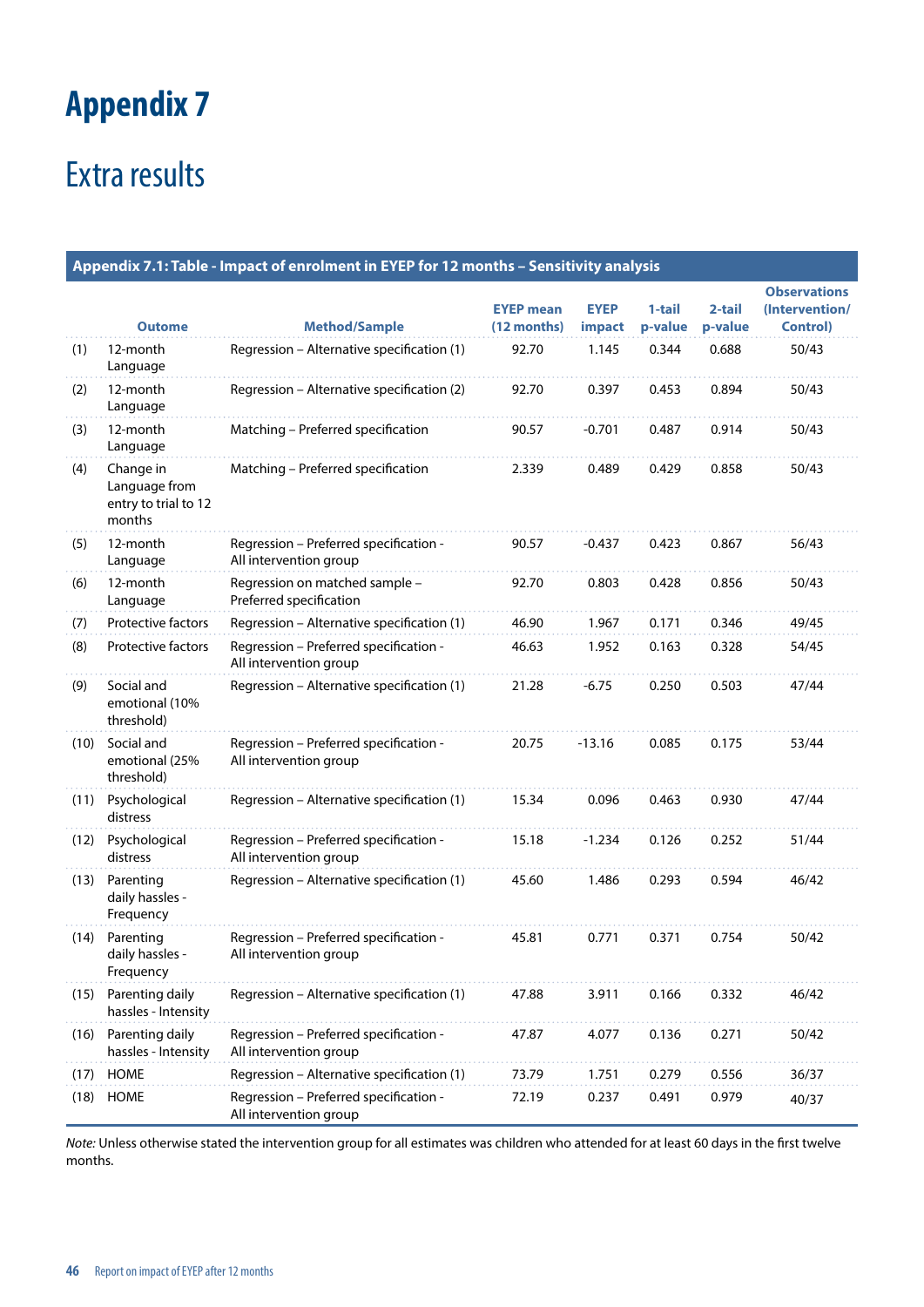# Appendix 7

## Extra results

**Appendix 7.1: Table - Impact of enrolment in EYEP for 12 months – Sensitivity analysis**

| | Outome | Method/Sample | EYEP mean (12 months) | EYEP impact | 1-tail p-value | 2-tail p-value | Observations (Intervention/ Control) |
|---|---|---|---|---|---|---|---|
| (1) | 12-month Language | Regression – Alternative specification (1) | 92.70 | 1.145 | 0.344 | 0.688 | 50/43 |
| (2) | 12-month Language | Regression – Alternative specification (2) | 92.70 | 0.397 | 0.453 | 0.894 | 50/43 |
| (3) | 12-month Language | Matching – Preferred specification | 90.57 | -0.701 | 0.487 | 0.914 | 50/43 |
| (4) | Change in Language from entry to trial to 12 months | Matching – Preferred specification | 2.339 | 0.489 | 0.429 | 0.858 | 50/43 |
| (5) | 12-month Language | Regression – Preferred specification - All intervention group | 90.57 | -0.437 | 0.423 | 0.867 | 56/43 |
| (6) | 12-month Language | Regression on matched sample – Preferred specification | 92.70 | 0.803 | 0.428 | 0.856 | 50/43 |
| (7) | Protective factors | Regression – Alternative specification (1) | 46.90 | 1.967 | 0.171 | 0.346 | 49/45 |
| (8) | Protective factors | Regression – Preferred specification - All intervention group | 46.63 | 1.952 | 0.163 | 0.328 | 54/45 |
| (9) | Social and emotional (10% threshold) | Regression – Alternative specification (1) | 21.28 | -6.75 | 0.250 | 0.503 | 47/44 |
| (10) | Social and emotional (25% threshold) | Regression – Preferred specification - All intervention group | 20.75 | -13.16 | 0.085 | 0.175 | 53/44 |
| (11) | Psychological distress | Regression – Alternative specification (1) | 15.34 | 0.096 | 0.463 | 0.930 | 47/44 |
| (12) | Psychological distress | Regression – Preferred specification - All intervention group | 15.18 | -1.234 | 0.126 | 0.252 | 51/44 |
| (13) | Parenting daily hassles - Frequency | Regression – Alternative specification (1) | 45.60 | 1.486 | 0.293 | 0.594 | 46/42 |
| (14) | Parenting daily hassles - Frequency | Regression – Preferred specification - All intervention group | 45.81 | 0.771 | 0.371 | 0.754 | 50/42 |
| (15) | Parenting daily hassles - Intensity | Regression – Alternative specification (1) | 47.88 | 3.911 | 0.166 | 0.332 | 46/42 |
| (16) | Parenting daily hassles - Intensity | Regression – Preferred specification - All intervention group | 47.87 | 4.077 | 0.136 | 0.271 | 50/42 |
| (17) | HOME | Regression – Alternative specification (1) | 73.79 | 1.751 | 0.279 | 0.556 | 36/37 |
| (18) | HOME | Regression – Preferred specification - All intervention group | 72.19 | 0.237 | 0.491 | 0.979 | 40/37 |

*Note:* Unless otherwise stated the intervention group for all estimates was children who attended for at least 60 days in the first twelve months.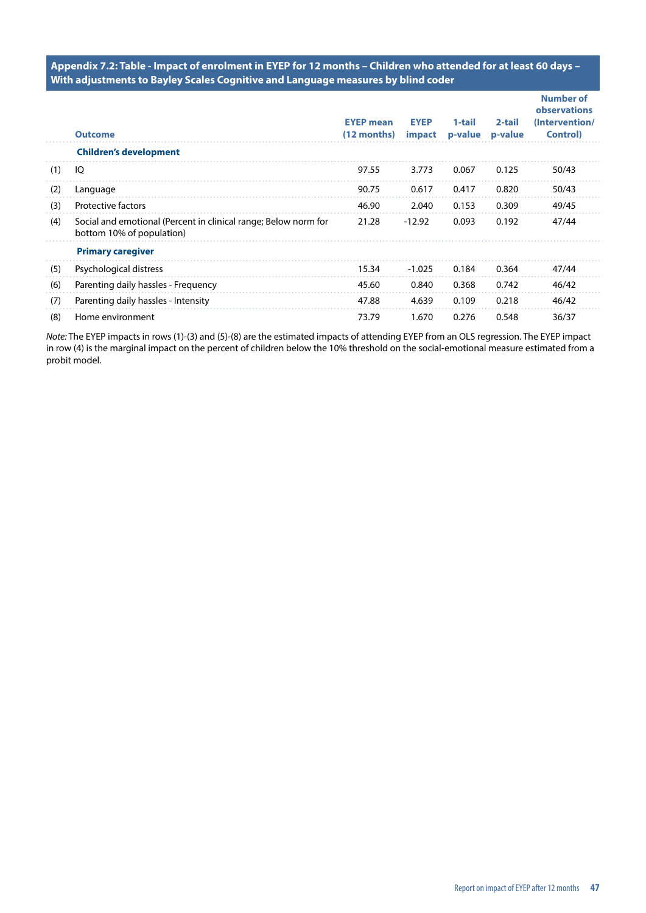**Appendix 7.2: Table - Impact of enrolment in EYEP for 12 months – Children who attended for at least 60 days – With adjustments to Bayley Scales Cognitive and Language measures by blind coder**

| | Outcome | EYEP mean (12 months) | EYEP impact | 1-tail p-value | 2-tail p-value | Number of observations (Intervention/ Control) |
|---|---|---|---|---|---|---|
| | **Children's development** | | | | | |
| (1) | IQ | 97.55 | 3.773 | 0.067 | 0.125 | 50/43 |
| (2) | Language | 90.75 | 0.617 | 0.417 | 0.820 | 50/43 |
| (3) | Protective factors | 46.90 | 2.040 | 0.153 | 0.309 | 49/45 |
| (4) | Social and emotional (Percent in clinical range; Below norm for bottom 10% of population) | 21.28 | -12.92 | 0.093 | 0.192 | 47/44 |
| | **Primary caregiver** | | | | | |
| (5) | Psychological distress | 15.34 | -1.025 | 0.184 | 0.364 | 47/44 |
| (6) | Parenting daily hassles - Frequency | 45.60 | 0.840 | 0.368 | 0.742 | 46/42 |
| (7) | Parenting daily hassles - Intensity | 47.88 | 4.639 | 0.109 | 0.218 | 46/42 |
| (8) | Home environment | 73.79 | 1.670 | 0.276 | 0.548 | 36/37 |

*Note:* The EYEP impacts in rows (1)-(3) and (5)-(8) are the estimated impacts of attending EYEP from an OLS regression. The EYEP impact in row (4) is the marginal impact on the percent of children below the 10% threshold on the social-emotional measure estimated from a probit model.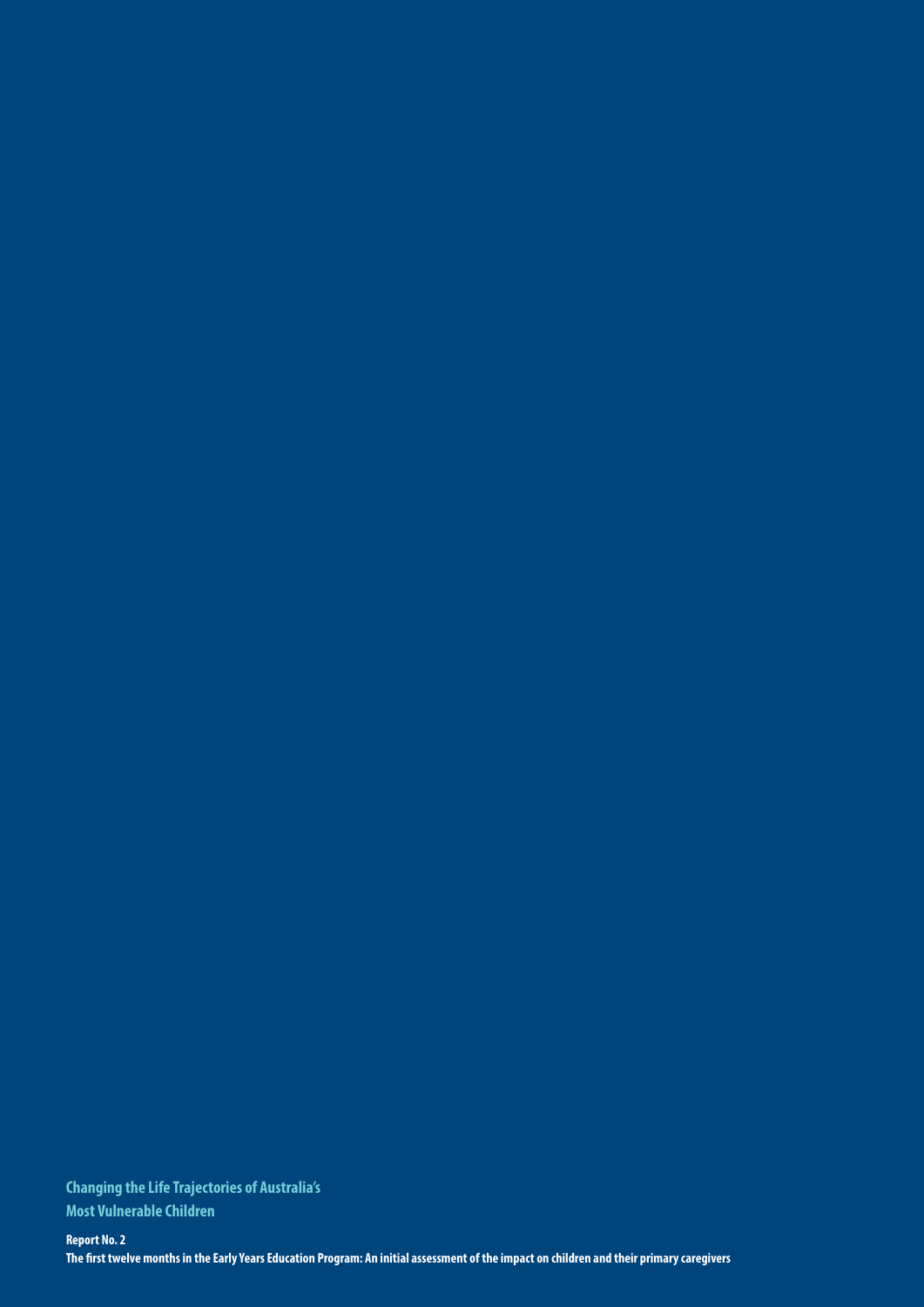**Changing the Life Trajectories of Australia's Most Vulnerable Children**

**Report No. 2**

**The first twelve months in the Early Years Education Program: An initial assessment of the impact on children and their primary caregivers**